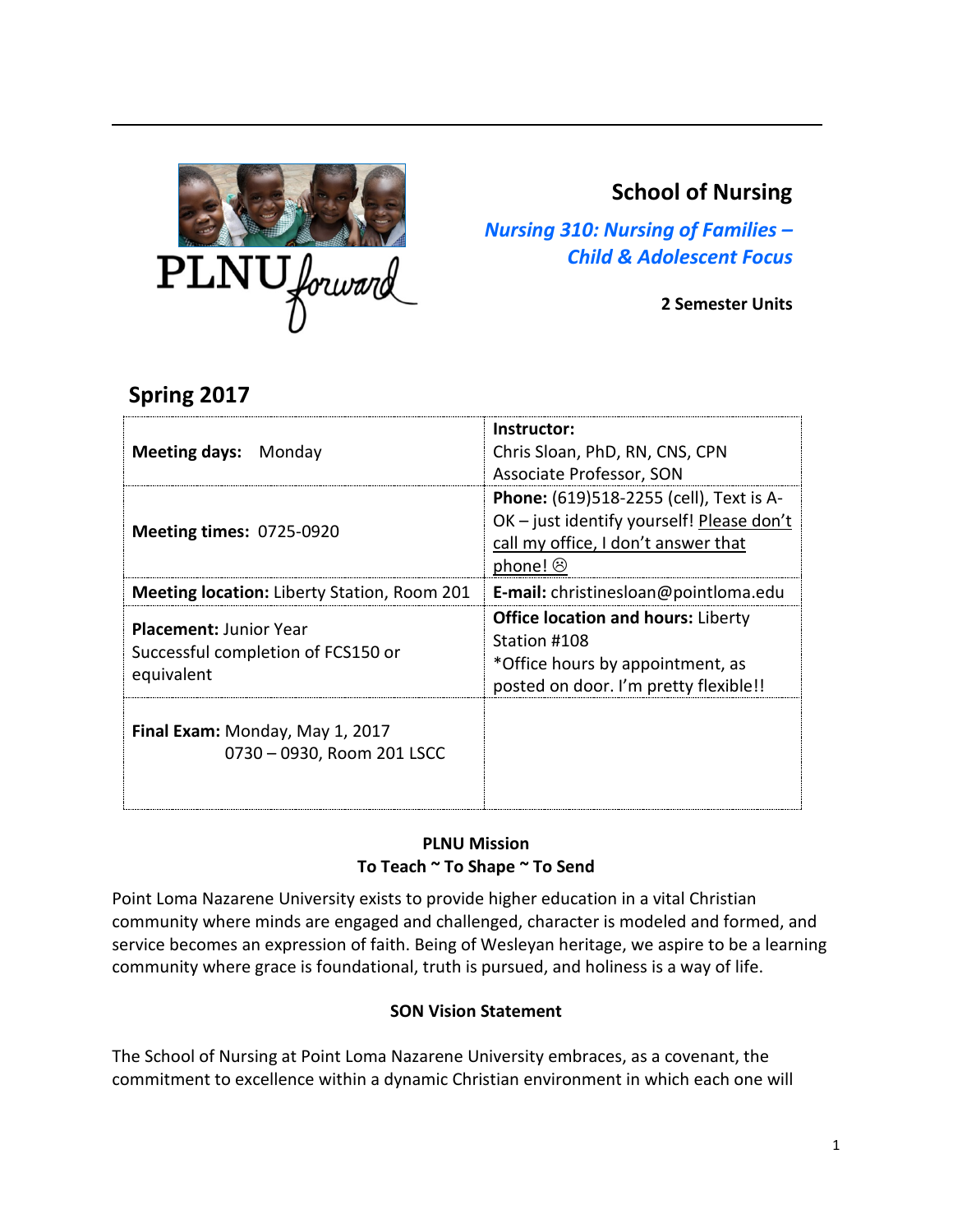# School of Nursing

## *Nursing 310: Nursing of Families – Child & Adolescent Focus*

**2 Semester Units**

## Spring 2017

| | |
|---|---|
| **Meeting days:** Monday | **Instructor:** Chris Sloan, PhD, RN, CNS, CPN Associate Professor, SON |
| **Meeting times:** 0725-0920 | **Phone:** (619)518-2255 (cell), Text is A-OK – just identify yourself! Please don't call my office, I don't answer that phone! ☹ |
| **Meeting location:** Liberty Station, Room 201 | **E-mail:** christinesloan@pointloma.edu |
| **Placement:** Junior Year Successful completion of FCS150 or equivalent | **Office location and hours:** Liberty Station #108 *Office hours by appointment, as posted on door. I'm pretty flexible!! |
| **Final Exam:** Monday, May 1, 2017 0730 – 0930, Room 201 LSCC | |

**PLNU Mission**
**To Teach ~ To Shape ~ To Send**

Point Loma Nazarene University exists to provide higher education in a vital Christian community where minds are engaged and challenged, character is modeled and formed, and service becomes an expression of faith. Being of Wesleyan heritage, we aspire to be a learning community where grace is foundational, truth is pursued, and holiness is a way of life.

**SON Vision Statement**

The School of Nursing at Point Loma Nazarene University embraces, as a covenant, the commitment to excellence within a dynamic Christian environment in which each one will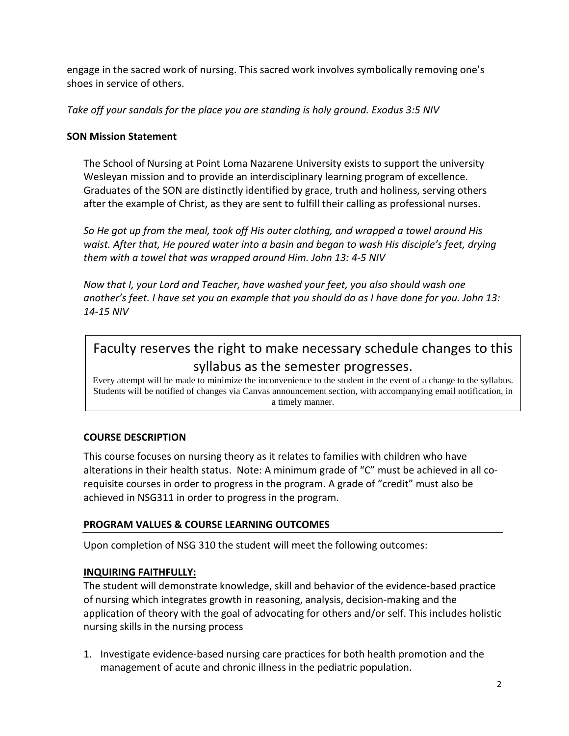engage in the sacred work of nursing. This sacred work involves symbolically removing one's shoes in service of others.

*Take off your sandals for the place you are standing is holy ground. Exodus 3:5 NIV*

**SON Mission Statement**

The School of Nursing at Point Loma Nazarene University exists to support the university Wesleyan mission and to provide an interdisciplinary learning program of excellence. Graduates of the SON are distinctly identified by grace, truth and holiness, serving others after the example of Christ, as they are sent to fulfill their calling as professional nurses.

*So He got up from the meal, took off His outer clothing, and wrapped a towel around His waist. After that, He poured water into a basin and began to wash His disciple's feet, drying them with a towel that was wrapped around Him. John 13: 4-5 NIV*

*Now that I, your Lord and Teacher, have washed your feet, you also should wash one another's feet. I have set you an example that you should do as I have done for you. John 13: 14-15 NIV*

Faculty reserves the right to make necessary schedule changes to this syllabus as the semester progresses.

Every attempt will be made to minimize the inconvenience to the student in the event of a change to the syllabus. Students will be notified of changes via Canvas announcement section, with accompanying email notification, in a timely manner.

## COURSE DESCRIPTION

This course focuses on nursing theory as it relates to families with children who have alterations in their health status. Note: A minimum grade of "C" must be achieved in all co-requisite courses in order to progress in the program. A grade of "credit" must also be achieved in NSG311 in order to progress in the program.

## PROGRAM VALUES & COURSE LEARNING OUTCOMES

Upon completion of NSG 310 the student will meet the following outcomes:

### INQUIRING FAITHFULLY:

The student will demonstrate knowledge, skill and behavior of the evidence-based practice of nursing which integrates growth in reasoning, analysis, decision-making and the application of theory with the goal of advocating for others and/or self. This includes holistic nursing skills in the nursing process

1. Investigate evidence-based nursing care practices for both health promotion and the management of acute and chronic illness in the pediatric population.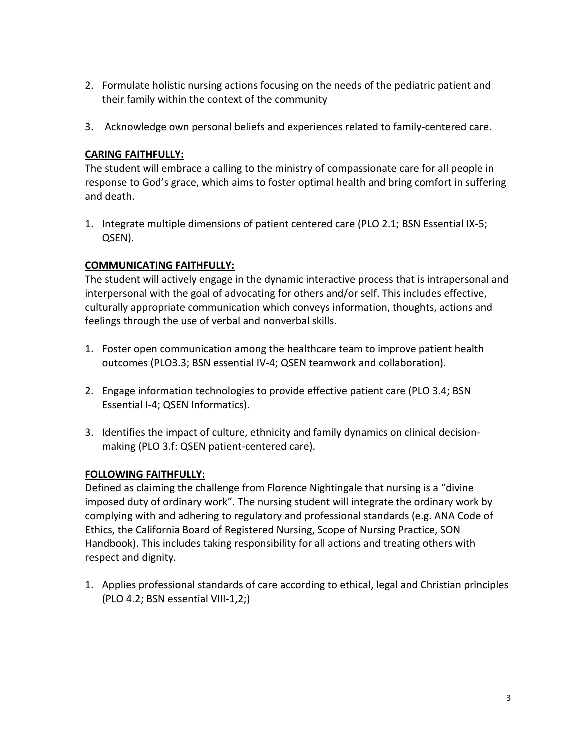2. Formulate holistic nursing actions focusing on the needs of the pediatric patient and their family within the context of the community

3. Acknowledge own personal beliefs and experiences related to family-centered care.

**CARING FAITHFULLY:**

The student will embrace a calling to the ministry of compassionate care for all people in response to God's grace, which aims to foster optimal health and bring comfort in suffering and death.

1. Integrate multiple dimensions of patient centered care (PLO 2.1; BSN Essential IX-5; QSEN).

**COMMUNICATING FAITHFULLY:**

The student will actively engage in the dynamic interactive process that is intrapersonal and interpersonal with the goal of advocating for others and/or self. This includes effective, culturally appropriate communication which conveys information, thoughts, actions and feelings through the use of verbal and nonverbal skills.

1. Foster open communication among the healthcare team to improve patient health outcomes (PLO3.3; BSN essential IV-4; QSEN teamwork and collaboration).

2. Engage information technologies to provide effective patient care (PLO 3.4; BSN Essential I-4; QSEN Informatics).

3. Identifies the impact of culture, ethnicity and family dynamics on clinical decision-making (PLO 3.f: QSEN patient-centered care).

**FOLLOWING FAITHFULLY:**

Defined as claiming the challenge from Florence Nightingale that nursing is a "divine imposed duty of ordinary work". The nursing student will integrate the ordinary work by complying with and adhering to regulatory and professional standards (e.g. ANA Code of Ethics, the California Board of Registered Nursing, Scope of Nursing Practice, SON Handbook). This includes taking responsibility for all actions and treating others with respect and dignity.

1. Applies professional standards of care according to ethical, legal and Christian principles (PLO 4.2; BSN essential VIII-1,2;)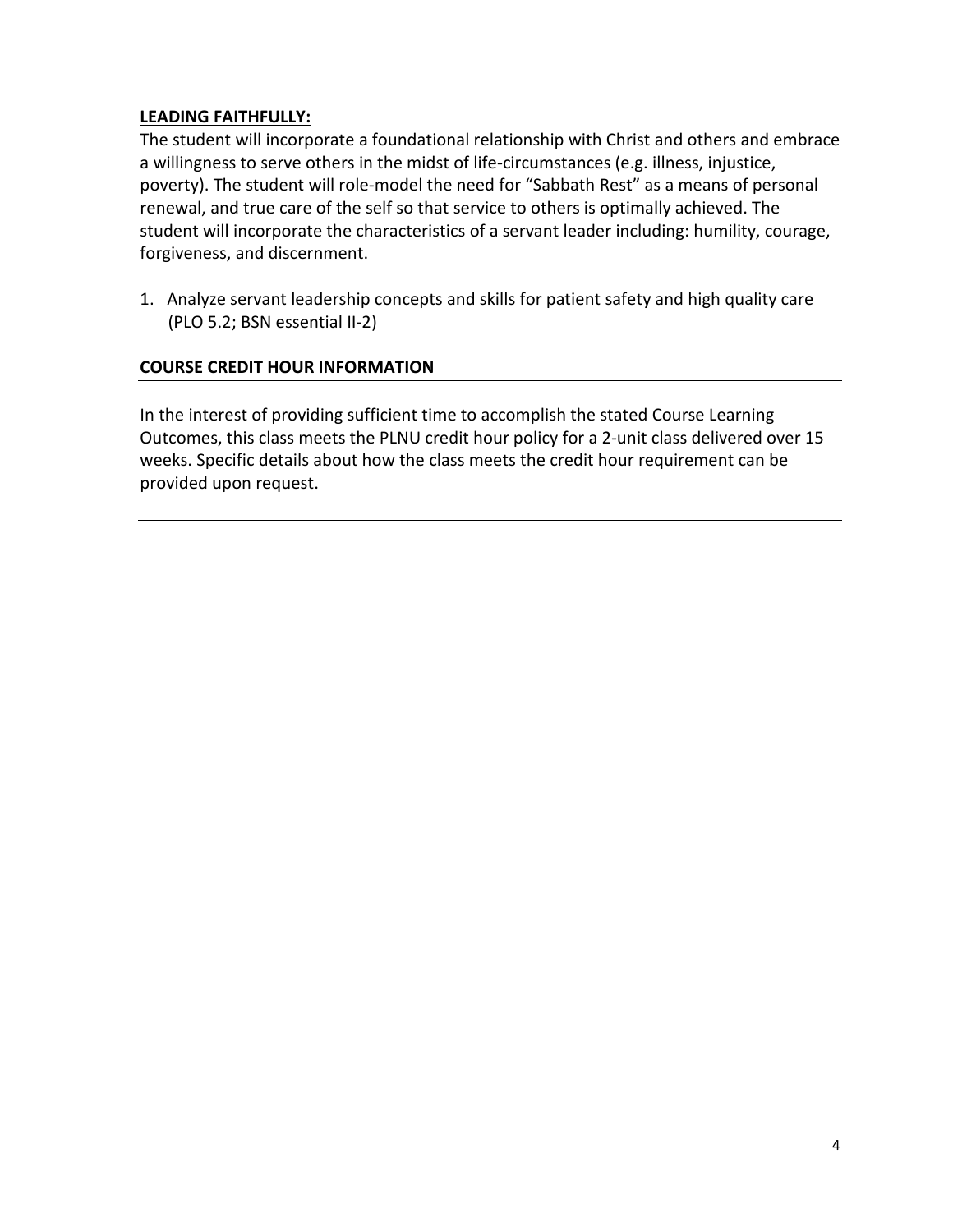**LEADING FAITHFULLY:**

The student will incorporate a foundational relationship with Christ and others and embrace a willingness to serve others in the midst of life-circumstances (e.g. illness, injustice, poverty). The student will role-model the need for "Sabbath Rest" as a means of personal renewal, and true care of the self so that service to others is optimally achieved. The student will incorporate the characteristics of a servant leader including: humility, courage, forgiveness, and discernment.

1. Analyze servant leadership concepts and skills for patient safety and high quality care (PLO 5.2; BSN essential II-2)

## COURSE CREDIT HOUR INFORMATION

In the interest of providing sufficient time to accomplish the stated Course Learning Outcomes, this class meets the PLNU credit hour policy for a 2-unit class delivered over 15 weeks. Specific details about how the class meets the credit hour requirement can be provided upon request.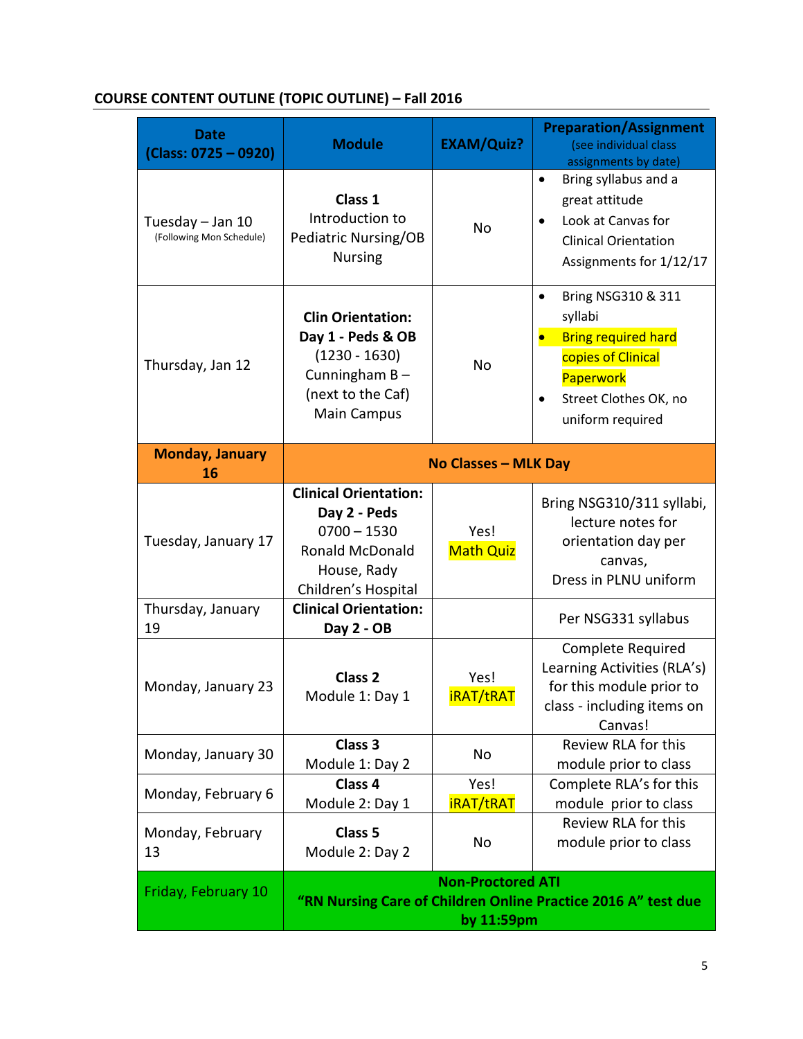## COURSE CONTENT OUTLINE (TOPIC OUTLINE) – Fall 2016

| Date (Class: 0725 – 0920) | Module | EXAM/Quiz? | Preparation/Assignment (see individual class assignments by date) |
|---|---|---|---|
| Tuesday – Jan 10 (Following Mon Schedule) | **Class 1** Introduction to Pediatric Nursing/OB Nursing | No | • Bring syllabus and a great attitude<br>• Look at Canvas for Clinical Orientation Assignments for 1/12/17 |
| Thursday, Jan 12 | **Clin Orientation: Day 1 - Peds & OB** (1230 - 1630) Cunningham B – (next to the Caf) Main Campus | No | • Bring NSG310 & 311 syllabi<br>• Bring required hard copies of Clinical Paperwork<br>• Street Clothes OK, no uniform required |
| **Monday, January 16** | **No Classes – MLK Day** | | |
| Tuesday, January 17 | **Clinical Orientation: Day 2 - Peds** 0700 – 1530 Ronald McDonald House, Rady Children's Hospital | Yes! Math Quiz | Bring NSG310/311 syllabi, lecture notes for orientation day per canvas, Dress in PLNU uniform |
| Thursday, January 19 | **Clinical Orientation: Day 2 - OB** | | Per NSG331 syllabus |
| Monday, January 23 | **Class 2** Module 1: Day 1 | Yes! iRAT/tRAT | Complete Required Learning Activities (RLA's) for this module prior to class - including items on Canvas! |
| Monday, January 30 | **Class 3** Module 1: Day 2 | No | Review RLA for this module prior to class |
| Monday, February 6 | **Class 4** Module 2: Day 1 | Yes! iRAT/tRAT | Complete RLA's for this module prior to class |
| Monday, February 13 | **Class 5** Module 2: Day 2 | No | Review RLA for this module prior to class |
| Friday, February 10 | **Non-Proctored ATI "RN Nursing Care of Children Online Practice 2016 A" test due by 11:59pm** | | |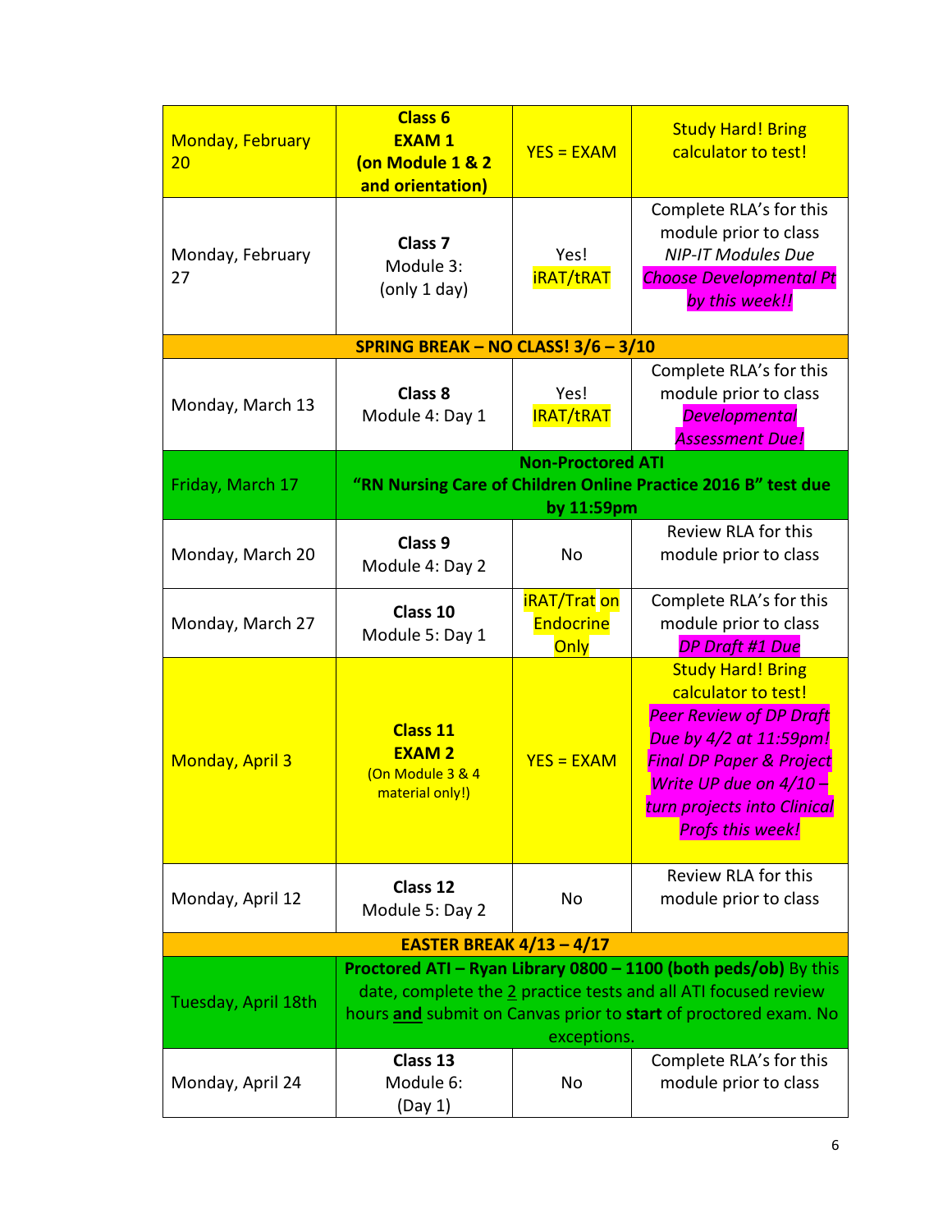| | | | |
|---|---|---|---|
| Monday, February 20 | **Class 6** **EXAM 1** **(on Module 1 & 2 and orientation)** | YES = EXAM | Study Hard! Bring calculator to test! |
| Monday, February 27 | **Class 7** Module 3: (only 1 day) | Yes! iRAT/tRAT | Complete RLA's for this module prior to class *NIP-IT Modules Due* *Choose Developmental Pt by this week!!* |
| **SPRING BREAK – NO CLASS! 3/6 – 3/10** | | | |
| Monday, March 13 | **Class 8** Module 4: Day 1 | Yes! IRAT/tRAT | Complete RLA's for this module prior to class *Developmental Assessment Due!* |
| Friday, March 17 | **Non-Proctored ATI "RN Nursing Care of Children Online Practice 2016 B" test due by 11:59pm** | | |
| Monday, March 20 | **Class 9** Module 4: Day 2 | No | Review RLA for this module prior to class |
| Monday, March 27 | **Class 10** Module 5: Day 1 | iRAT/Trat on Endocrine Only | Complete RLA's for this module prior to class *DP Draft #1 Due* |
| Monday, April 3 | **Class 11** **EXAM 2** (On Module 3 & 4 material only!) | YES = EXAM | Study Hard! Bring calculator to test! *Peer Review of DP Draft Due by 4/2 at 11:59pm! Final DP Paper & Project Write UP due on 4/10 – turn projects into Clinical Profs this week!* |
| Monday, April 12 | **Class 12** Module 5: Day 2 | No | Review RLA for this module prior to class |
| **EASTER BREAK 4/13 – 4/17** | | | |
| Tuesday, April 18th | **Proctored ATI – Ryan Library 0800 – 1100 (both peds/ob)** By this date, complete the <u>2</u> practice tests and all ATI focused review hours <u>**and**</u> submit on Canvas prior to **start** of proctored exam. No exceptions. | | |
| Monday, April 24 | **Class 13** Module 6: (Day 1) | No | Complete RLA's for this module prior to class |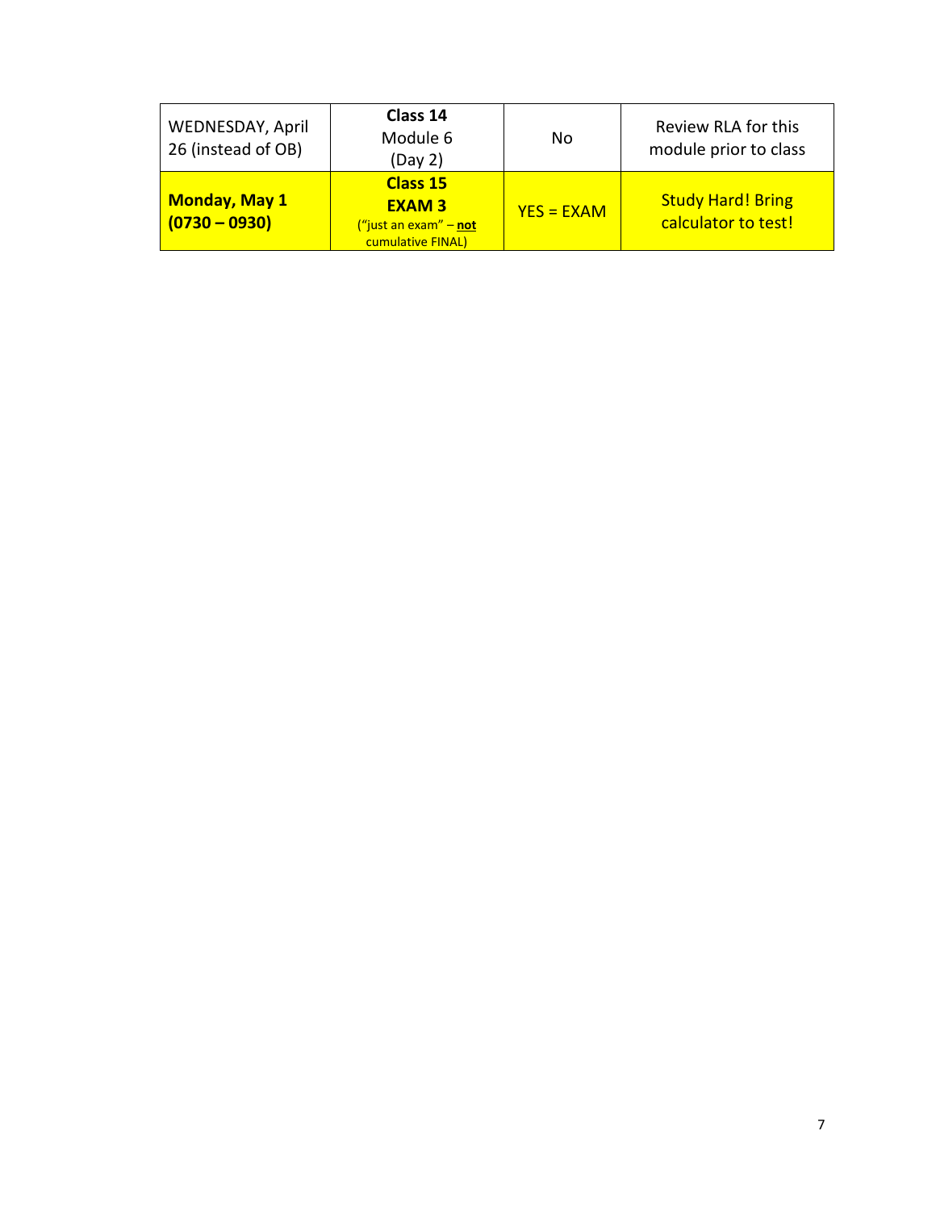| | | | |
|---|---|---|---|
| WEDNESDAY, April 26 (instead of OB) | **Class 14** Module 6 (Day 2) | No | Review RLA for this module prior to class |
| **Monday, May 1 (0730 – 0930)** | **Class 15** **EXAM 3** ("just an exam" – **not** cumulative FINAL) | YES = EXAM | Study Hard! Bring calculator to test! |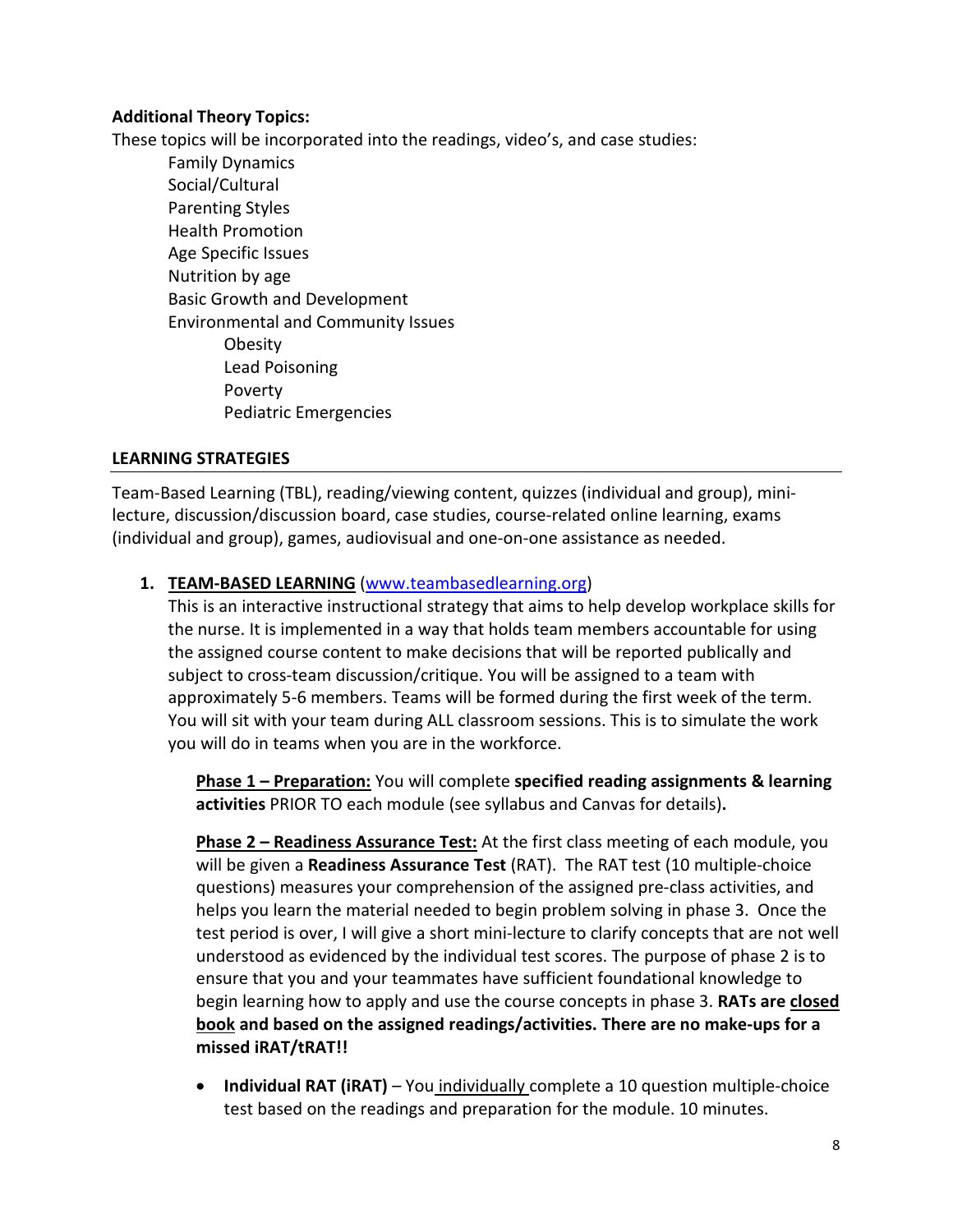**Additional Theory Topics:**

These topics will be incorporated into the readings, video's, and case studies:

- Family Dynamics
- Social/Cultural
- Parenting Styles
- Health Promotion
- Age Specific Issues
- Nutrition by age
- Basic Growth and Development
- Environmental and Community Issues
    - Obesity
    - Lead Poisoning
    - Poverty
    - Pediatric Emergencies

## LEARNING STRATEGIES

Team-Based Learning (TBL), reading/viewing content, quizzes (individual and group), mini-lecture, discussion/discussion board, case studies, course-related online learning, exams (individual and group), games, audiovisual and one-on-one assistance as needed.

1. **TEAM-BASED LEARNING** ([www.teambasedlearning.org](www.teambasedlearning.org))
   This is an interactive instructional strategy that aims to help develop workplace skills for the nurse. It is implemented in a way that holds team members accountable for using the assigned course content to make decisions that will be reported publically and subject to cross-team discussion/critique. You will be assigned to a team with approximately 5-6 members. Teams will be formed during the first week of the term. You will sit with your team during ALL classroom sessions. This is to simulate the work you will do in teams when you are in the workforce.

   **Phase 1 – Preparation:** You will complete **specified reading assignments & learning activities** PRIOR TO each module (see syllabus and Canvas for details)**.**

   **Phase 2 – Readiness Assurance Test:** At the first class meeting of each module, you will be given a **Readiness Assurance Test** (RAT). The RAT test (10 multiple-choice questions) measures your comprehension of the assigned pre-class activities, and helps you learn the material needed to begin problem solving in phase 3. Once the test period is over, I will give a short mini-lecture to clarify concepts that are not well understood as evidenced by the individual test scores. The purpose of phase 2 is to ensure that you and your teammates have sufficient foundational knowledge to begin learning how to apply and use the course concepts in phase 3. **RATs are closed book and based on the assigned readings/activities. There are no make-ups for a missed iRAT/tRAT!!**

   - **Individual RAT (iRAT)** – You individually complete a 10 question multiple-choice test based on the readings and preparation for the module. 10 minutes.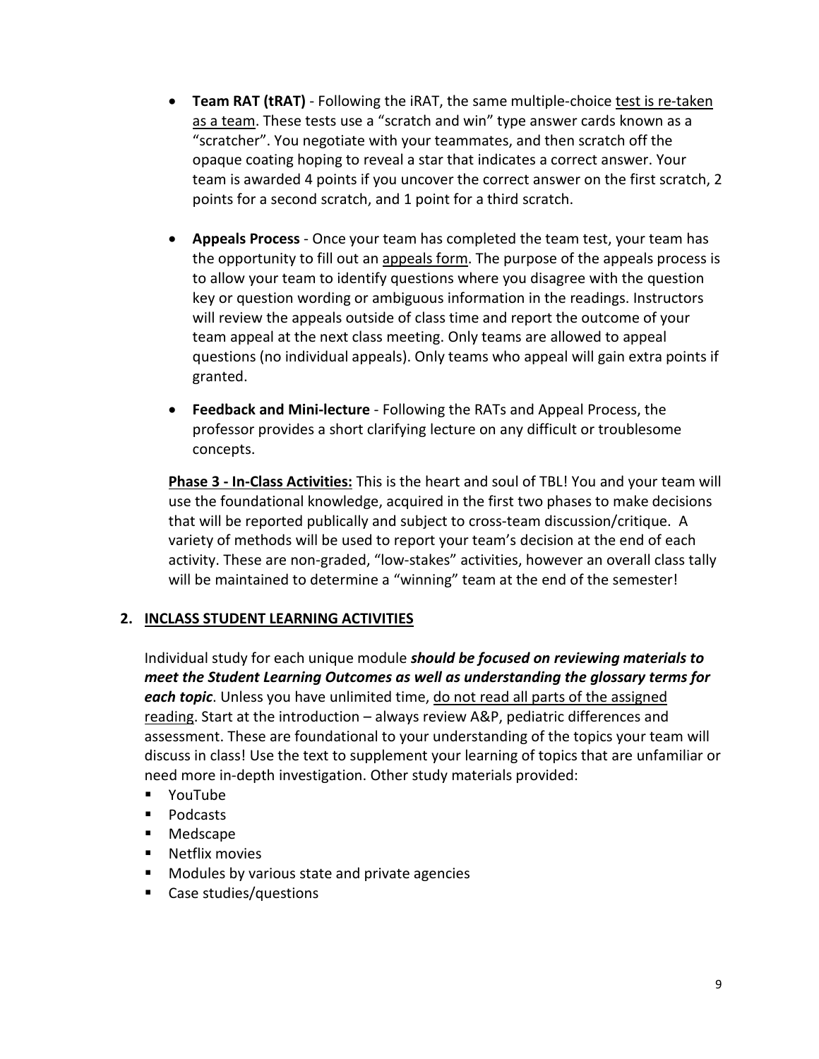- **Team RAT (tRAT)** - Following the iRAT, the same multiple-choice test is re-taken as a team. These tests use a "scratch and win" type answer cards known as a "scratcher". You negotiate with your teammates, and then scratch off the opaque coating hoping to reveal a star that indicates a correct answer. Your team is awarded 4 points if you uncover the correct answer on the first scratch, 2 points for a second scratch, and 1 point for a third scratch.

- **Appeals Process** - Once your team has completed the team test, your team has the opportunity to fill out an appeals form. The purpose of the appeals process is to allow your team to identify questions where you disagree with the question key or question wording or ambiguous information in the readings. Instructors will review the appeals outside of class time and report the outcome of your team appeal at the next class meeting. Only teams are allowed to appeal questions (no individual appeals). Only teams who appeal will gain extra points if granted.

- **Feedback and Mini-lecture** - Following the RATs and Appeal Process, the professor provides a short clarifying lecture on any difficult or troublesome concepts.

**Phase 3 - In-Class Activities:** This is the heart and soul of TBL! You and your team will use the foundational knowledge, acquired in the first two phases to make decisions that will be reported publically and subject to cross-team discussion/critique. A variety of methods will be used to report your team's decision at the end of each activity. These are non-graded, "low-stakes" activities, however an overall class tally will be maintained to determine a "winning" team at the end of the semester!

## 2. INCLASS STUDENT LEARNING ACTIVITIES

Individual study for each unique module ***should be focused on reviewing materials to meet the Student Learning Outcomes as well as understanding the glossary terms for each topic***. Unless you have unlimited time, do not read all parts of the assigned reading. Start at the introduction – always review A&P, pediatric differences and assessment. These are foundational to your understanding of the topics your team will discuss in class! Use the text to supplement your learning of topics that are unfamiliar or need more in-depth investigation. Other study materials provided:

- YouTube
- Podcasts
- Medscape
- Netflix movies
- Modules by various state and private agencies
- Case studies/questions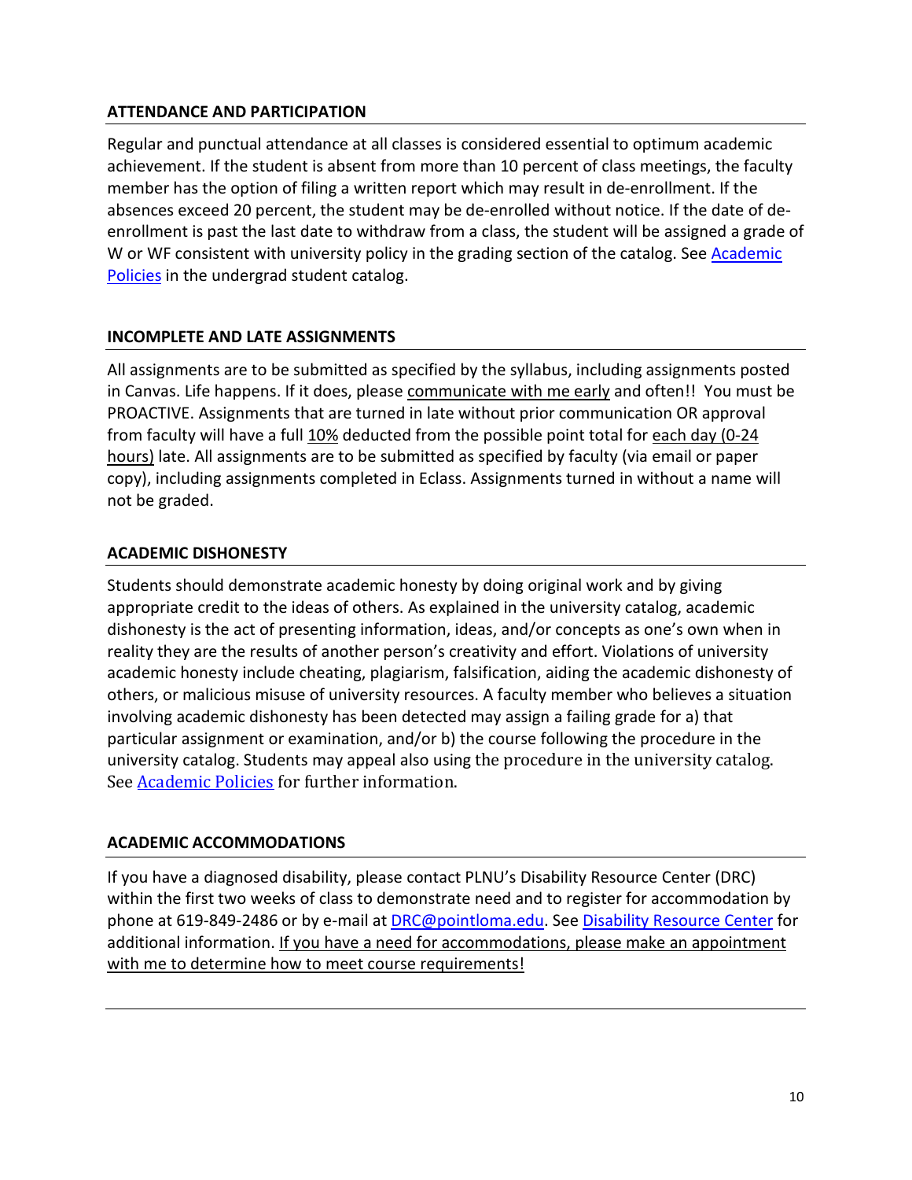### ATTENDANCE AND PARTICIPATION

Regular and punctual attendance at all classes is considered essential to optimum academic achievement. If the student is absent from more than 10 percent of class meetings, the faculty member has the option of filing a written report which may result in de-enrollment. If the absences exceed 20 percent, the student may be de-enrolled without notice. If the date of de-enrollment is past the last date to withdraw from a class, the student will be assigned a grade of W or WF consistent with university policy in the grading section of the catalog. See [Academic Policies](#) in the undergrad student catalog.

### INCOMPLETE AND LATE ASSIGNMENTS

All assignments are to be submitted as specified by the syllabus, including assignments posted in Canvas. Life happens. If it does, please communicate with me early and often!! You must be PROACTIVE. Assignments that are turned in late without prior communication OR approval from faculty will have a full 10% deducted from the possible point total for each day (0-24 hours) late. All assignments are to be submitted as specified by faculty (via email or paper copy), including assignments completed in Eclass. Assignments turned in without a name will not be graded.

### ACADEMIC DISHONESTY

Students should demonstrate academic honesty by doing original work and by giving appropriate credit to the ideas of others. As explained in the university catalog, academic dishonesty is the act of presenting information, ideas, and/or concepts as one's own when in reality they are the results of another person's creativity and effort. Violations of university academic honesty include cheating, plagiarism, falsification, aiding the academic dishonesty of others, or malicious misuse of university resources. A faculty member who believes a situation involving academic dishonesty has been detected may assign a failing grade for a) that particular assignment or examination, and/or b) the course following the procedure in the university catalog. Students may appeal also using the procedure in the university catalog. See [Academic Policies](#) for further information.

### ACADEMIC ACCOMMODATIONS

If you have a diagnosed disability, please contact PLNU's Disability Resource Center (DRC) within the first two weeks of class to demonstrate need and to register for accommodation by phone at 619-849-2486 or by e-mail at [DRC@pointloma.edu](mailto:DRC@pointloma.edu). See [Disability Resource Center](#) for additional information. If you have a need for accommodations, please make an appointment with me to determine how to meet course requirements!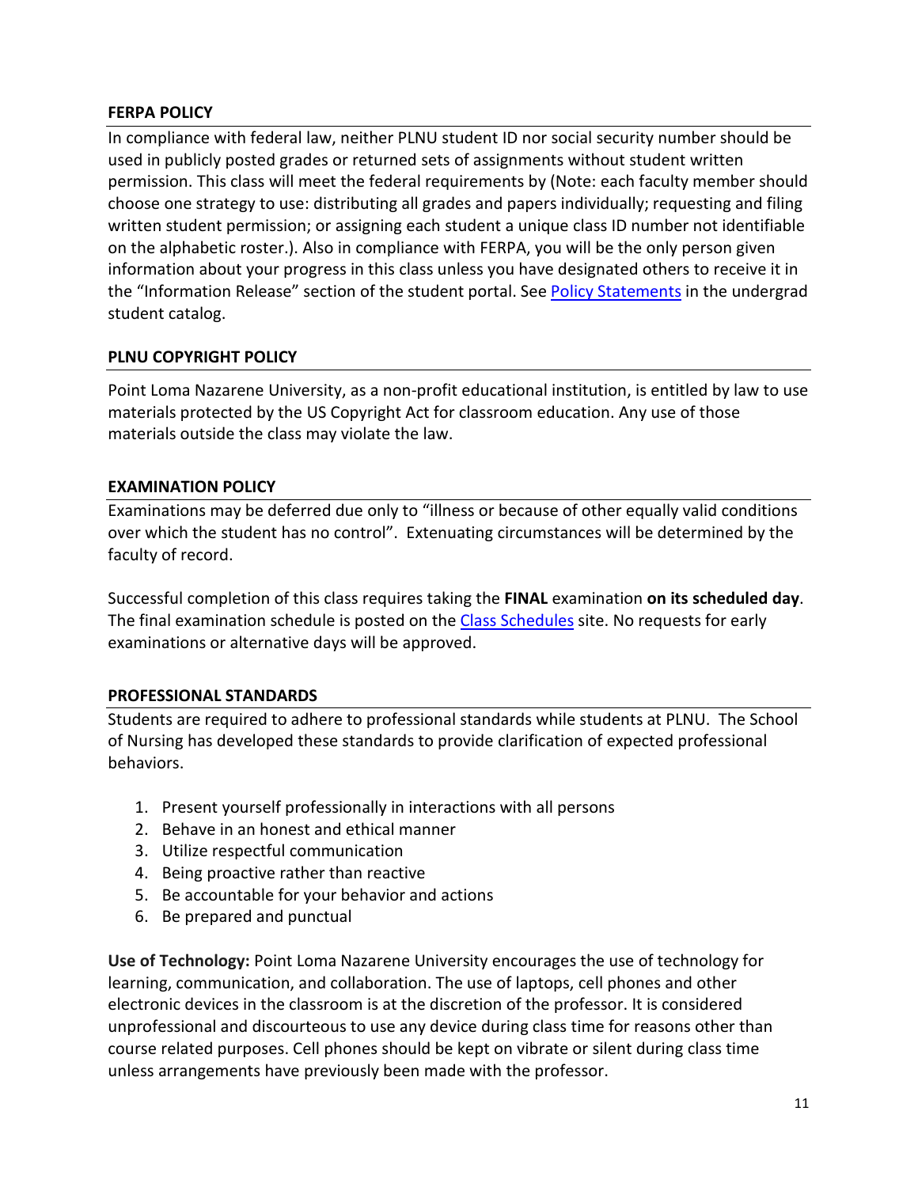### FERPA POLICY

In compliance with federal law, neither PLNU student ID nor social security number should be used in publicly posted grades or returned sets of assignments without student written permission. This class will meet the federal requirements by (Note: each faculty member should choose one strategy to use: distributing all grades and papers individually; requesting and filing written student permission; or assigning each student a unique class ID number not identifiable on the alphabetic roster.). Also in compliance with FERPA, you will be the only person given information about your progress in this class unless you have designated others to receive it in the "Information Release" section of the student portal. See Policy Statements in the undergrad student catalog.

### PLNU COPYRIGHT POLICY

Point Loma Nazarene University, as a non-profit educational institution, is entitled by law to use materials protected by the US Copyright Act for classroom education. Any use of those materials outside the class may violate the law.

### EXAMINATION POLICY

Examinations may be deferred due only to "illness or because of other equally valid conditions over which the student has no control". Extenuating circumstances will be determined by the faculty of record.

Successful completion of this class requires taking the **FINAL** examination **on its scheduled day**. The final examination schedule is posted on the Class Schedules site. No requests for early examinations or alternative days will be approved.

### PROFESSIONAL STANDARDS

Students are required to adhere to professional standards while students at PLNU. The School of Nursing has developed these standards to provide clarification of expected professional behaviors.

1. Present yourself professionally in interactions with all persons
2. Behave in an honest and ethical manner
3. Utilize respectful communication
4. Being proactive rather than reactive
5. Be accountable for your behavior and actions
6. Be prepared and punctual

**Use of Technology:** Point Loma Nazarene University encourages the use of technology for learning, communication, and collaboration. The use of laptops, cell phones and other electronic devices in the classroom is at the discretion of the professor. It is considered unprofessional and discourteous to use any device during class time for reasons other than course related purposes. Cell phones should be kept on vibrate or silent during class time unless arrangements have previously been made with the professor.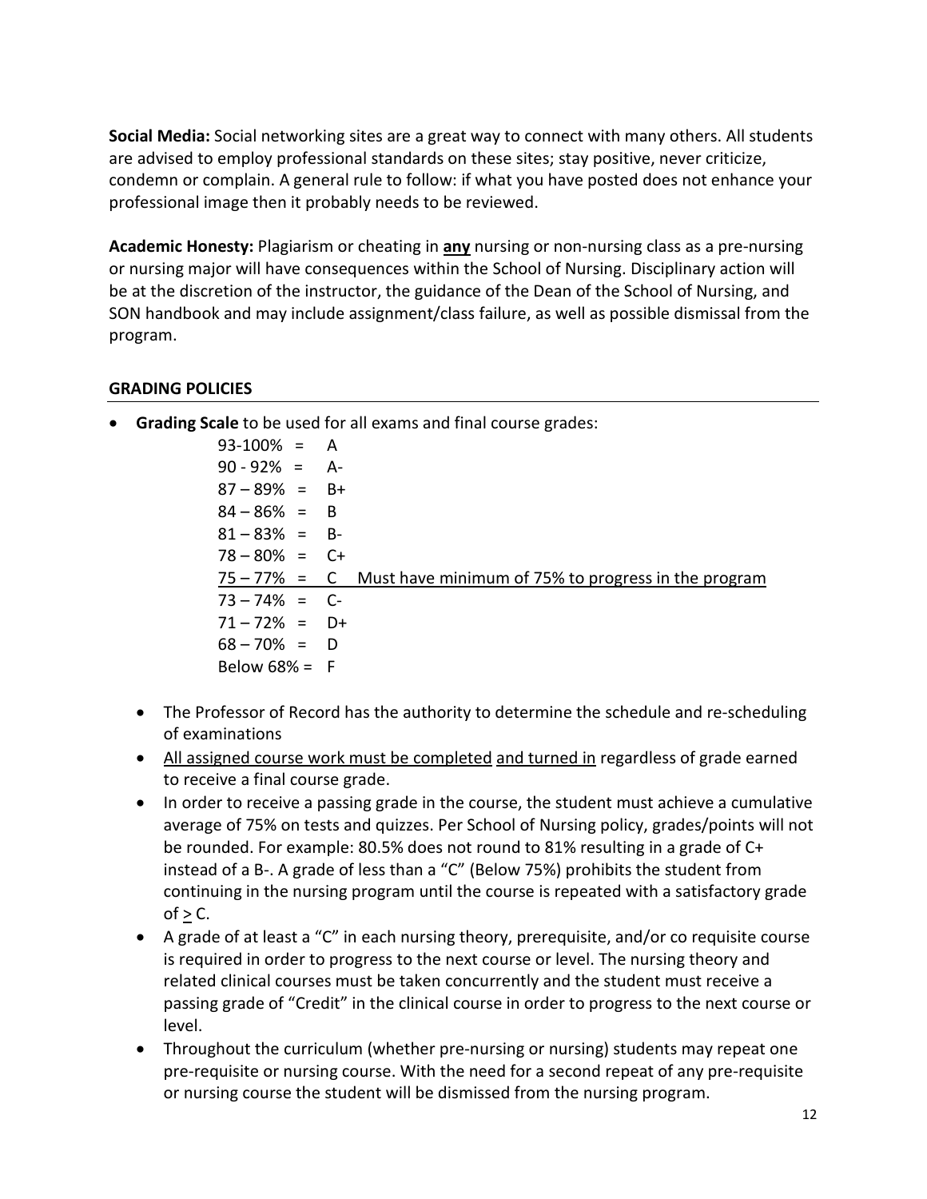**Social Media:** Social networking sites are a great way to connect with many others. All students are advised to employ professional standards on these sites; stay positive, never criticize, condemn or complain. A general rule to follow: if what you have posted does not enhance your professional image then it probably needs to be reviewed.

**Academic Honesty:** Plagiarism or cheating in **any** nursing or non-nursing class as a pre-nursing or nursing major will have consequences within the School of Nursing. Disciplinary action will be at the discretion of the instructor, the guidance of the Dean of the School of Nursing, and SON handbook and may include assignment/class failure, as well as possible dismissal from the program.

## GRADING POLICIES

- **Grading Scale** to be used for all exams and final course grades:

| Percentage | Grade | |
|---|---|---|
| 93-100% | A | |
| 90 - 92% | A- | |
| 87 – 89% | B+ | |
| 84 – 86% | B | |
| 81 – 83% | B- | |
| 78 – 80% | C+ | |
| 75 – 77% | C | Must have minimum of 75% to progress in the program |
| 73 – 74% | C- | |
| 71 – 72% | D+ | |
| 68 – 70% | D | |
| Below 68% | F | |

  - The Professor of Record has the authority to determine the schedule and re-scheduling of examinations
  - All assigned course work must be completed and turned in regardless of grade earned to receive a final course grade.
  - In order to receive a passing grade in the course, the student must achieve a cumulative average of 75% on tests and quizzes. Per School of Nursing policy, grades/points will not be rounded. For example: 80.5% does not round to 81% resulting in a grade of C+ instead of a B-. A grade of less than a "C" (Below 75%) prohibits the student from continuing in the nursing program until the course is repeated with a satisfactory grade of ≥ C.
  - A grade of at least a "C" in each nursing theory, prerequisite, and/or co requisite course is required in order to progress to the next course or level. The nursing theory and related clinical courses must be taken concurrently and the student must receive a passing grade of "Credit" in the clinical course in order to progress to the next course or level.
  - Throughout the curriculum (whether pre-nursing or nursing) students may repeat one pre-requisite or nursing course. With the need for a second repeat of any pre-requisite or nursing course the student will be dismissed from the nursing program.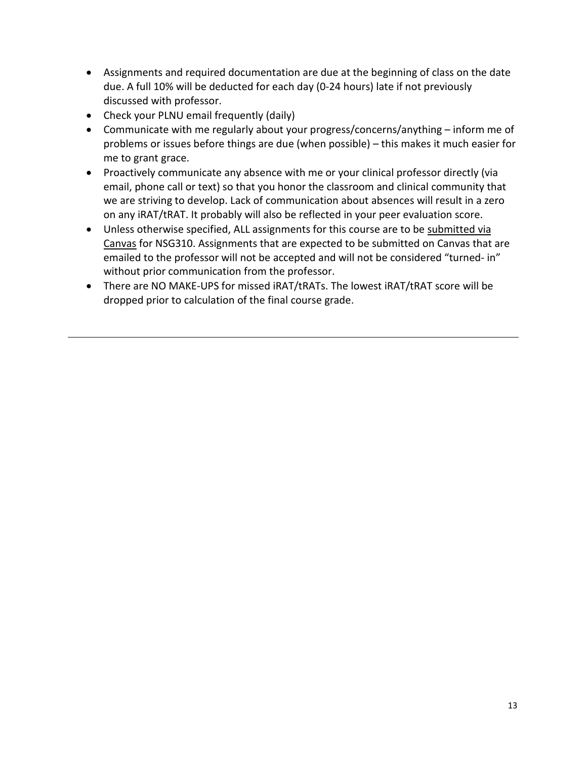- Assignments and required documentation are due at the beginning of class on the date due. A full 10% will be deducted for each day (0-24 hours) late if not previously discussed with professor.
- Check your PLNU email frequently (daily)
- Communicate with me regularly about your progress/concerns/anything – inform me of problems or issues before things are due (when possible) – this makes it much easier for me to grant grace.
- Proactively communicate any absence with me or your clinical professor directly (via email, phone call or text) so that you honor the classroom and clinical community that we are striving to develop. Lack of communication about absences will result in a zero on any iRAT/tRAT. It probably will also be reflected in your peer evaluation score.
- Unless otherwise specified, ALL assignments for this course are to be submitted via Canvas for NSG310. Assignments that are expected to be submitted on Canvas that are emailed to the professor will not be accepted and will not be considered "turned- in" without prior communication from the professor.
- There are NO MAKE-UPS for missed iRAT/tRATs. The lowest iRAT/tRAT score will be dropped prior to calculation of the final course grade.

---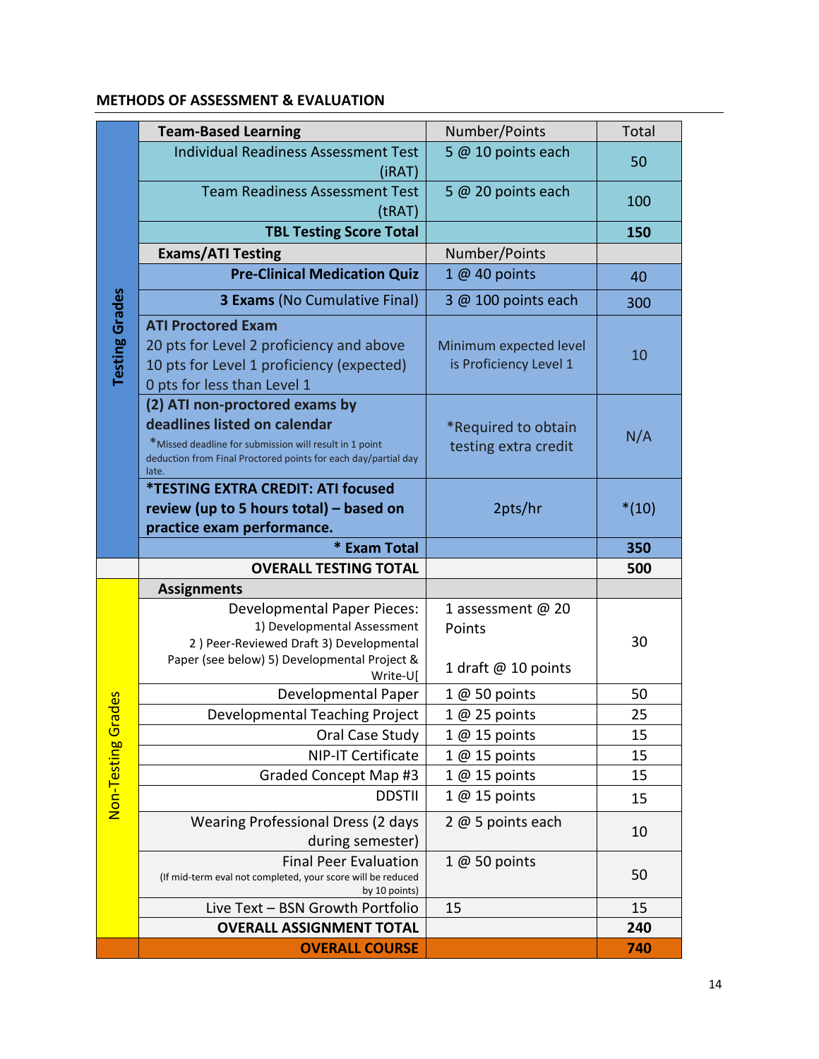## METHODS OF ASSESSMENT & EVALUATION

| | | Number/Points | Total |
|---|---|---|---|
| Testing Grades | **Team-Based Learning** | Number/Points | Total |
| | Individual Readiness Assessment Test (iRAT) | 5 @ 10 points each | 50 |
| | Team Readiness Assessment Test (tRAT) | 5 @ 20 points each | 100 |
| | **TBL Testing Score Total** | | **150** |
| | **Exams/ATI Testing** | Number/Points | |
| | **Pre-Clinical Medication Quiz** | 1 @ 40 points | 40 |
| | **3 Exams** (No Cumulative Final) | 3 @ 100 points each | 300 |
| | **ATI Proctored Exam** 20 pts for Level 2 proficiency and above 10 pts for Level 1 proficiency (expected) 0 pts for less than Level 1 | Minimum expected level is Proficiency Level 1 | 10 |
| | **(2) ATI non-proctored exams by deadlines listed on calendar** *Missed deadline for submission will result in 1 point deduction from Final Proctored points for each day/partial day late. | *Required to obtain testing extra credit | N/A |
| | ***TESTING EXTRA CREDIT: ATI focused review (up to 5 hours total) – based on practice exam performance.** | 2pts/hr | *(10) |
| | **\* Exam Total** | | **350** |
| | **OVERALL TESTING TOTAL** | | **500** |
| Non-Testing Grades | **Assignments** | | |
| | Developmental Paper Pieces: 1) Developmental Assessment 2 ) Peer-Reviewed Draft 3) Developmental Paper (see below) 5) Developmental Project & Write-U[ | 1 assessment @ 20 Points<br>1 draft @ 10 points | 30 |
| | Developmental Paper | 1 @ 50 points | 50 |
| | Developmental Teaching Project | 1 @ 25 points | 25 |
| | Oral Case Study | 1 @ 15 points | 15 |
| | NIP-IT Certificate | 1 @ 15 points | 15 |
| | Graded Concept Map #3 | 1 @ 15 points | 15 |
| | DDSTII | 1 @ 15 points | 15 |
| | Wearing Professional Dress (2 days during semester) | 2 @ 5 points each | 10 |
| | Final Peer Evaluation (If mid-term eval not completed, your score will be reduced by 10 points) | 1 @ 50 points | 50 |
| | Live Text – BSN Growth Portfolio | 15 | 15 |
| | **OVERALL ASSIGNMENT TOTAL** | | **240** |
| | **OVERALL COURSE** | | **740** |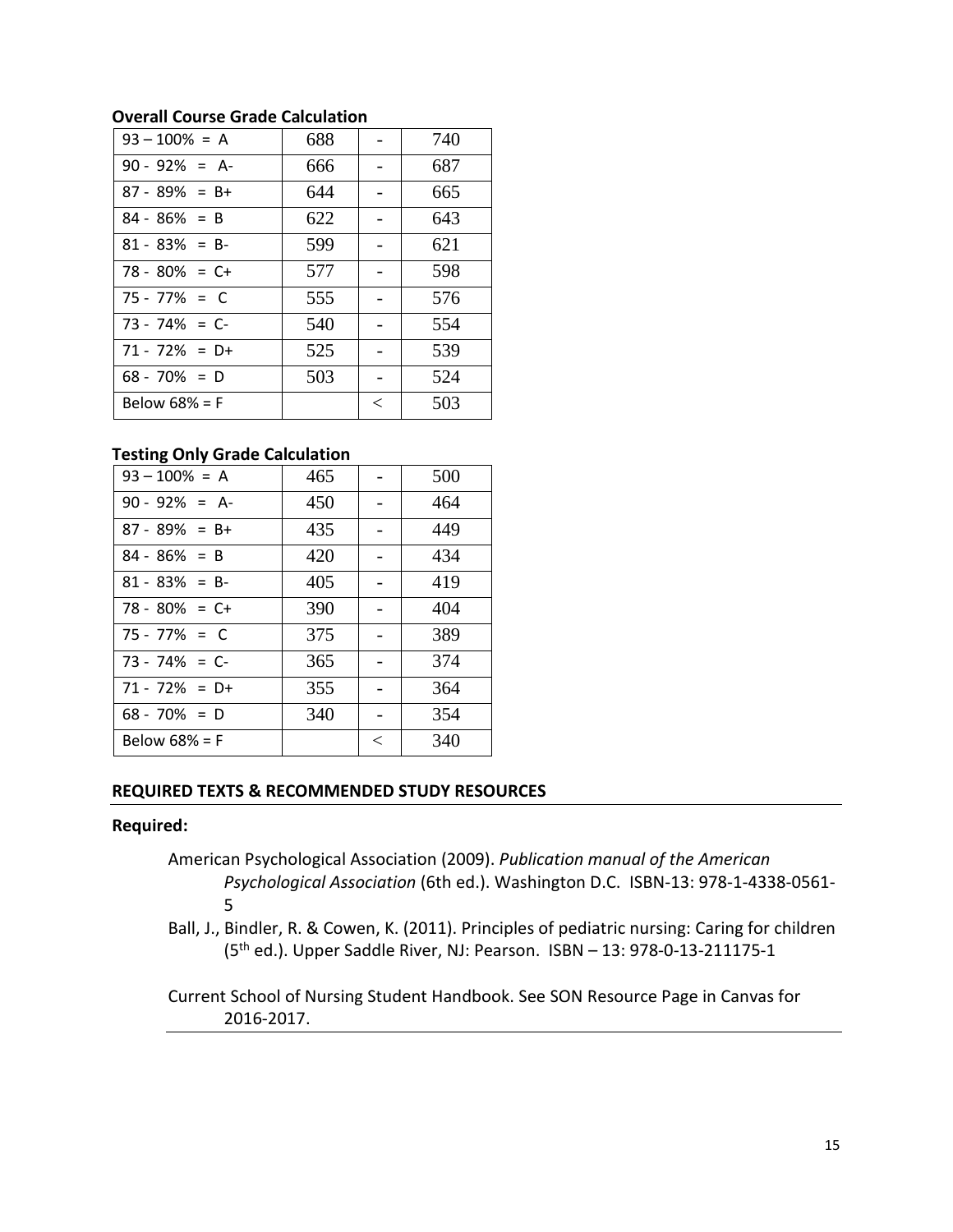**Overall Course Grade Calculation**

| | | | |
|---|---|---|---|
| 93 – 100% = A | 688 | - | 740 |
| 90 - 92% = A- | 666 | - | 687 |
| 87 - 89% = B+ | 644 | - | 665 |
| 84 - 86% = B | 622 | - | 643 |
| 81 - 83% = B- | 599 | - | 621 |
| 78 - 80% = C+ | 577 | - | 598 |
| 75 - 77% = C | 555 | - | 576 |
| 73 - 74% = C- | 540 | - | 554 |
| 71 - 72% = D+ | 525 | - | 539 |
| 68 - 70% = D | 503 | - | 524 |
| Below 68% = F | | < | 503 |

**Testing Only Grade Calculation**

| | | | |
|---|---|---|---|
| 93 – 100% = A | 465 | - | 500 |
| 90 - 92% = A- | 450 | - | 464 |
| 87 - 89% = B+ | 435 | - | 449 |
| 84 - 86% = B | 420 | - | 434 |
| 81 - 83% = B- | 405 | - | 419 |
| 78 - 80% = C+ | 390 | - | 404 |
| 75 - 77% = C | 375 | - | 389 |
| 73 - 74% = C- | 365 | - | 374 |
| 71 - 72% = D+ | 355 | - | 364 |
| 68 - 70% = D | 340 | - | 354 |
| Below 68% = F | | < | 340 |

## REQUIRED TEXTS & RECOMMENDED STUDY RESOURCES

**Required:**

American Psychological Association (2009). *Publication manual of the American Psychological Association* (6th ed.). Washington D.C. ISBN-13: 978-1-4338-0561-5

Ball, J., Bindler, R. & Cowen, K. (2011). Principles of pediatric nursing: Caring for children (5th ed.). Upper Saddle River, NJ: Pearson. ISBN – 13: 978-0-13-211175-1

Current School of Nursing Student Handbook. See SON Resource Page in Canvas for 2016-2017.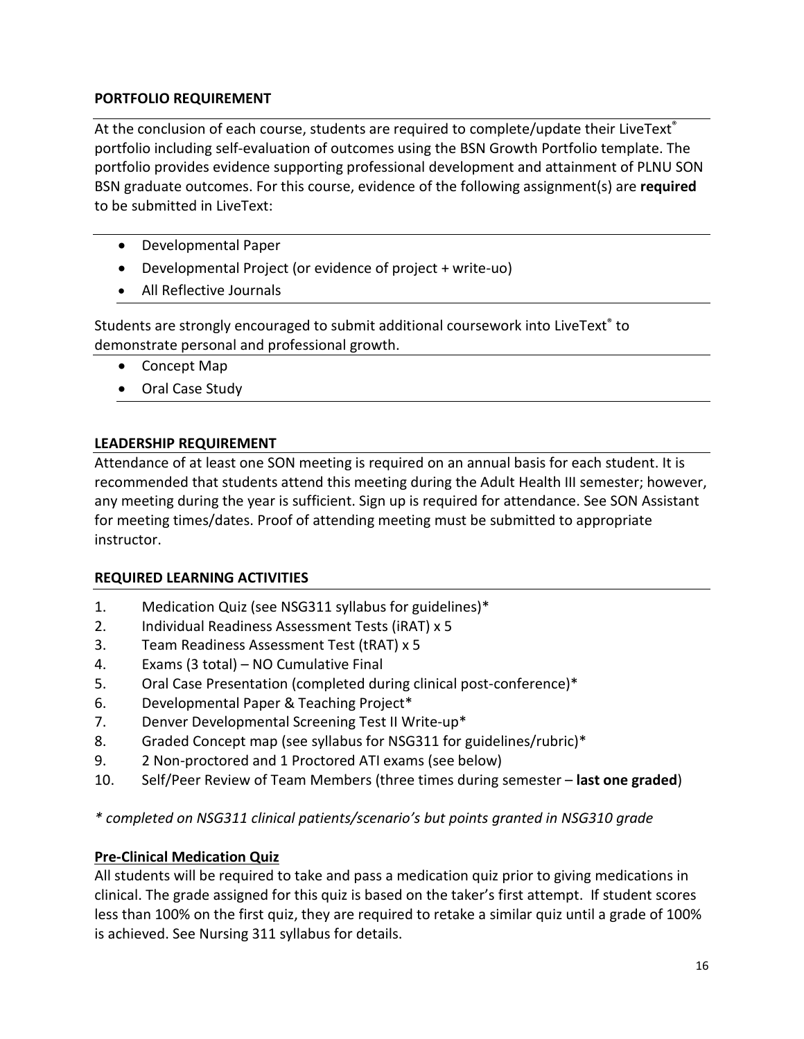### PORTFOLIO REQUIREMENT

At the conclusion of each course, students are required to complete/update their LiveText® portfolio including self-evaluation of outcomes using the BSN Growth Portfolio template. The portfolio provides evidence supporting professional development and attainment of PLNU SON BSN graduate outcomes. For this course, evidence of the following assignment(s) are **required** to be submitted in LiveText:

- Developmental Paper
- Developmental Project (or evidence of project + write-uo)
- All Reflective Journals

Students are strongly encouraged to submit additional coursework into LiveText® to demonstrate personal and professional growth.

- Concept Map
- Oral Case Study

### LEADERSHIP REQUIREMENT

Attendance of at least one SON meeting is required on an annual basis for each student. It is recommended that students attend this meeting during the Adult Health III semester; however, any meeting during the year is sufficient. Sign up is required for attendance. See SON Assistant for meeting times/dates. Proof of attending meeting must be submitted to appropriate instructor.

### REQUIRED LEARNING ACTIVITIES

1. Medication Quiz (see NSG311 syllabus for guidelines)*
2. Individual Readiness Assessment Tests (iRAT) x 5
3. Team Readiness Assessment Test (tRAT) x 5
4. Exams (3 total) – NO Cumulative Final
5. Oral Case Presentation (completed during clinical post-conference)*
6. Developmental Paper & Teaching Project*
7. Denver Developmental Screening Test II Write-up*
8. Graded Concept map (see syllabus for NSG311 for guidelines/rubric)*
9. 2 Non-proctored and 1 Proctored ATI exams (see below)
10. Self/Peer Review of Team Members (three times during semester – **last one graded**)

*\* completed on NSG311 clinical patients/scenario's but points granted in NSG310 grade*

#### Pre-Clinical Medication Quiz

All students will be required to take and pass a medication quiz prior to giving medications in clinical. The grade assigned for this quiz is based on the taker's first attempt. If student scores less than 100% on the first quiz, they are required to retake a similar quiz until a grade of 100% is achieved. See Nursing 311 syllabus for details.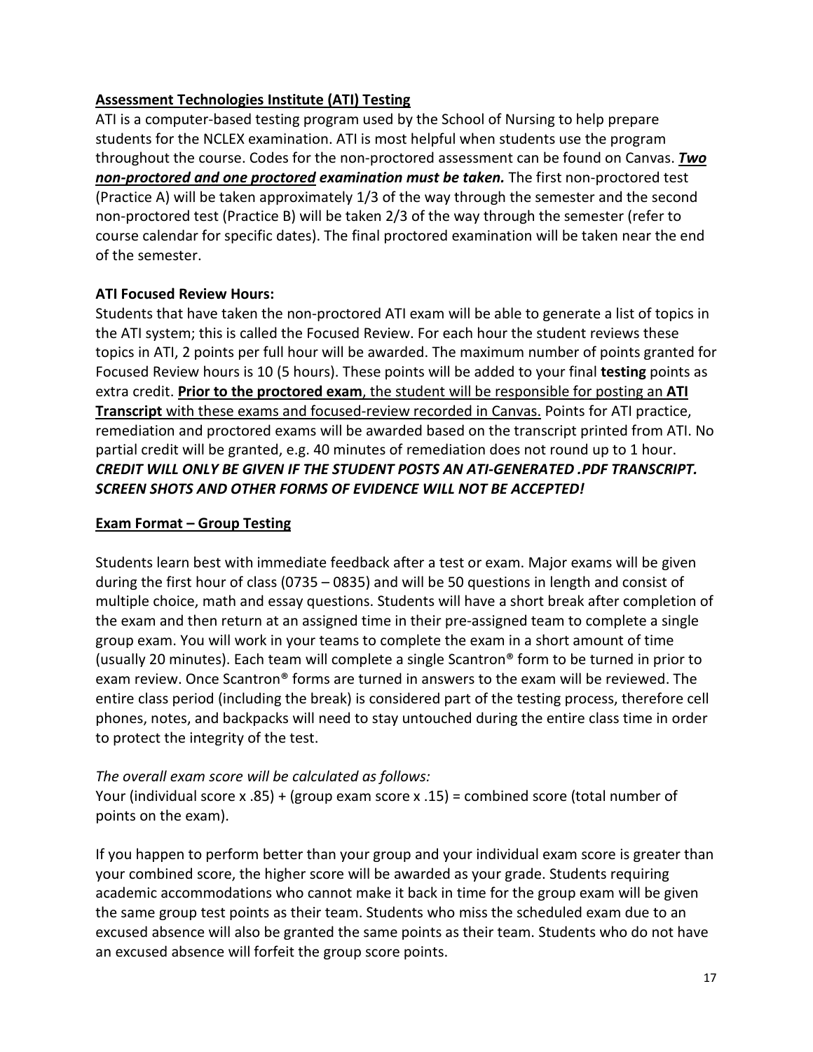**<u>Assessment Technologies Institute (ATI) Testing</u>**

ATI is a computer-based testing program used by the School of Nursing to help prepare students for the NCLEX examination. ATI is most helpful when students use the program throughout the course. Codes for the non-proctored assessment can be found on Canvas. ***<u>Two non-proctored and one proctored</u> examination must be taken.*** The first non-proctored test (Practice A) will be taken approximately 1/3 of the way through the semester and the second non-proctored test (Practice B) will be taken 2/3 of the way through the semester (refer to course calendar for specific dates). The final proctored examination will be taken near the end of the semester.

**ATI Focused Review Hours:**

Students that have taken the non-proctored ATI exam will be able to generate a list of topics in the ATI system; this is called the Focused Review. For each hour the student reviews these topics in ATI, 2 points per full hour will be awarded. The maximum number of points granted for Focused Review hours is 10 (5 hours). These points will be added to your final **testing** points as extra credit. <u>**Prior to the proctored exam**, the student will be responsible for posting an **ATI Transcript** with these exams and focused-review recorded in Canvas.</u> Points for ATI practice, remediation and proctored exams will be awarded based on the transcript printed from ATI. No partial credit will be granted, e.g. 40 minutes of remediation does not round up to 1 hour. ***CREDIT WILL ONLY BE GIVEN IF THE STUDENT POSTS AN ATI-GENERATED .PDF TRANSCRIPT. SCREEN SHOTS AND OTHER FORMS OF EVIDENCE WILL NOT BE ACCEPTED!***

**<u>Exam Format – Group Testing</u>**

Students learn best with immediate feedback after a test or exam. Major exams will be given during the first hour of class (0735 – 0835) and will be 50 questions in length and consist of multiple choice, math and essay questions. Students will have a short break after completion of the exam and then return at an assigned time in their pre-assigned team to complete a single group exam. You will work in your teams to complete the exam in a short amount of time (usually 20 minutes). Each team will complete a single Scantron® form to be turned in prior to exam review. Once Scantron® forms are turned in answers to the exam will be reviewed. The entire class period (including the break) is considered part of the testing process, therefore cell phones, notes, and backpacks will need to stay untouched during the entire class time in order to protect the integrity of the test.

*The overall exam score will be calculated as follows:*

Your (individual score x .85) + (group exam score x .15) = combined score (total number of points on the exam).

If you happen to perform better than your group and your individual exam score is greater than your combined score, the higher score will be awarded as your grade. Students requiring academic accommodations who cannot make it back in time for the group exam will be given the same group test points as their team. Students who miss the scheduled exam due to an excused absence will also be granted the same points as their team. Students who do not have an excused absence will forfeit the group score points.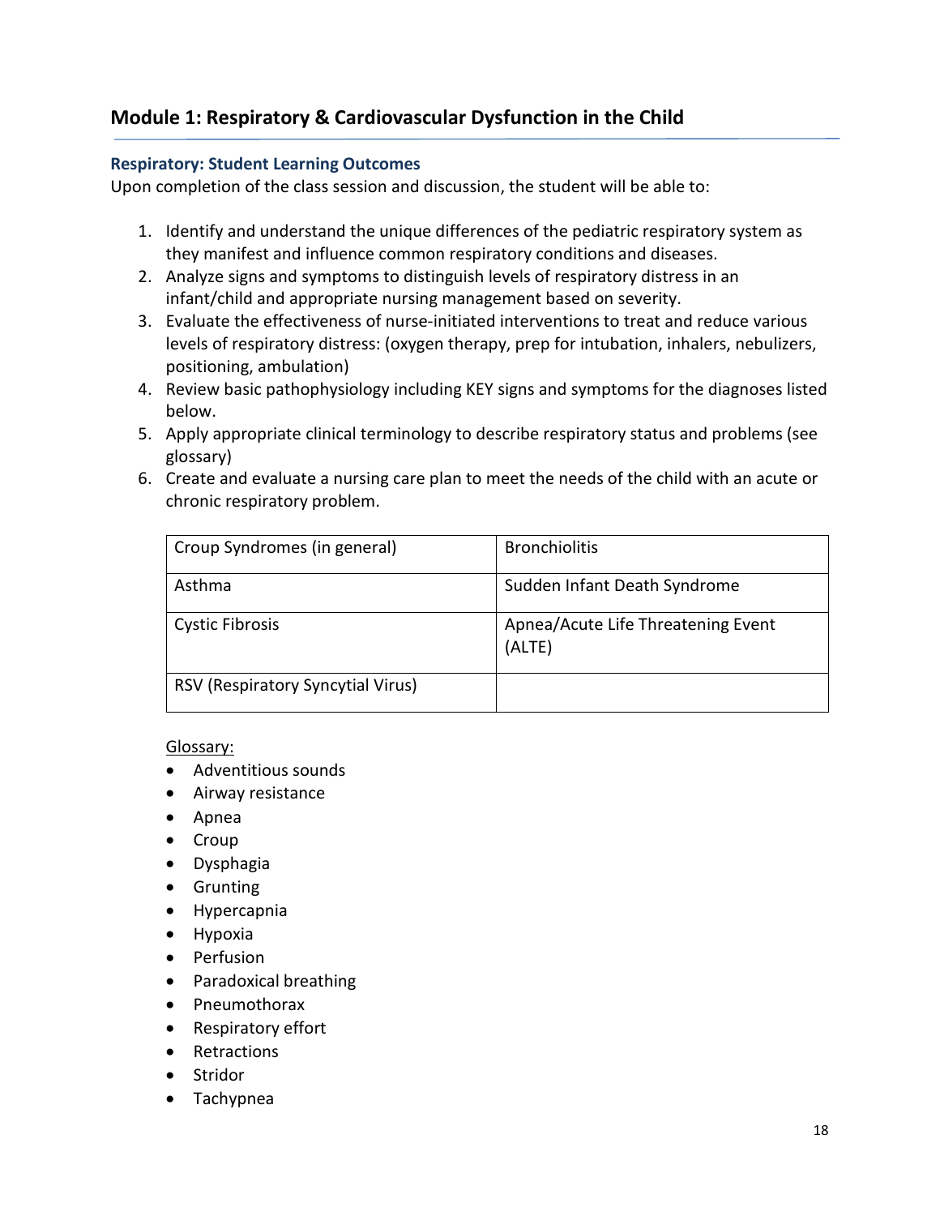## Module 1: Respiratory & Cardiovascular Dysfunction in the Child

### Respiratory: Student Learning Outcomes

Upon completion of the class session and discussion, the student will be able to:

1. Identify and understand the unique differences of the pediatric respiratory system as they manifest and influence common respiratory conditions and diseases.
2. Analyze signs and symptoms to distinguish levels of respiratory distress in an infant/child and appropriate nursing management based on severity.
3. Evaluate the effectiveness of nurse-initiated interventions to treat and reduce various levels of respiratory distress: (oxygen therapy, prep for intubation, inhalers, nebulizers, positioning, ambulation)
4. Review basic pathophysiology including KEY signs and symptoms for the diagnoses listed below.
5. Apply appropriate clinical terminology to describe respiratory status and problems (see glossary)
6. Create and evaluate a nursing care plan to meet the needs of the child with an acute or chronic respiratory problem.

| | |
|---|---|
| Croup Syndromes (in general) | Bronchiolitis |
| Asthma | Sudden Infant Death Syndrome |
| Cystic Fibrosis | Apnea/Acute Life Threatening Event (ALTE) |
| RSV (Respiratory Syncytial Virus) | |

Glossary:

- Adventitious sounds
- Airway resistance
- Apnea
- Croup
- Dysphagia
- Grunting
- Hypercapnia
- Hypoxia
- Perfusion
- Paradoxical breathing
- Pneumothorax
- Respiratory effort
- Retractions
- Stridor
- Tachypnea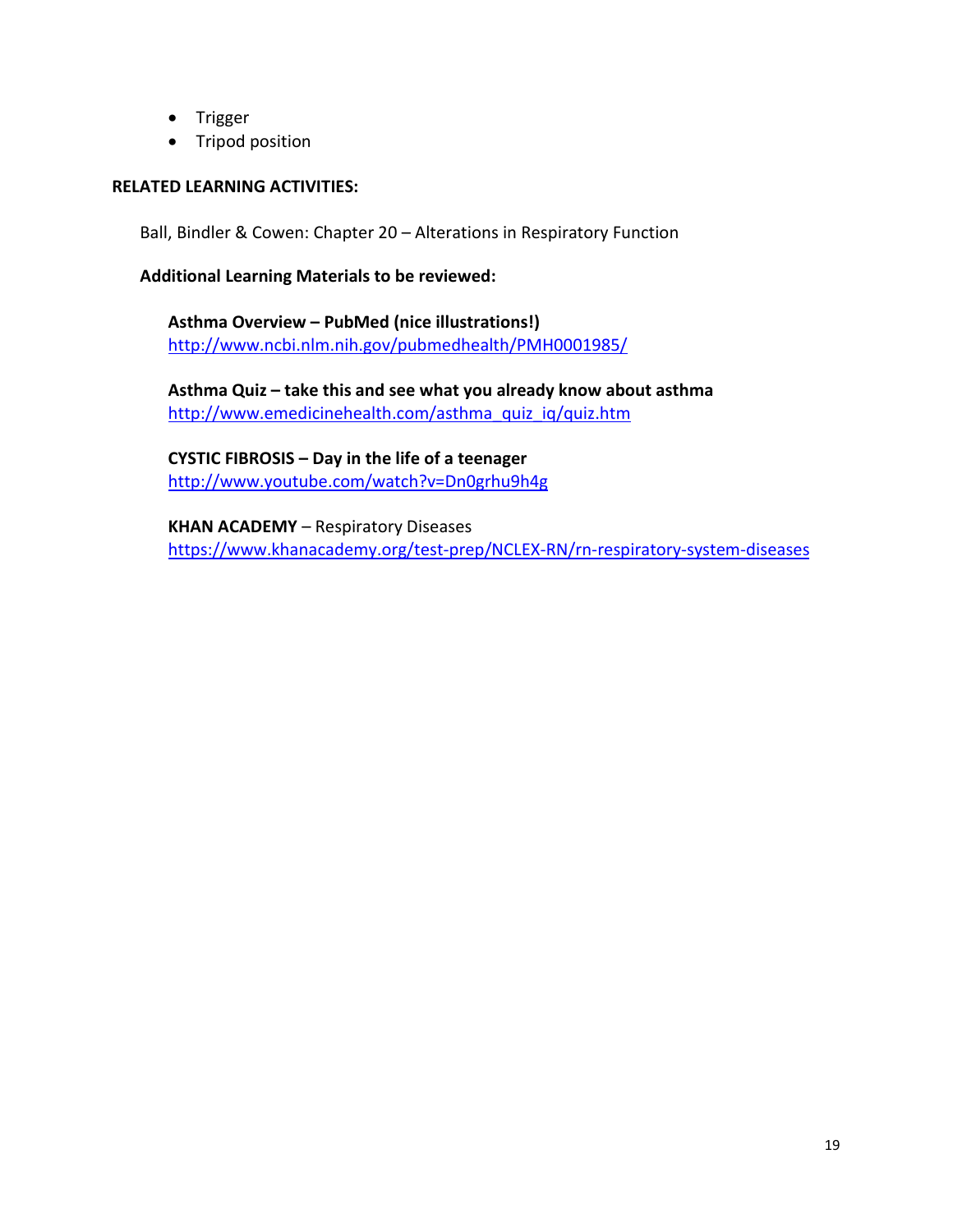- Trigger
- Tripod position

**RELATED LEARNING ACTIVITIES:**

Ball, Bindler & Cowen: Chapter 20 – Alterations in Respiratory Function

**Additional Learning Materials to be reviewed:**

**Asthma Overview – PubMed (nice illustrations!)**
http://www.ncbi.nlm.nih.gov/pubmedhealth/PMH0001985/

**Asthma Quiz – take this and see what you already know about asthma**
http://www.emedicinehealth.com/asthma_quiz_iq/quiz.htm

**CYSTIC FIBROSIS – Day in the life of a teenager**
http://www.youtube.com/watch?v=Dn0grhu9h4g

**KHAN ACADEMY** – Respiratory Diseases
https://www.khanacademy.org/test-prep/NCLEX-RN/rn-respiratory-system-diseases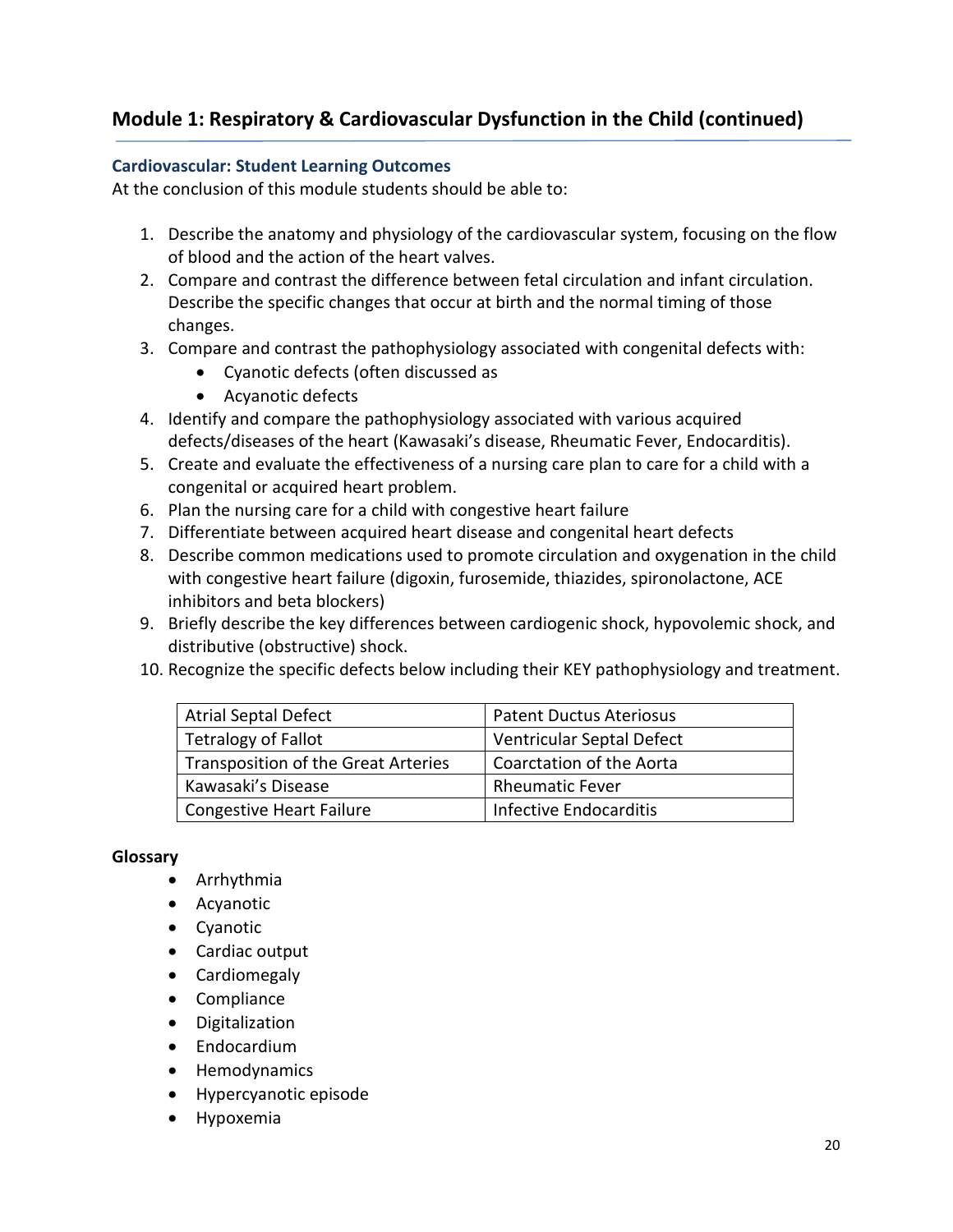## Module 1: Respiratory & Cardiovascular Dysfunction in the Child (continued)

### Cardiovascular: Student Learning Outcomes

At the conclusion of this module students should be able to:

1. Describe the anatomy and physiology of the cardiovascular system, focusing on the flow of blood and the action of the heart valves.
2. Compare and contrast the difference between fetal circulation and infant circulation. Describe the specific changes that occur at birth and the normal timing of those changes.
3. Compare and contrast the pathophysiology associated with congenital defects with:
   - Cyanotic defects (often discussed as
   - Acyanotic defects
4. Identify and compare the pathophysiology associated with various acquired defects/diseases of the heart (Kawasaki's disease, Rheumatic Fever, Endocarditis).
5. Create and evaluate the effectiveness of a nursing care plan to care for a child with a congenital or acquired heart problem.
6. Plan the nursing care for a child with congestive heart failure
7. Differentiate between acquired heart disease and congenital heart defects
8. Describe common medications used to promote circulation and oxygenation in the child with congestive heart failure (digoxin, furosemide, thiazides, spironolactone, ACE inhibitors and beta blockers)
9. Briefly describe the key differences between cardiogenic shock, hypovolemic shock, and distributive (obstructive) shock.
10. Recognize the specific defects below including their KEY pathophysiology and treatment.

| | |
|---|---|
| Atrial Septal Defect | Patent Ductus Ateriosus |
| Tetralogy of Fallot | Ventricular Septal Defect |
| Transposition of the Great Arteries | Coarctation of the Aorta |
| Kawasaki's Disease | Rheumatic Fever |
| Congestive Heart Failure | Infective Endocarditis |

**Glossary**

- Arrhythmia
- Acyanotic
- Cyanotic
- Cardiac output
- Cardiomegaly
- Compliance
- Digitalization
- Endocardium
- Hemodynamics
- Hypercyanotic episode
- Hypoxemia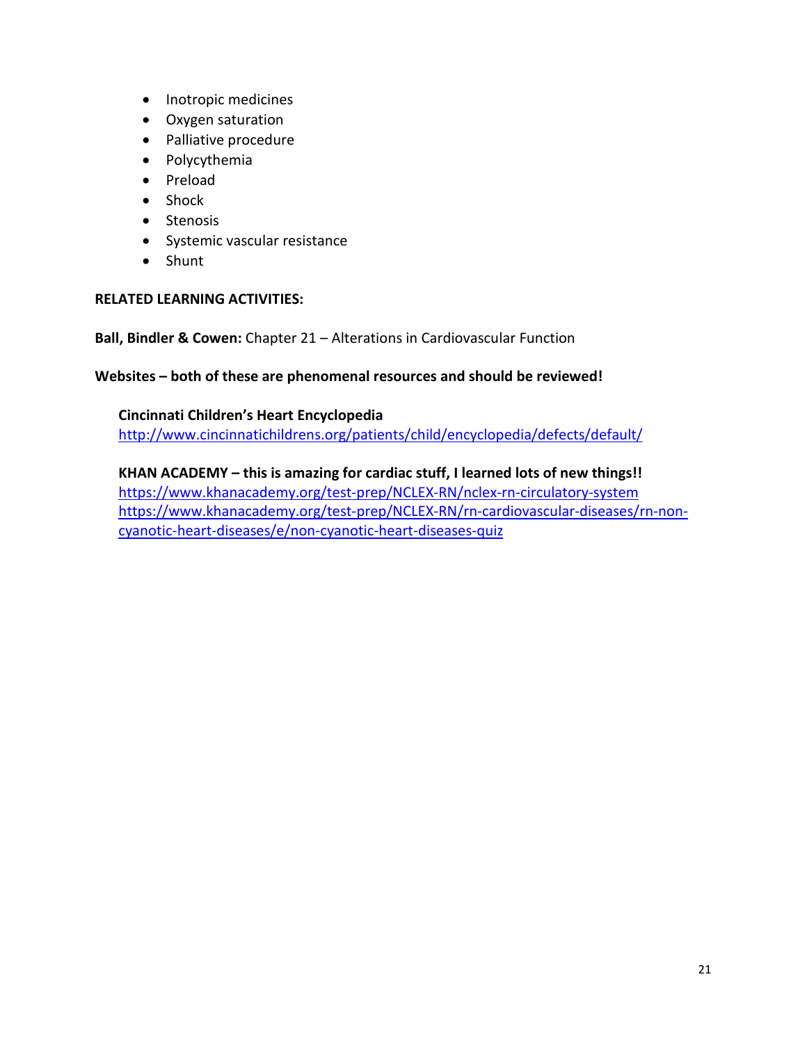- Inotropic medicines
- Oxygen saturation
- Palliative procedure
- Polycythemia
- Preload
- Shock
- Stenosis
- Systemic vascular resistance
- Shunt

**RELATED LEARNING ACTIVITIES:**

**Ball, Bindler & Cowen:** Chapter 21 – Alterations in Cardiovascular Function

**Websites – both of these are phenomenal resources and should be reviewed!**

**Cincinnati Children's Heart Encyclopedia**
http://www.cincinnatichildrens.org/patients/child/encyclopedia/defects/default/

**KHAN ACADEMY – this is amazing for cardiac stuff, I learned lots of new things!!**
https://www.khanacademy.org/test-prep/NCLEX-RN/nclex-rn-circulatory-system
https://www.khanacademy.org/test-prep/NCLEX-RN/rn-cardiovascular-diseases/rn-non-cyanotic-heart-diseases/e/non-cyanotic-heart-diseases-quiz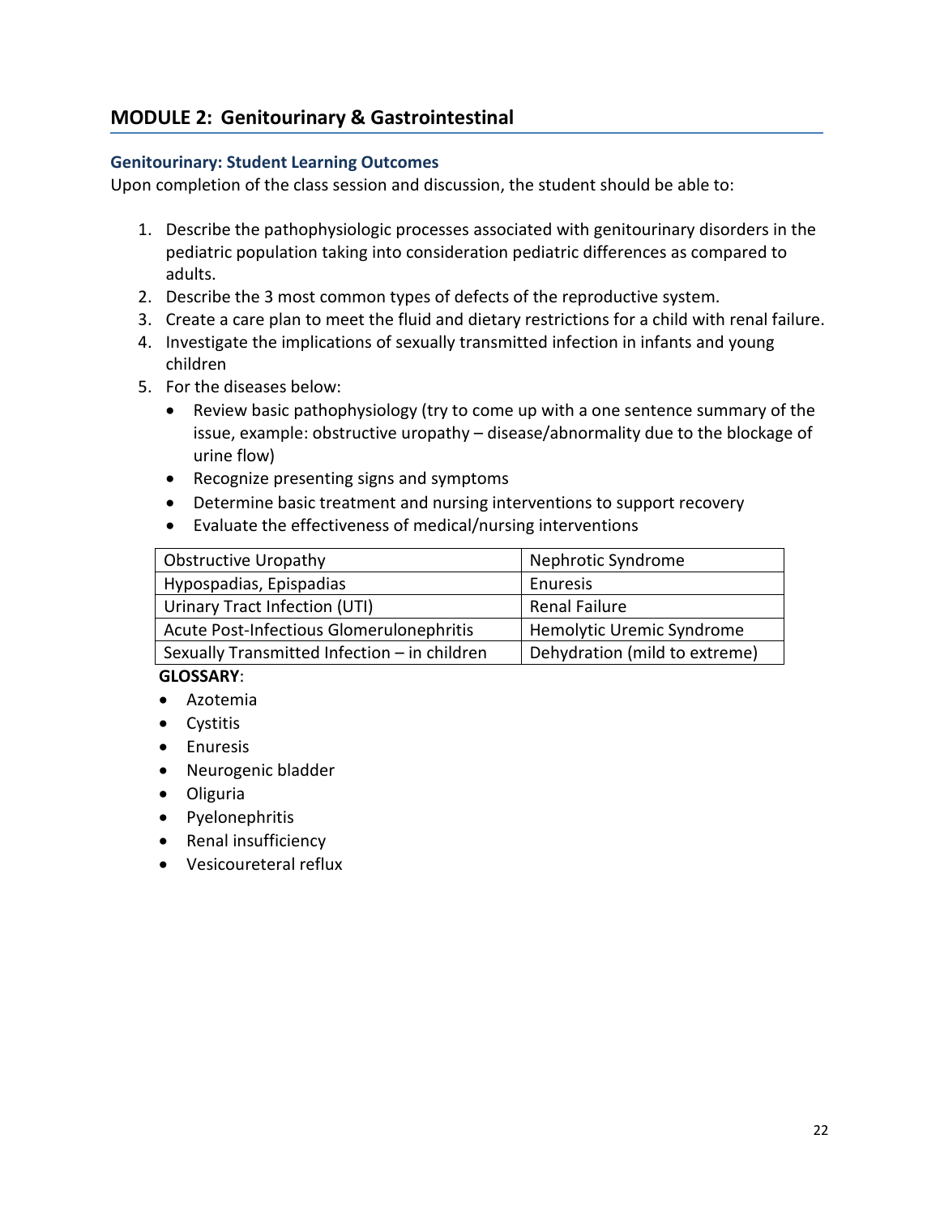## MODULE 2: Genitourinary & Gastrointestinal

### Genitourinary: Student Learning Outcomes

Upon completion of the class session and discussion, the student should be able to:

1. Describe the pathophysiologic processes associated with genitourinary disorders in the pediatric population taking into consideration pediatric differences as compared to adults.
2. Describe the 3 most common types of defects of the reproductive system.
3. Create a care plan to meet the fluid and dietary restrictions for a child with renal failure.
4. Investigate the implications of sexually transmitted infection in infants and young children
5. For the diseases below:
   - Review basic pathophysiology (try to come up with a one sentence summary of the issue, example: obstructive uropathy – disease/abnormality due to the blockage of urine flow)
   - Recognize presenting signs and symptoms
   - Determine basic treatment and nursing interventions to support recovery
   - Evaluate the effectiveness of medical/nursing interventions

| Obstructive Uropathy | Nephrotic Syndrome |
|---|---|
| Hypospadias, Epispadias | Enuresis |
| Urinary Tract Infection (UTI) | Renal Failure |
| Acute Post-Infectious Glomerulonephritis | Hemolytic Uremic Syndrome |
| Sexually Transmitted Infection – in children | Dehydration (mild to extreme) |

**GLOSSARY**:

- Azotemia
- Cystitis
- Enuresis
- Neurogenic bladder
- Oliguria
- Pyelonephritis
- Renal insufficiency
- Vesicoureteral reflux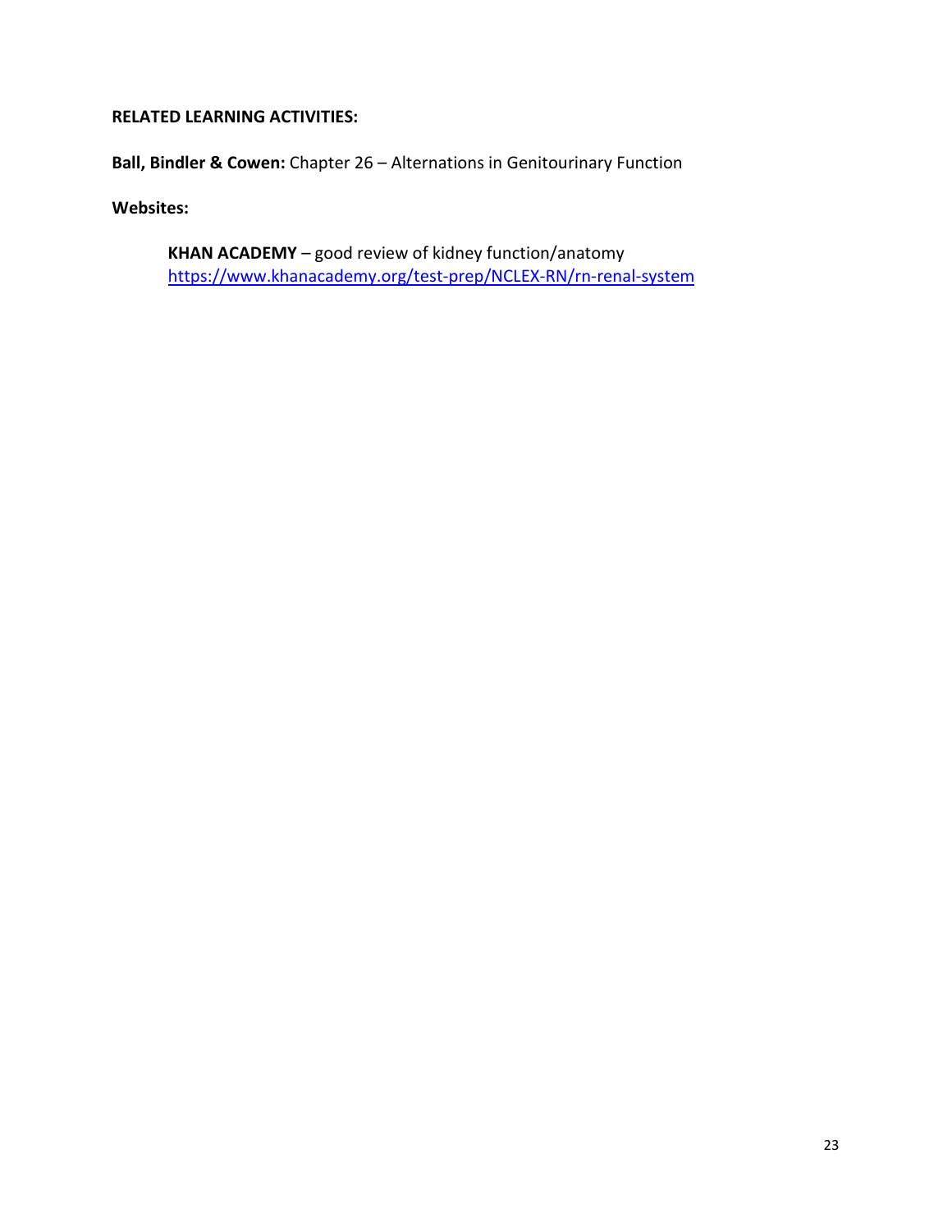**RELATED LEARNING ACTIVITIES:**

**Ball, Bindler & Cowen:** Chapter 26 – Alternations in Genitourinary Function

**Websites:**

**KHAN ACADEMY** – good review of kidney function/anatomy
https://www.khanacademy.org/test-prep/NCLEX-RN/rn-renal-system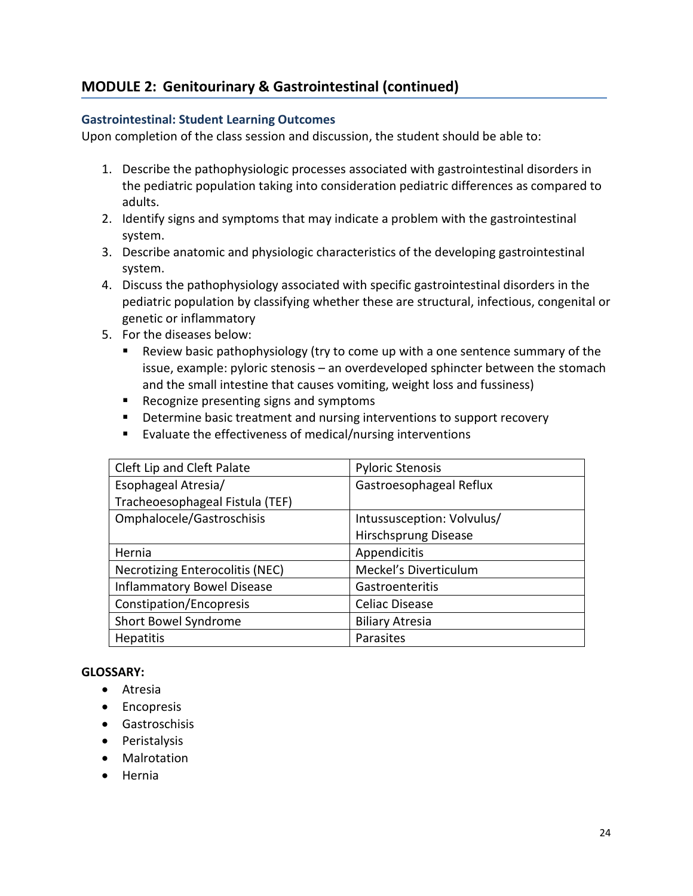## MODULE 2: Genitourinary & Gastrointestinal (continued)

### Gastrointestinal: Student Learning Outcomes

Upon completion of the class session and discussion, the student should be able to:

1. Describe the pathophysiologic processes associated with gastrointestinal disorders in the pediatric population taking into consideration pediatric differences as compared to adults.
2. Identify signs and symptoms that may indicate a problem with the gastrointestinal system.
3. Describe anatomic and physiologic characteristics of the developing gastrointestinal system.
4. Discuss the pathophysiology associated with specific gastrointestinal disorders in the pediatric population by classifying whether these are structural, infectious, congenital or genetic or inflammatory
5. For the diseases below:
   - Review basic pathophysiology (try to come up with a one sentence summary of the issue, example: pyloric stenosis – an overdeveloped sphincter between the stomach and the small intestine that causes vomiting, weight loss and fussiness)
   - Recognize presenting signs and symptoms
   - Determine basic treatment and nursing interventions to support recovery
   - Evaluate the effectiveness of medical/nursing interventions

| | |
|---|---|
| Cleft Lip and Cleft Palate | Pyloric Stenosis |
| Esophageal Atresia/ Tracheoesophageal Fistula (TEF) | Gastroesophageal Reflux |
| Omphalocele/Gastroschisis | Intussusception: Volvulus/ Hirschsprung Disease |
| Hernia | Appendicitis |
| Necrotizing Enterocolitis (NEC) | Meckel's Diverticulum |
| Inflammatory Bowel Disease | Gastroenteritis |
| Constipation/Encopresis | Celiac Disease |
| Short Bowel Syndrome | Biliary Atresia |
| Hepatitis | Parasites |

**GLOSSARY:**

- Atresia
- Encopresis
- Gastroschisis
- Peristalysis
- Malrotation
- Hernia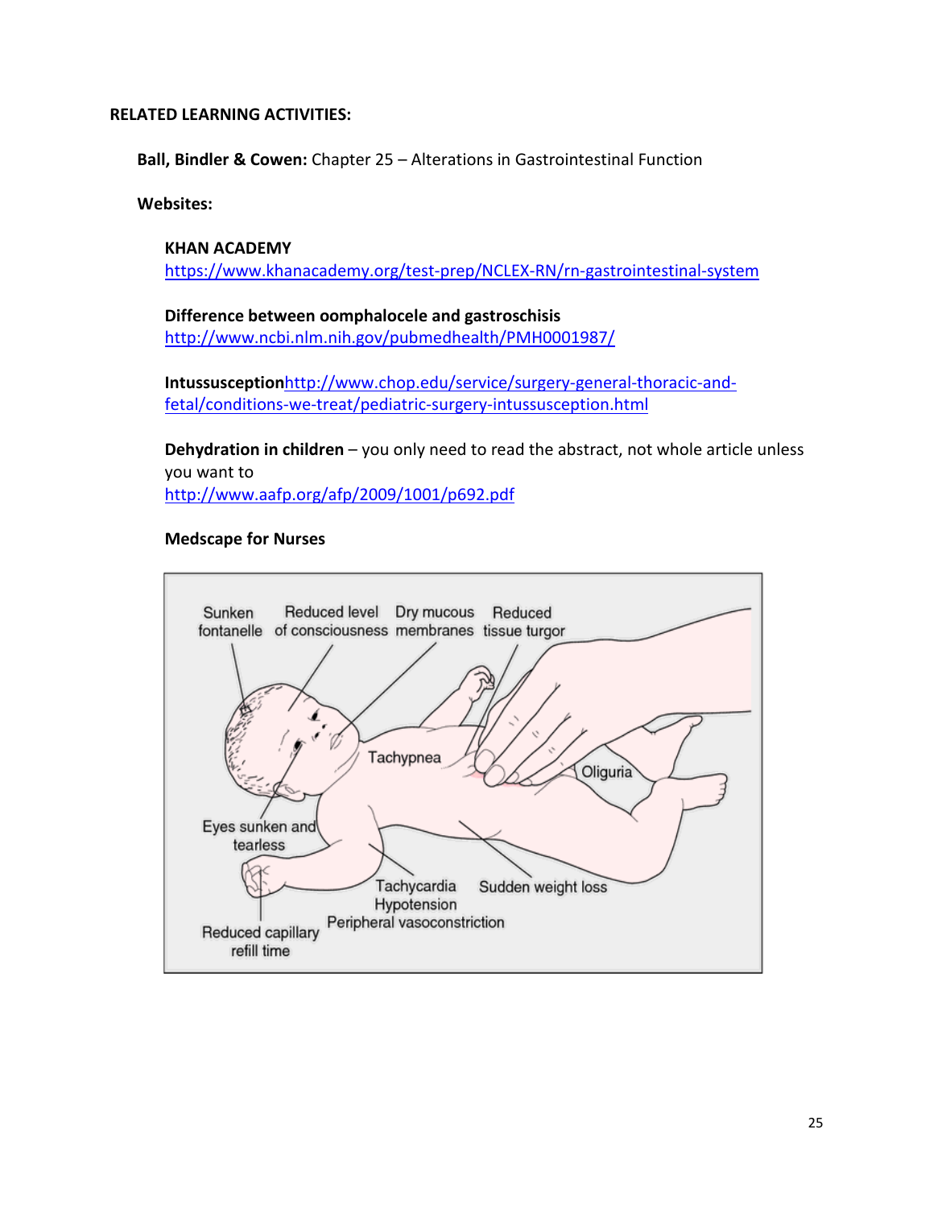**RELATED LEARNING ACTIVITIES:**

**Ball, Bindler & Cowen:** Chapter 25 – Alterations in Gastrointestinal Function

**Websites:**

**KHAN ACADEMY**
https://www.khanacademy.org/test-prep/NCLEX-RN/rn-gastrointestinal-system

**Difference between oomphalocele and gastroschisis**
http://www.ncbi.nlm.nih.gov/pubmedhealth/PMH0001987/

**Intussusception**http://www.chop.edu/service/surgery-general-thoracic-and-fetal/conditions-we-treat/pediatric-surgery-intussusception.html

**Dehydration in children** – you only need to read the abstract, not whole article unless you want to
http://www.aafp.org/afp/2009/1001/p692.pdf

**Medscape for Nurses**

Sunken fontanelle | Reduced level of consciousness | Dry mucous membranes | Reduced tissue turgor | Tachypnea | Oliguria | Eyes sunken and tearless | Tachycardia | Hypotension | Sudden weight loss | Peripheral vasoconstriction | Reduced capillary refill time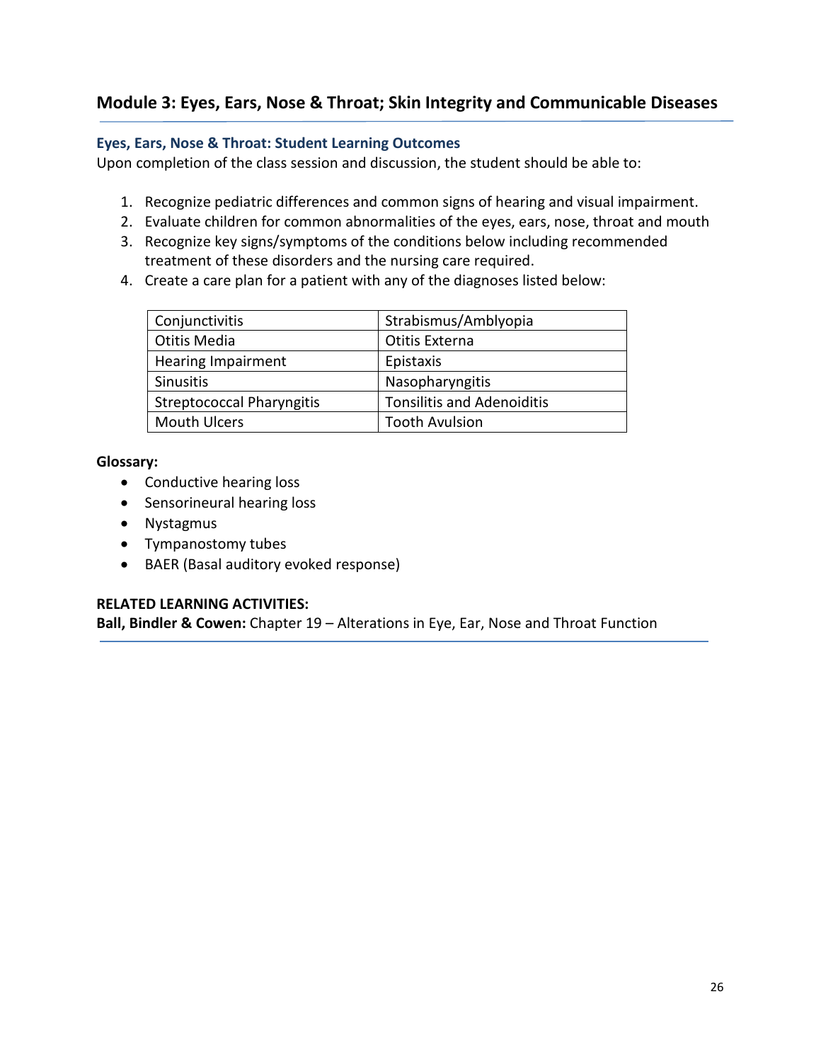## Module 3: Eyes, Ears, Nose & Throat; Skin Integrity and Communicable Diseases

### Eyes, Ears, Nose & Throat: Student Learning Outcomes

Upon completion of the class session and discussion, the student should be able to:

1. Recognize pediatric differences and common signs of hearing and visual impairment.
2. Evaluate children for common abnormalities of the eyes, ears, nose, throat and mouth
3. Recognize key signs/symptoms of the conditions below including recommended treatment of these disorders and the nursing care required.
4. Create a care plan for a patient with any of the diagnoses listed below:

| | |
|---|---|
| Conjunctivitis | Strabismus/Amblyopia |
| Otitis Media | Otitis Externa |
| Hearing Impairment | Epistaxis |
| Sinusitis | Nasopharyngitis |
| Streptococcal Pharyngitis | Tonsilitis and Adenoiditis |
| Mouth Ulcers | Tooth Avulsion |

**Glossary:**

- Conductive hearing loss
- Sensorineural hearing loss
- Nystagmus
- Tympanostomy tubes
- BAER (Basal auditory evoked response)

**RELATED LEARNING ACTIVITIES:**

**Ball, Bindler & Cowen:** Chapter 19 – Alterations in Eye, Ear, Nose and Throat Function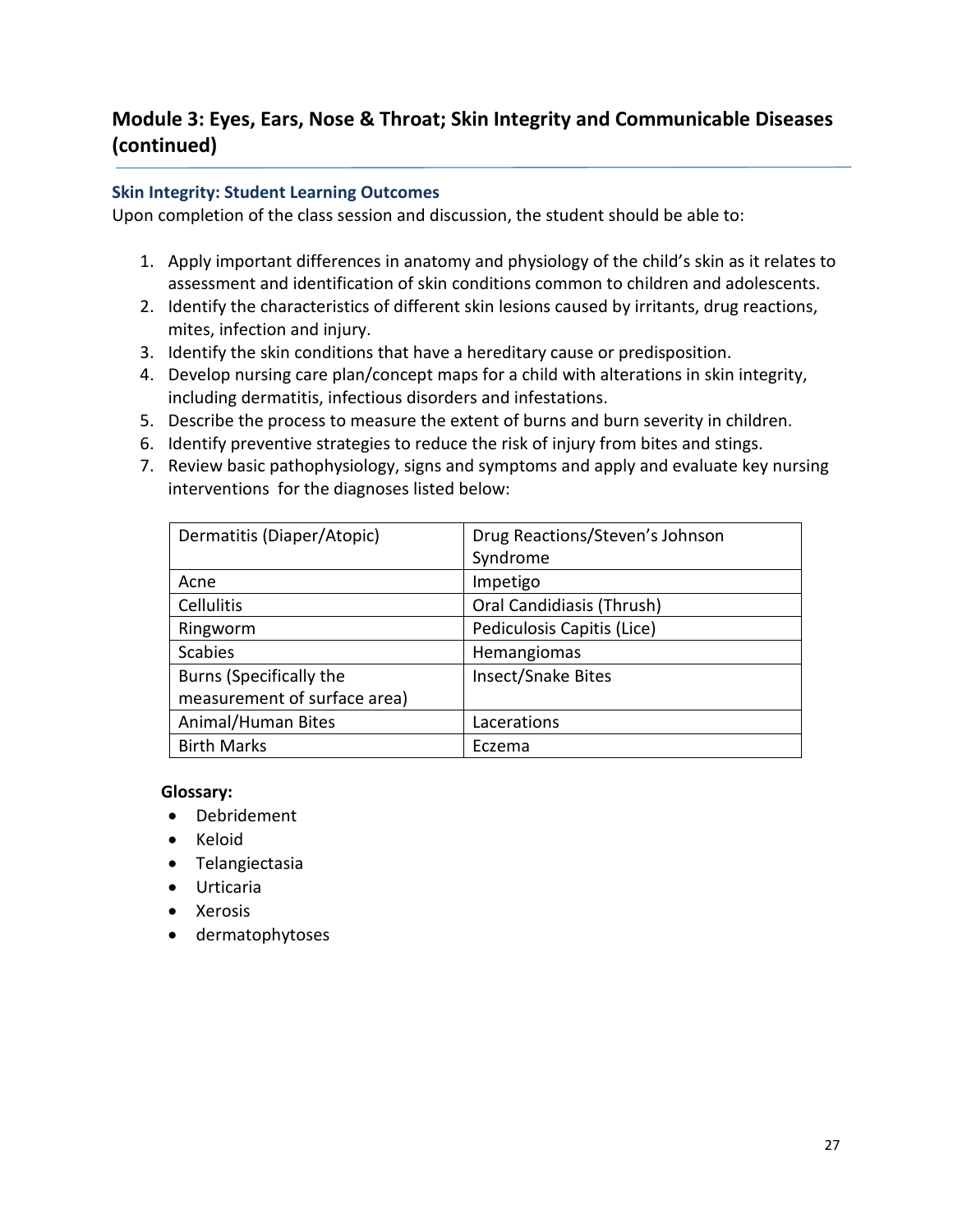## Module 3: Eyes, Ears, Nose & Throat; Skin Integrity and Communicable Diseases (continued)

### Skin Integrity: Student Learning Outcomes

Upon completion of the class session and discussion, the student should be able to:

1. Apply important differences in anatomy and physiology of the child's skin as it relates to assessment and identification of skin conditions common to children and adolescents.
2. Identify the characteristics of different skin lesions caused by irritants, drug reactions, mites, infection and injury.
3. Identify the skin conditions that have a hereditary cause or predisposition.
4. Develop nursing care plan/concept maps for a child with alterations in skin integrity, including dermatitis, infectious disorders and infestations.
5. Describe the process to measure the extent of burns and burn severity in children.
6. Identify preventive strategies to reduce the risk of injury from bites and stings.
7. Review basic pathophysiology, signs and symptoms and apply and evaluate key nursing interventions for the diagnoses listed below:

| | |
|---|---|
| Dermatitis (Diaper/Atopic) | Drug Reactions/Steven's Johnson Syndrome |
| Acne | Impetigo |
| Cellulitis | Oral Candidiasis (Thrush) |
| Ringworm | Pediculosis Capitis (Lice) |
| Scabies | Hemangiomas |
| Burns (Specifically the measurement of surface area) | Insect/Snake Bites |
| Animal/Human Bites | Lacerations |
| Birth Marks | Eczema |

**Glossary:**

- Debridement
- Keloid
- Telangiectasia
- Urticaria
- Xerosis
- dermatophytoses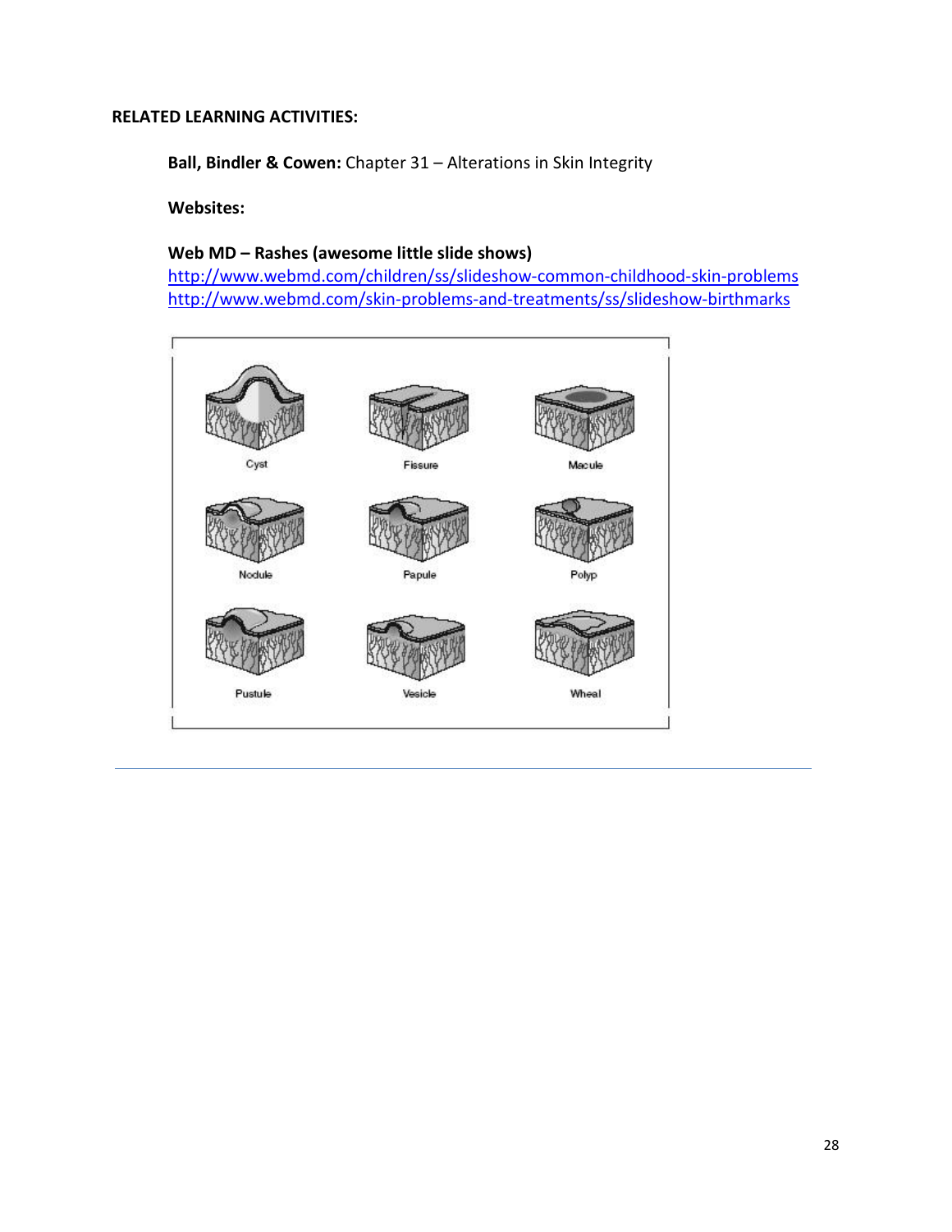**RELATED LEARNING ACTIVITIES:**

**Ball, Bindler & Cowen:** Chapter 31 – Alterations in Skin Integrity

**Websites:**

**Web MD – Rashes (awesome little slide shows)**
http://www.webmd.com/children/ss/slideshow-common-childhood-skin-problems
http://www.webmd.com/skin-problems-and-treatments/ss/slideshow-birthmarks

Cyst Fissure Macule

Nodule Papule Polyp

Pustule Vesicle Wheal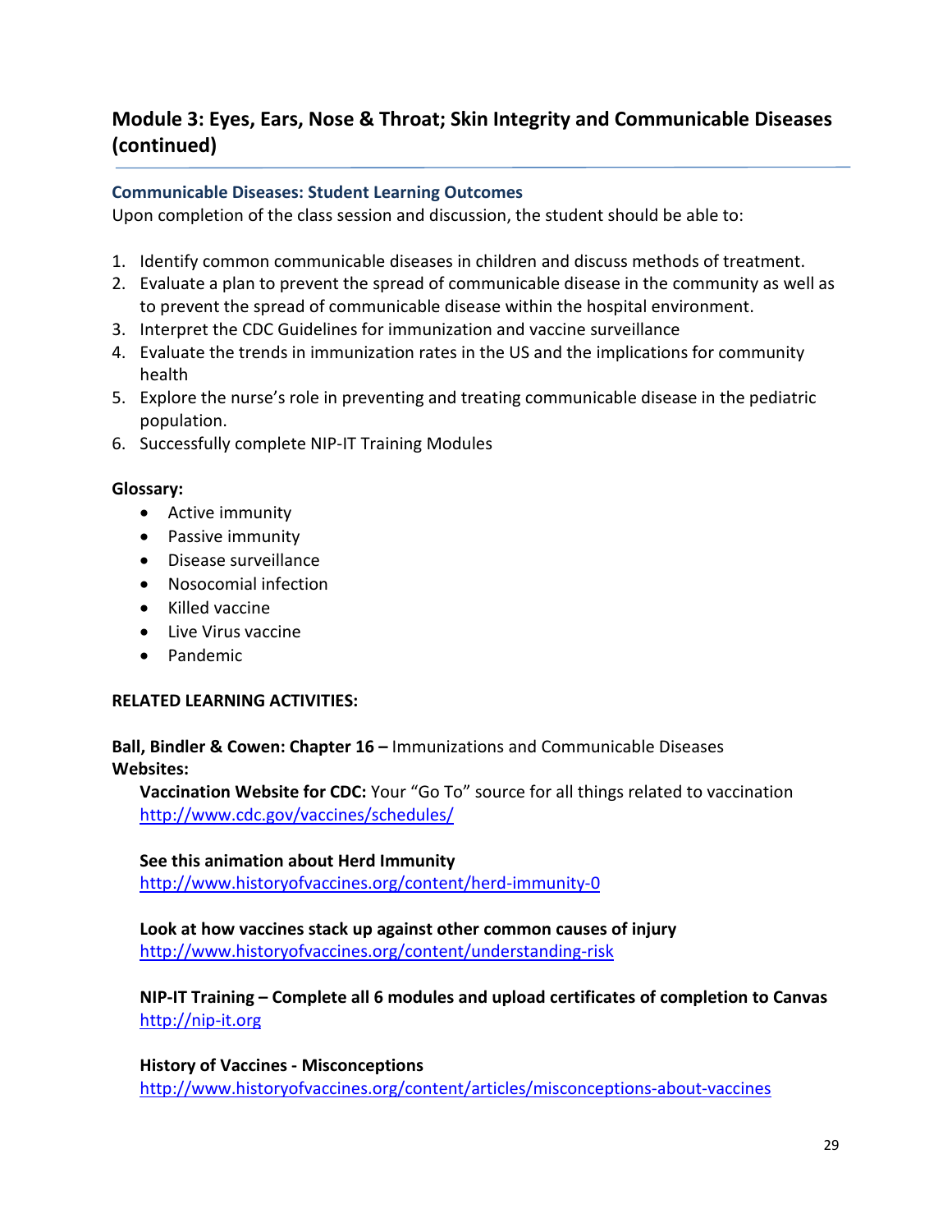## Module 3: Eyes, Ears, Nose & Throat; Skin Integrity and Communicable Diseases (continued)

### Communicable Diseases: Student Learning Outcomes

Upon completion of the class session and discussion, the student should be able to:

1. Identify common communicable diseases in children and discuss methods of treatment.
2. Evaluate a plan to prevent the spread of communicable disease in the community as well as to prevent the spread of communicable disease within the hospital environment.
3. Interpret the CDC Guidelines for immunization and vaccine surveillance
4. Evaluate the trends in immunization rates in the US and the implications for community health
5. Explore the nurse's role in preventing and treating communicable disease in the pediatric population.
6. Successfully complete NIP-IT Training Modules

**Glossary:**

- Active immunity
- Passive immunity
- Disease surveillance
- Nosocomial infection
- Killed vaccine
- Live Virus vaccine
- Pandemic

**RELATED LEARNING ACTIVITIES:**

**Ball, Bindler & Cowen: Chapter 16 –** Immunizations and Communicable Diseases
**Websites:**

**Vaccination Website for CDC:** Your "Go To" source for all things related to vaccination
http://www.cdc.gov/vaccines/schedules/

**See this animation about Herd Immunity**
http://www.historyofvaccines.org/content/herd-immunity-0

**Look at how vaccines stack up against other common causes of injury**
http://www.historyofvaccines.org/content/understanding-risk

**NIP-IT Training – Complete all 6 modules and upload certificates of completion to Canvas**
http://nip-it.org

**History of Vaccines - Misconceptions**
http://www.historyofvaccines.org/content/articles/misconceptions-about-vaccines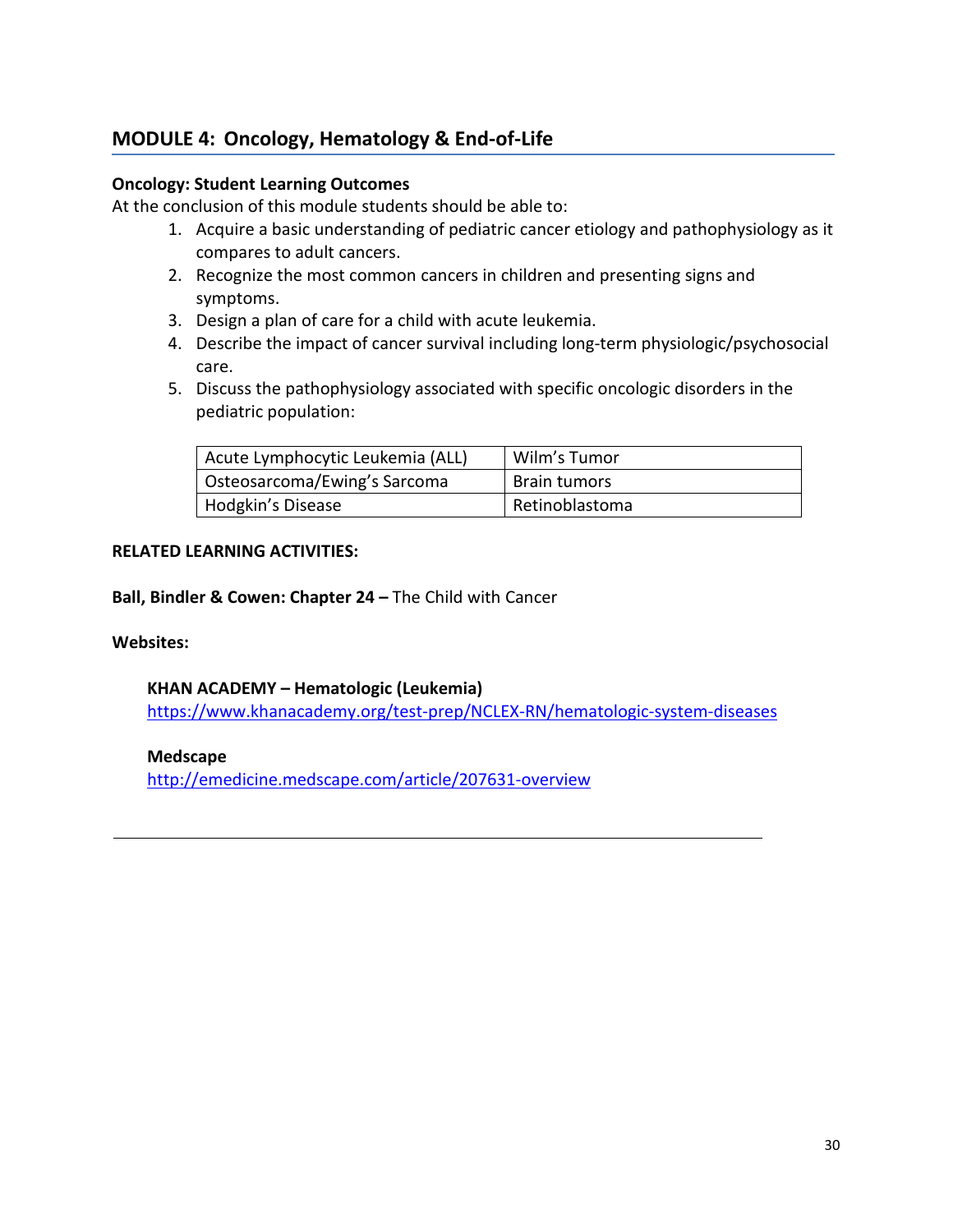## MODULE 4: Oncology, Hematology & End-of-Life

**Oncology: Student Learning Outcomes**

At the conclusion of this module students should be able to:

1. Acquire a basic understanding of pediatric cancer etiology and pathophysiology as it compares to adult cancers.
2. Recognize the most common cancers in children and presenting signs and symptoms.
3. Design a plan of care for a child with acute leukemia.
4. Describe the impact of cancer survival including long-term physiologic/psychosocial care.
5. Discuss the pathophysiology associated with specific oncologic disorders in the pediatric population:

| | |
|---|---|
| Acute Lymphocytic Leukemia (ALL) | Wilm's Tumor |
| Osteosarcoma/Ewing's Sarcoma | Brain tumors |
| Hodgkin's Disease | Retinoblastoma |

**RELATED LEARNING ACTIVITIES:**

**Ball, Bindler & Cowen: Chapter 24 –** The Child with Cancer

**Websites:**

**KHAN ACADEMY – Hematologic (Leukemia)**
https://www.khanacademy.org/test-prep/NCLEX-RN/hematologic-system-diseases

**Medscape**
http://emedicine.medscape.com/article/207631-overview

---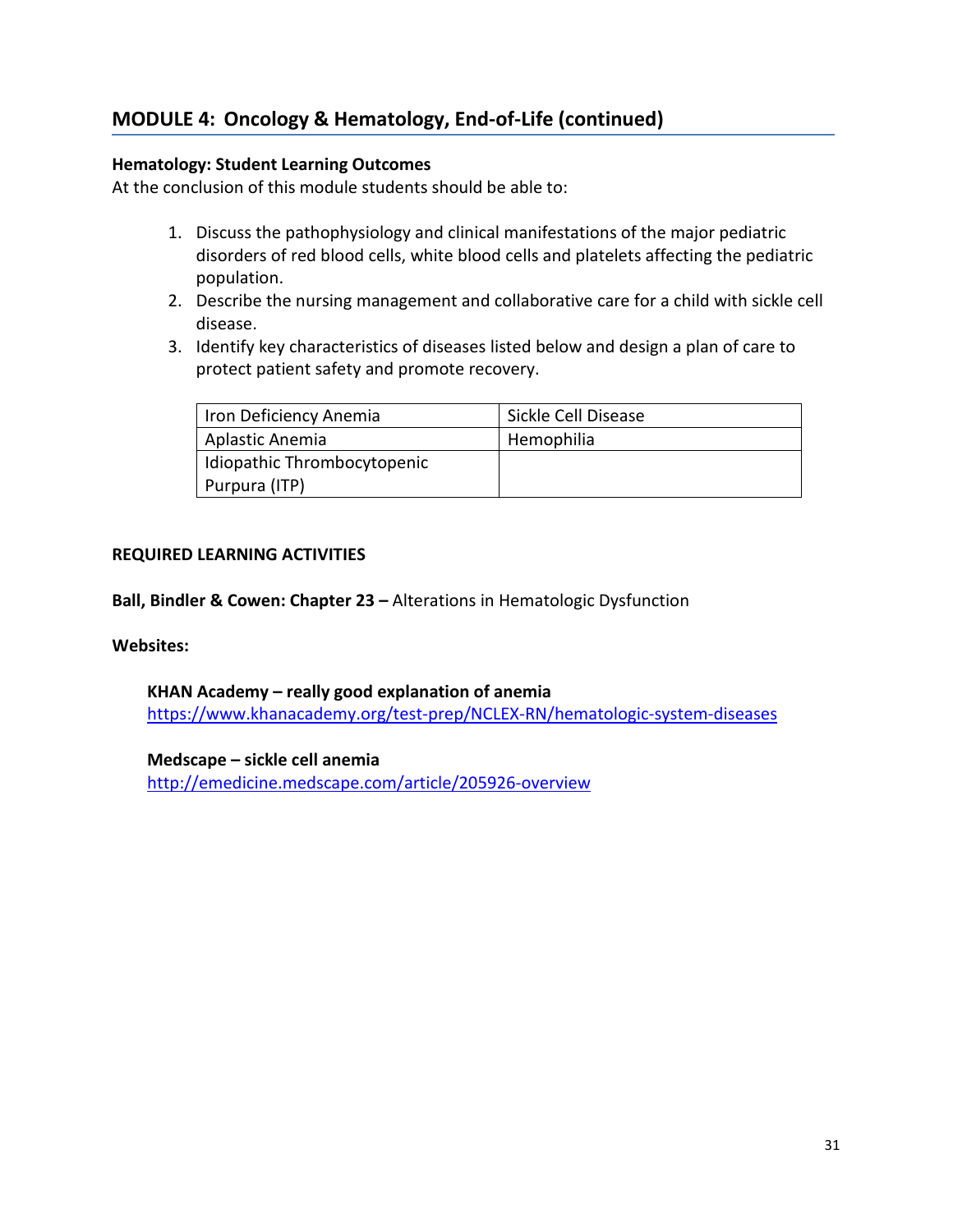## MODULE 4: Oncology & Hematology, End-of-Life (continued)

**Hematology: Student Learning Outcomes**
At the conclusion of this module students should be able to:

1. Discuss the pathophysiology and clinical manifestations of the major pediatric disorders of red blood cells, white blood cells and platelets affecting the pediatric population.
2. Describe the nursing management and collaborative care for a child with sickle cell disease.
3. Identify key characteristics of diseases listed below and design a plan of care to protect patient safety and promote recovery.

| Iron Deficiency Anemia | Sickle Cell Disease |
|---|---|
| Aplastic Anemia | Hemophilia |
| Idiopathic Thrombocytopenic Purpura (ITP) | |

**REQUIRED LEARNING ACTIVITIES**

**Ball, Bindler & Cowen: Chapter 23 –** Alterations in Hematologic Dysfunction

**Websites:**

**KHAN Academy – really good explanation of anemia**
https://www.khanacademy.org/test-prep/NCLEX-RN/hematologic-system-diseases

**Medscape – sickle cell anemia**
http://emedicine.medscape.com/article/205926-overview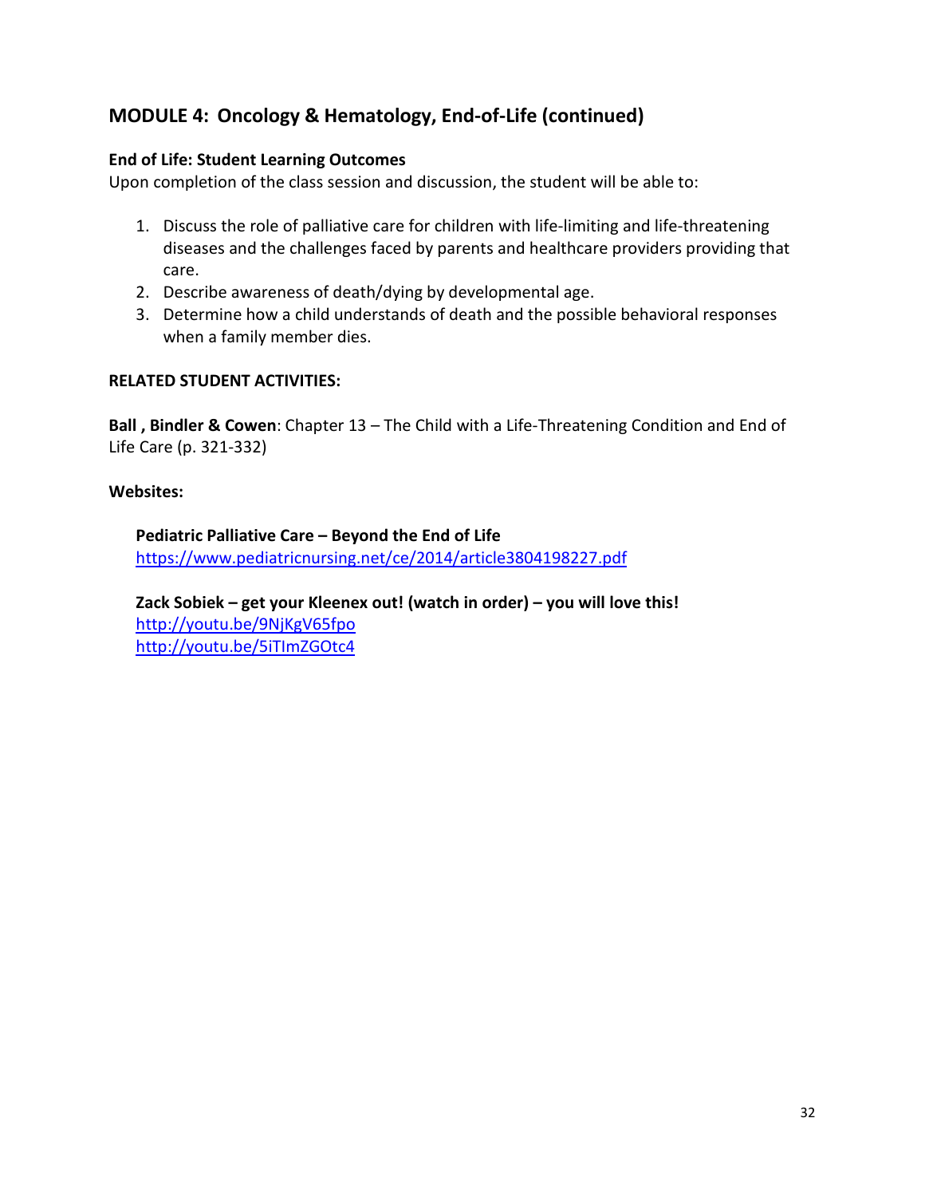## MODULE 4: Oncology & Hematology, End-of-Life (continued)

**End of Life: Student Learning Outcomes**

Upon completion of the class session and discussion, the student will be able to:

1. Discuss the role of palliative care for children with life-limiting and life-threatening diseases and the challenges faced by parents and healthcare providers providing that care.
2. Describe awareness of death/dying by developmental age.
3. Determine how a child understands of death and the possible behavioral responses when a family member dies.

**RELATED STUDENT ACTIVITIES:**

**Ball , Bindler & Cowen**: Chapter 13 – The Child with a Life-Threatening Condition and End of Life Care (p. 321-332)

**Websites:**

**Pediatric Palliative Care – Beyond the End of Life**
https://www.pediatricnursing.net/ce/2014/article3804198227.pdf

**Zack Sobiek – get your Kleenex out! (watch in order) – you will love this!**
http://youtu.be/9NjKgV65fpo
http://youtu.be/5iTImZGOtc4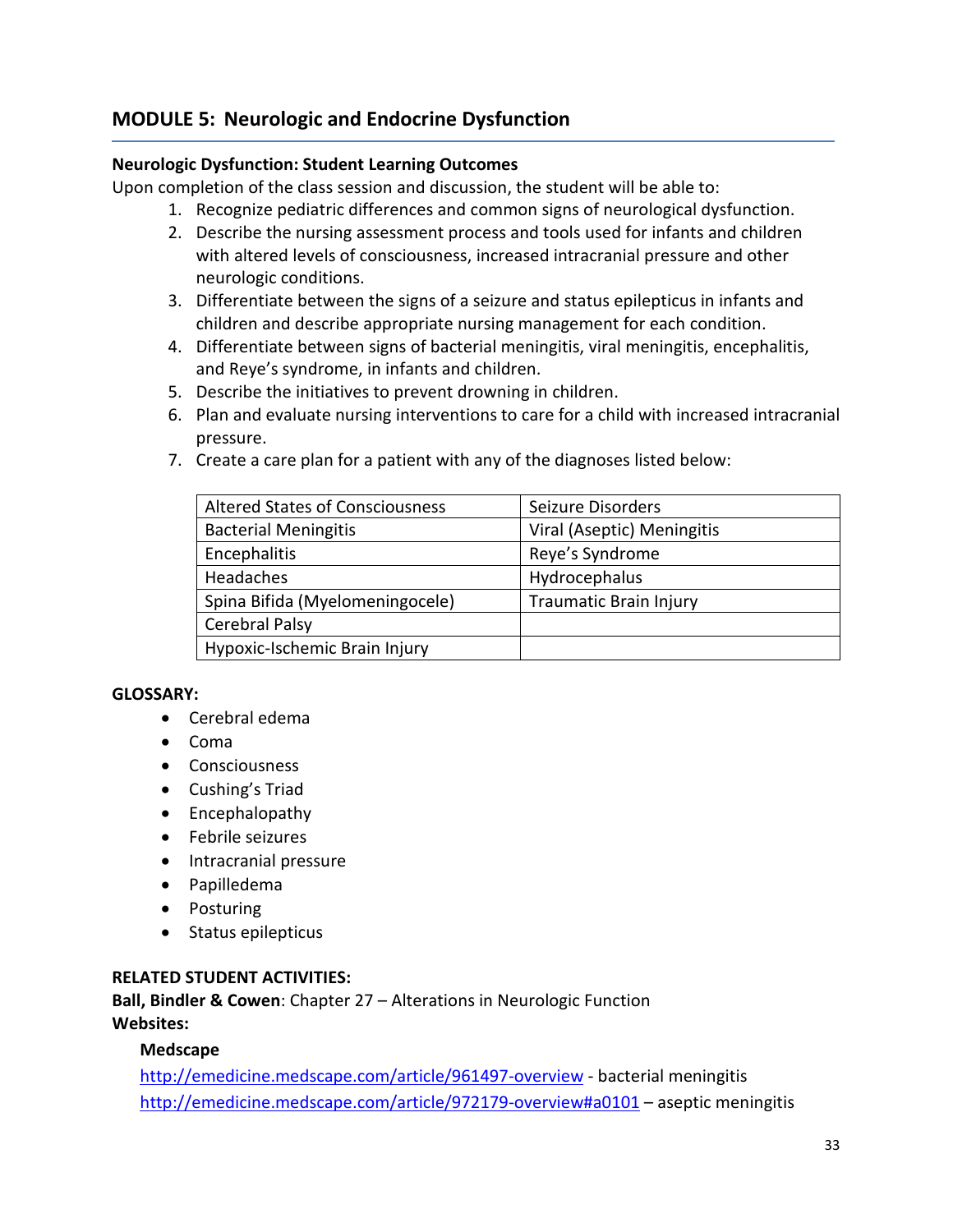## MODULE 5: Neurologic and Endocrine Dysfunction

**Neurologic Dysfunction: Student Learning Outcomes**

Upon completion of the class session and discussion, the student will be able to:

1. Recognize pediatric differences and common signs of neurological dysfunction.
2. Describe the nursing assessment process and tools used for infants and children with altered levels of consciousness, increased intracranial pressure and other neurologic conditions.
3. Differentiate between the signs of a seizure and status epilepticus in infants and children and describe appropriate nursing management for each condition.
4. Differentiate between signs of bacterial meningitis, viral meningitis, encephalitis, and Reye's syndrome, in infants and children.
5. Describe the initiatives to prevent drowning in children.
6. Plan and evaluate nursing interventions to care for a child with increased intracranial pressure.
7. Create a care plan for a patient with any of the diagnoses listed below:

| | |
|---|---|
| Altered States of Consciousness | Seizure Disorders |
| Bacterial Meningitis | Viral (Aseptic) Meningitis |
| Encephalitis | Reye's Syndrome |
| Headaches | Hydrocephalus |
| Spina Bifida (Myelomeningocele) | Traumatic Brain Injury |
| Cerebral Palsy | |
| Hypoxic-Ischemic Brain Injury | |

**GLOSSARY:**

- Cerebral edema
- Coma
- Consciousness
- Cushing's Triad
- Encephalopathy
- Febrile seizures
- Intracranial pressure
- Papilledema
- Posturing
- Status epilepticus

**RELATED STUDENT ACTIVITIES:**

**Ball, Bindler & Cowen**: Chapter 27 – Alterations in Neurologic Function

**Websites:**

**Medscape**

http://emedicine.medscape.com/article/961497-overview - bacterial meningitis

http://emedicine.medscape.com/article/972179-overview#a0101 – aseptic meningitis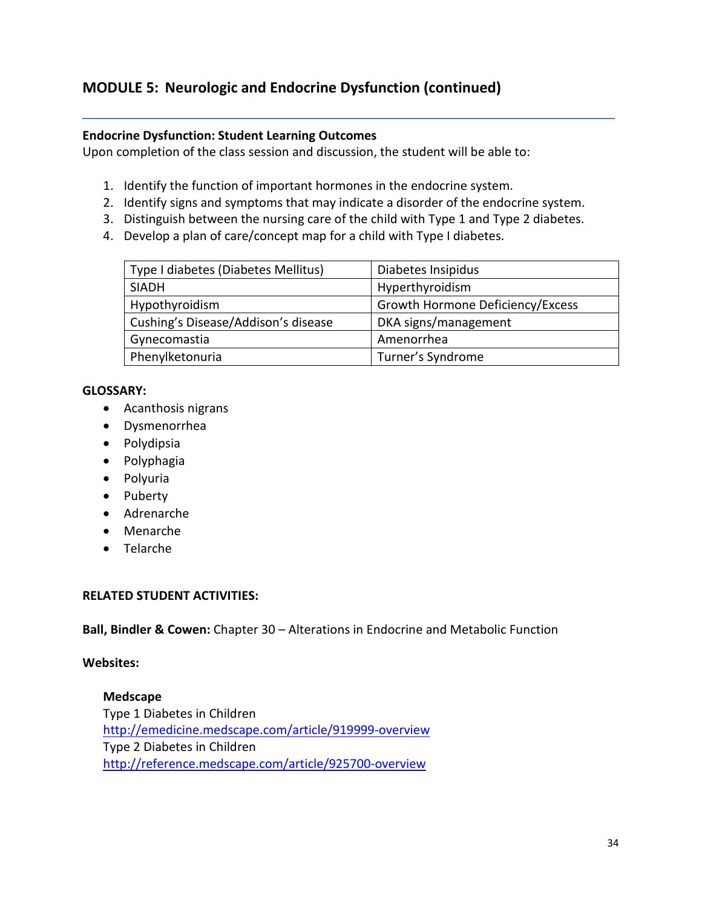## MODULE 5: Neurologic and Endocrine Dysfunction (continued)

---

**Endocrine Dysfunction: Student Learning Outcomes**
Upon completion of the class session and discussion, the student will be able to:

1. Identify the function of important hormones in the endocrine system.
2. Identify signs and symptoms that may indicate a disorder of the endocrine system.
3. Distinguish between the nursing care of the child with Type 1 and Type 2 diabetes.
4. Develop a plan of care/concept map for a child with Type I diabetes.

| Type I diabetes (Diabetes Mellitus) | Diabetes Insipidus |
|---|---|
| SIADH | Hyperthyroidism |
| Hypothyroidism | Growth Hormone Deficiency/Excess |
| Cushing's Disease/Addison's disease | DKA signs/management |
| Gynecomastia | Amenorrhea |
| Phenylketonuria | Turner's Syndrome |

**GLOSSARY:**

- Acanthosis nigrans
- Dysmenorrhea
- Polydipsia
- Polyphagia
- Polyuria
- Puberty
- Adrenarche
- Menarche
- Telarche

**RELATED STUDENT ACTIVITIES:**

**Ball, Bindler & Cowen:** Chapter 30 – Alterations in Endocrine and Metabolic Function

**Websites:**

**Medscape**
Type 1 Diabetes in Children
http://emedicine.medscape.com/article/919999-overview
Type 2 Diabetes in Children
http://reference.medscape.com/article/925700-overview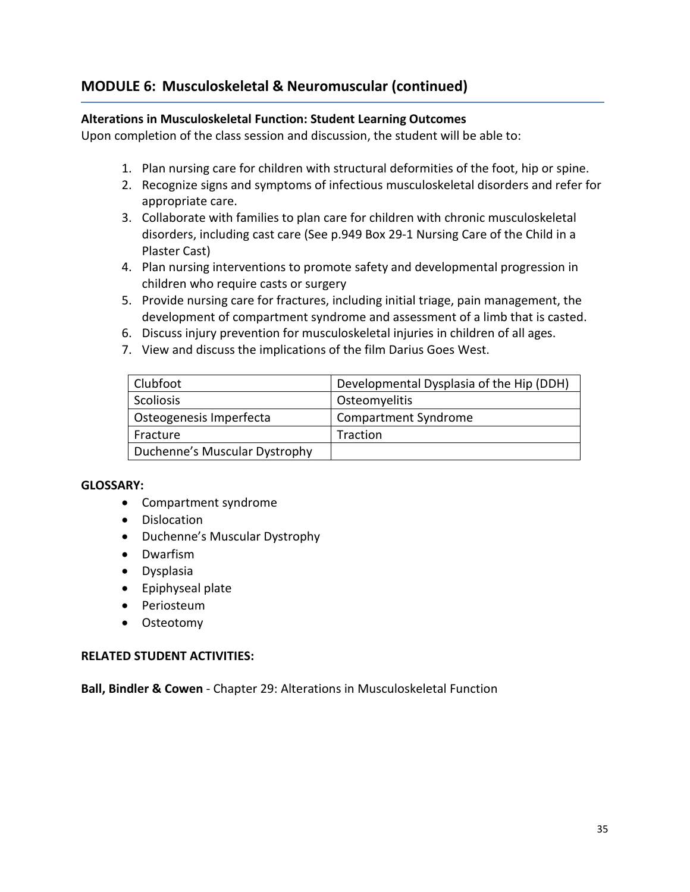## MODULE 6: Musculoskeletal & Neuromuscular (continued)

**Alterations in Musculoskeletal Function: Student Learning Outcomes**
Upon completion of the class session and discussion, the student will be able to:

1. Plan nursing care for children with structural deformities of the foot, hip or spine.
2. Recognize signs and symptoms of infectious musculoskeletal disorders and refer for appropriate care.
3. Collaborate with families to plan care for children with chronic musculoskeletal disorders, including cast care (See p.949 Box 29-1 Nursing Care of the Child in a Plaster Cast)
4. Plan nursing interventions to promote safety and developmental progression in children who require casts or surgery
5. Provide nursing care for fractures, including initial triage, pain management, the development of compartment syndrome and assessment of a limb that is casted.
6. Discuss injury prevention for musculoskeletal injuries in children of all ages.
7. View and discuss the implications of the film Darius Goes West.

| | |
|---|---|
| Clubfoot | Developmental Dysplasia of the Hip (DDH) |
| Scoliosis | Osteomyelitis |
| Osteogenesis Imperfecta | Compartment Syndrome |
| Fracture | Traction |
| Duchenne's Muscular Dystrophy | |

**GLOSSARY:**

- Compartment syndrome
- Dislocation
- Duchenne's Muscular Dystrophy
- Dwarfism
- Dysplasia
- Epiphyseal plate
- Periosteum
- Osteotomy

**RELATED STUDENT ACTIVITIES:**

**Ball, Bindler & Cowen** - Chapter 29: Alterations in Musculoskeletal Function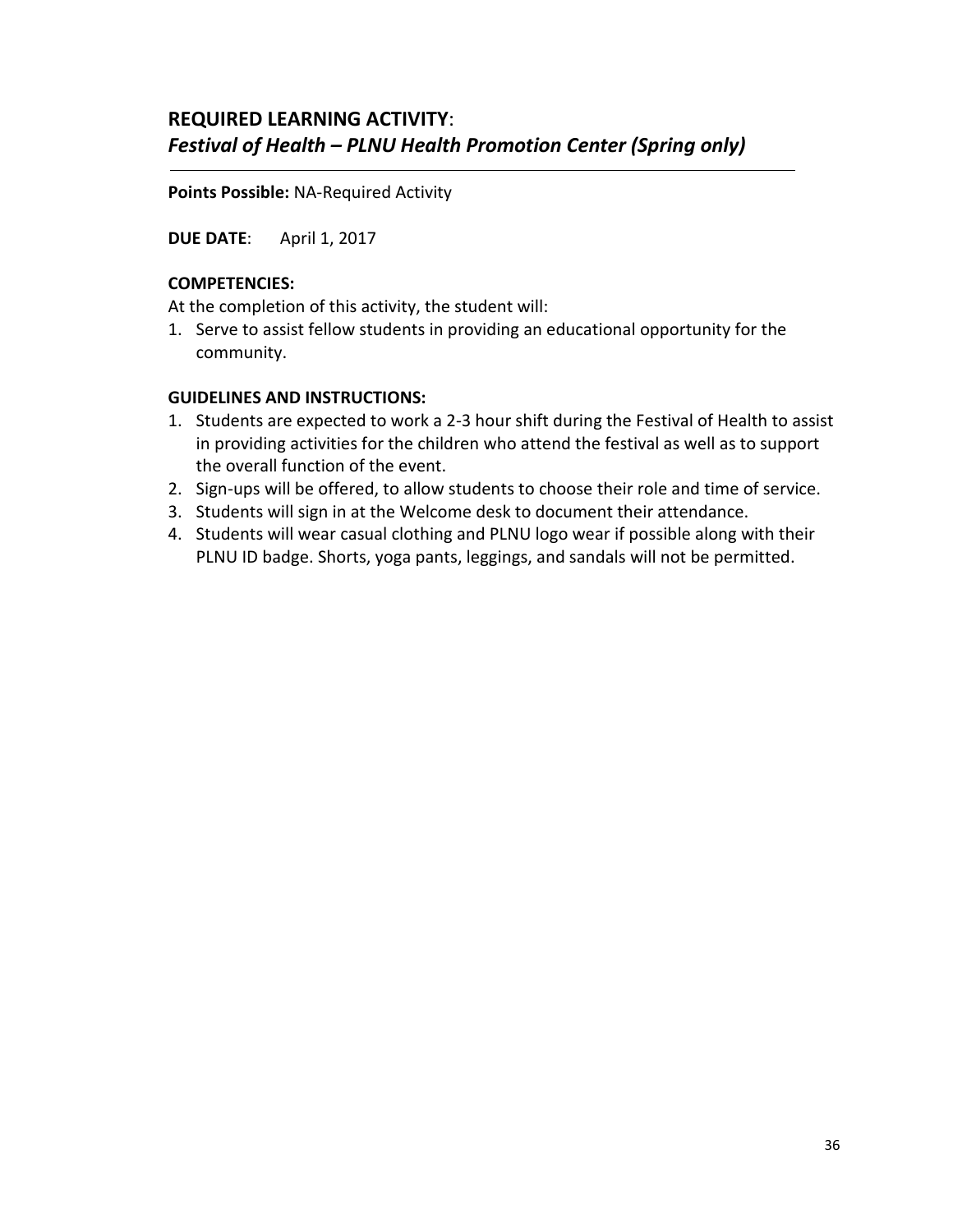## **REQUIRED LEARNING ACTIVITY**:
## ***Festival of Health – PLNU Health Promotion Center (Spring only)***

**Points Possible:** NA-Required Activity

**DUE DATE**: April 1, 2017

**COMPETENCIES:**

At the completion of this activity, the student will:

1. Serve to assist fellow students in providing an educational opportunity for the community.

**GUIDELINES AND INSTRUCTIONS:**

1. Students are expected to work a 2-3 hour shift during the Festival of Health to assist in providing activities for the children who attend the festival as well as to support the overall function of the event.
2. Sign-ups will be offered, to allow students to choose their role and time of service.
3. Students will sign in at the Welcome desk to document their attendance.
4. Students will wear casual clothing and PLNU logo wear if possible along with their PLNU ID badge. Shorts, yoga pants, leggings, and sandals will not be permitted.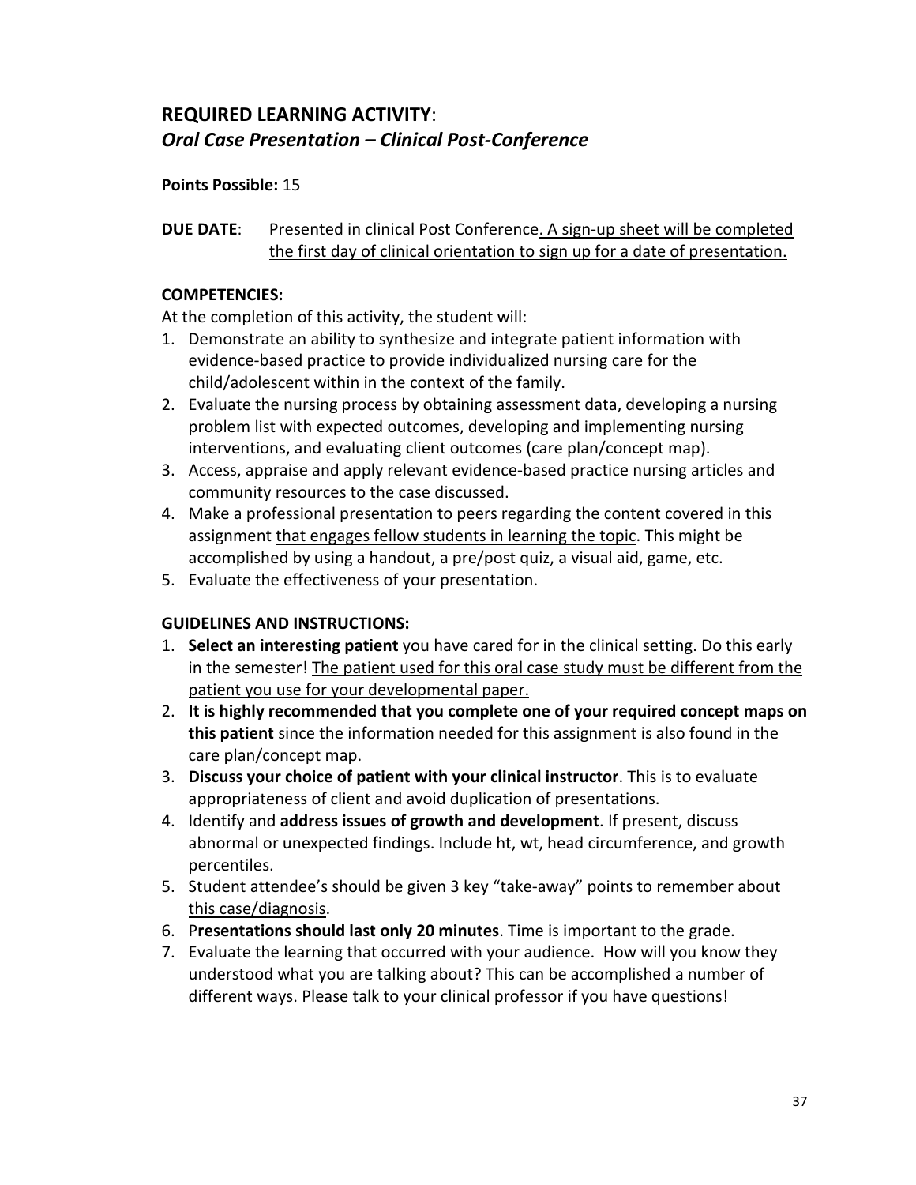## **REQUIRED LEARNING ACTIVITY**:
## ***Oral Case Presentation – Clinical Post-Conference***

---

**Points Possible:** 15

**DUE DATE**: Presented in clinical Post Conference. A sign-up sheet will be completed the first day of clinical orientation to sign up for a date of presentation.

**COMPETENCIES:**

At the completion of this activity, the student will:

1. Demonstrate an ability to synthesize and integrate patient information with evidence-based practice to provide individualized nursing care for the child/adolescent within in the context of the family.
2. Evaluate the nursing process by obtaining assessment data, developing a nursing problem list with expected outcomes, developing and implementing nursing interventions, and evaluating client outcomes (care plan/concept map).
3. Access, appraise and apply relevant evidence-based practice nursing articles and community resources to the case discussed.
4. Make a professional presentation to peers regarding the content covered in this assignment that engages fellow students in learning the topic. This might be accomplished by using a handout, a pre/post quiz, a visual aid, game, etc.
5. Evaluate the effectiveness of your presentation.

**GUIDELINES AND INSTRUCTIONS:**

1. **Select an interesting patient** you have cared for in the clinical setting. Do this early in the semester! The patient used for this oral case study must be different from the patient you use for your developmental paper.
2. **It is highly recommended that you complete one of your required concept maps on this patient** since the information needed for this assignment is also found in the care plan/concept map.
3. **Discuss your choice of patient with your clinical instructor**. This is to evaluate appropriateness of client and avoid duplication of presentations.
4. Identify and **address issues of growth and development**. If present, discuss abnormal or unexpected findings. Include ht, wt, head circumference, and growth percentiles.
5. Student attendee's should be given 3 key "take-away" points to remember about this case/diagnosis.
6. P**resentations should last only 20 minutes**. Time is important to the grade.
7. Evaluate the learning that occurred with your audience. How will you know they understood what you are talking about? This can be accomplished a number of different ways. Please talk to your clinical professor if you have questions!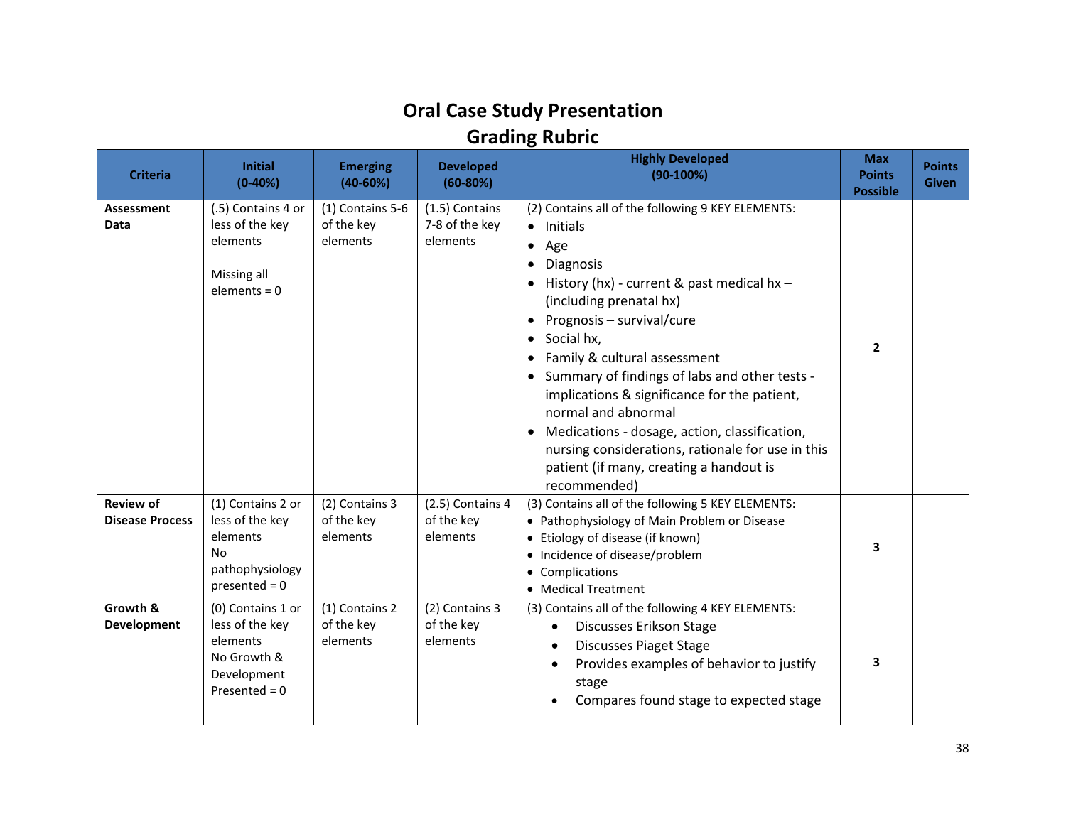# Oral Case Study Presentation
## Grading Rubric

| Criteria | Initial (0-40%) | Emerging (40-60%) | Developed (60-80%) | Highly Developed (90-100%) | Max Points Possible | Points Given |
|---|---|---|---|---|---|---|
| **Assessment Data** | (.5) Contains 4 or less of the key elements<br><br>Missing all elements = 0 | (1) Contains 5-6 of the key elements | (1.5) Contains 7-8 of the key elements | (2) Contains all of the following 9 KEY ELEMENTS:<br>• Initials<br>• Age<br>• Diagnosis<br>• History (hx) - current & past medical hx – (including prenatal hx)<br>• Prognosis – survival/cure<br>• Social hx,<br>• Family & cultural assessment<br>• Summary of findings of labs and other tests - implications & significance for the patient, normal and abnormal<br>• Medications - dosage, action, classification, nursing considerations, rationale for use in this patient (if many, creating a handout is recommended) | **2** | |
| **Review of Disease Process** | (1) Contains 2 or less of the key elements<br>No pathophysiology presented = 0 | (2) Contains 3 of the key elements | (2.5) Contains 4 of the key elements | (3) Contains all of the following 5 KEY ELEMENTS:<br>• Pathophysiology of Main Problem or Disease<br>• Etiology of disease (if known)<br>• Incidence of disease/problem<br>• Complications<br>• Medical Treatment | **3** | |
| **Growth & Development** | (0) Contains 1 or less of the key elements<br>No Growth & Development Presented = 0 | (1) Contains 2 of the key elements | (2) Contains 3 of the key elements | (3) Contains all of the following 4 KEY ELEMENTS:<br>• Discusses Erikson Stage<br>• Discusses Piaget Stage<br>• Provides examples of behavior to justify stage<br>• Compares found stage to expected stage | **3** | |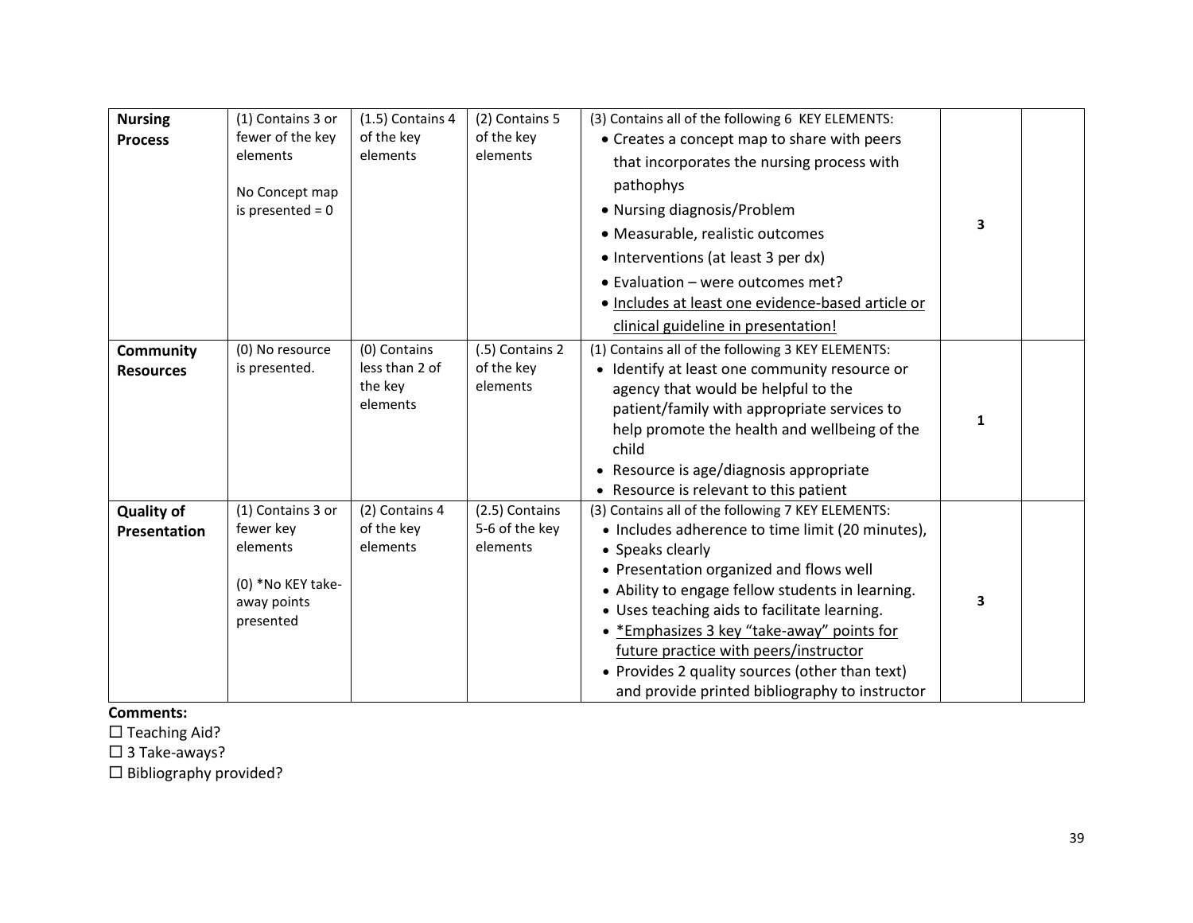| **Nursing Process** | (1) Contains 3 or fewer of the key elements<br><br>No Concept map is presented = 0 | (1.5) Contains 4 of the key elements | (2) Contains 5 of the key elements | (3) Contains all of the following 6 KEY ELEMENTS:<br>• Creates a concept map to share with peers that incorporates the nursing process with pathophys<br>• Nursing diagnosis/Problem<br>• Measurable, realistic outcomes<br>• Interventions (at least 3 per dx)<br>• Evaluation – were outcomes met?<br>• Includes at least one evidence-based article or clinical guideline in presentation! | 3 | |
|---|---|---|---|---|---|---|
| **Community Resources** | (0) No resource is presented. | (0) Contains less than 2 of the key elements | (.5) Contains 2 of the key elements | (1) Contains all of the following 3 KEY ELEMENTS:<br>• Identify at least one community resource or agency that would be helpful to the patient/family with appropriate services to help promote the health and wellbeing of the child<br>• Resource is age/diagnosis appropriate<br>• Resource is relevant to this patient | 1 | |
| **Quality of Presentation** | (1) Contains 3 or fewer key elements<br><br>(0) *No KEY take-away points presented | (2) Contains 4 of the key elements | (2.5) Contains 5-6 of the key elements | (3) Contains all of the following 7 KEY ELEMENTS:<br>• Includes adherence to time limit (20 minutes),<br>• Speaks clearly<br>• Presentation organized and flows well<br>• Ability to engage fellow students in learning.<br>• Uses teaching aids to facilitate learning.<br>• *Emphasizes 3 key "take-away" points for future practice with peers/instructor<br>• Provides 2 quality sources (other than text) and provide printed bibliography to instructor | 3 | |

**Comments:**

☐ Teaching Aid?

☐ 3 Take-aways?

☐ Bibliography provided?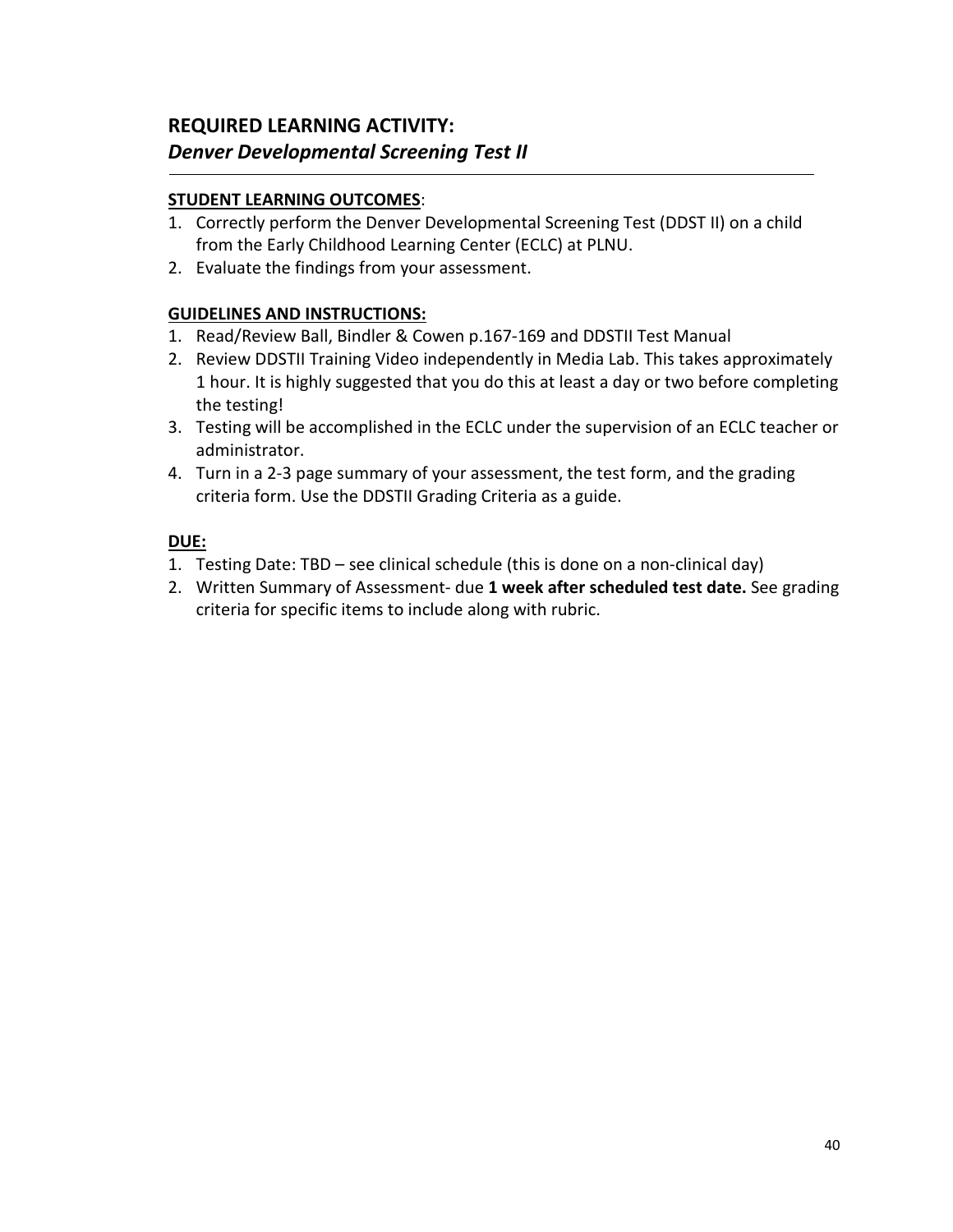## REQUIRED LEARNING ACTIVITY:
## *Denver Developmental Screening Test II*

---

<u>**STUDENT LEARNING OUTCOMES**</u>:

1. Correctly perform the Denver Developmental Screening Test (DDST II) on a child from the Early Childhood Learning Center (ECLC) at PLNU.
2. Evaluate the findings from your assessment.

<u>**GUIDELINES AND INSTRUCTIONS:**</u>

1. Read/Review Ball, Bindler & Cowen p.167-169 and DDSTII Test Manual
2. Review DDSTII Training Video independently in Media Lab. This takes approximately 1 hour. It is highly suggested that you do this at least a day or two before completing the testing!
3. Testing will be accomplished in the ECLC under the supervision of an ECLC teacher or administrator.
4. Turn in a 2-3 page summary of your assessment, the test form, and the grading criteria form. Use the DDSTII Grading Criteria as a guide.

<u>**DUE:**</u>

1. Testing Date: TBD – see clinical schedule (this is done on a non-clinical day)
2. Written Summary of Assessment- due **1 week after scheduled test date.** See grading criteria for specific items to include along with rubric.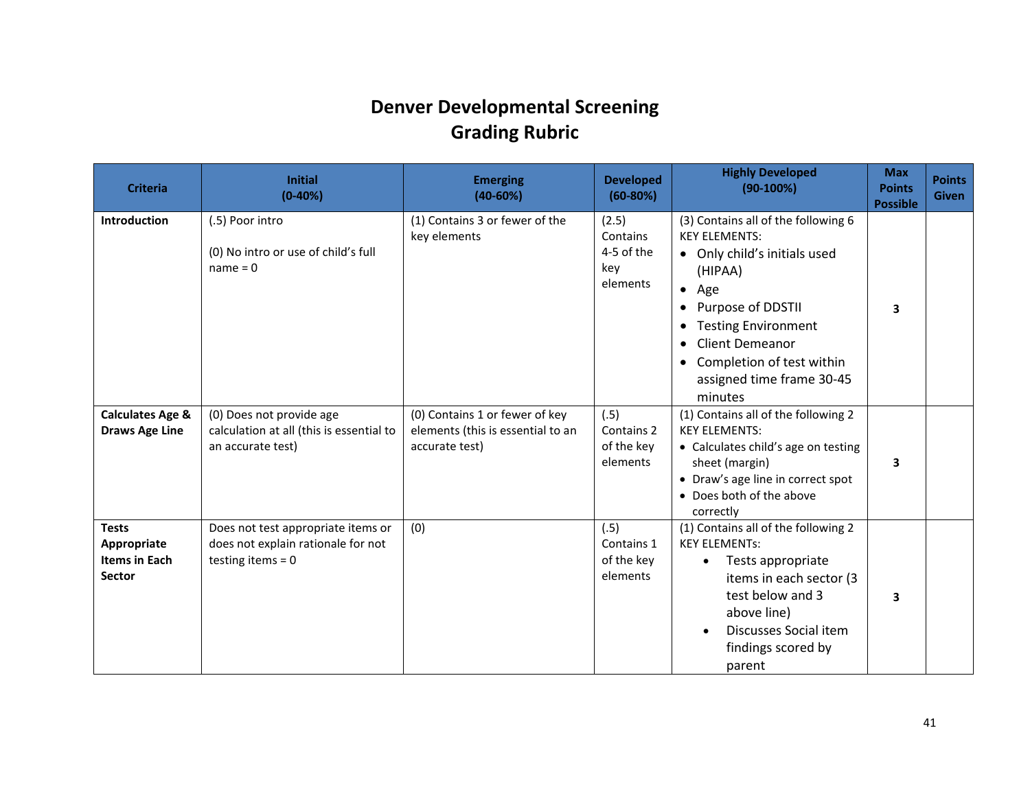# Denver Developmental Screening
## Grading Rubric

| Criteria | Initial (0-40%) | Emerging (40-60%) | Developed (60-80%) | Highly Developed (90-100%) | Max Points Possible | Points Given |
|---|---|---|---|---|---|---|
| **Introduction** | (.5) Poor intro<br><br>(0) No intro or use of child's full name = 0 | (1) Contains 3 or fewer of the key elements | (2.5) Contains 4-5 of the key elements | (3) Contains all of the following 6 KEY ELEMENTS:<br>• Only child's initials used (HIPAA)<br>• Age<br>• Purpose of DDSTII<br>• Testing Environment<br>• Client Demeanor<br>• Completion of test within assigned time frame 30-45 minutes | **3** | |
| **Calculates Age & Draws Age Line** | (0) Does not provide age calculation at all (this is essential to an accurate test) | (0) Contains 1 or fewer of key elements (this is essential to an accurate test) | (.5) Contains 2 of the key elements | (1) Contains all of the following 2 KEY ELEMENTS:<br>• Calculates child's age on testing sheet (margin)<br>• Draw's age line in correct spot<br>• Does both of the above correctly | **3** | |
| **Tests Appropriate Items in Each Sector** | Does not test appropriate items or does not explain rationale for not testing items = 0 | (0) | (.5) Contains 1 of the key elements | (1) Contains all of the following 2 KEY ELEMENTs:<br>• Tests appropriate items in each sector (3 test below and 3 above line)<br>• Discusses Social item findings scored by parent | **3** | |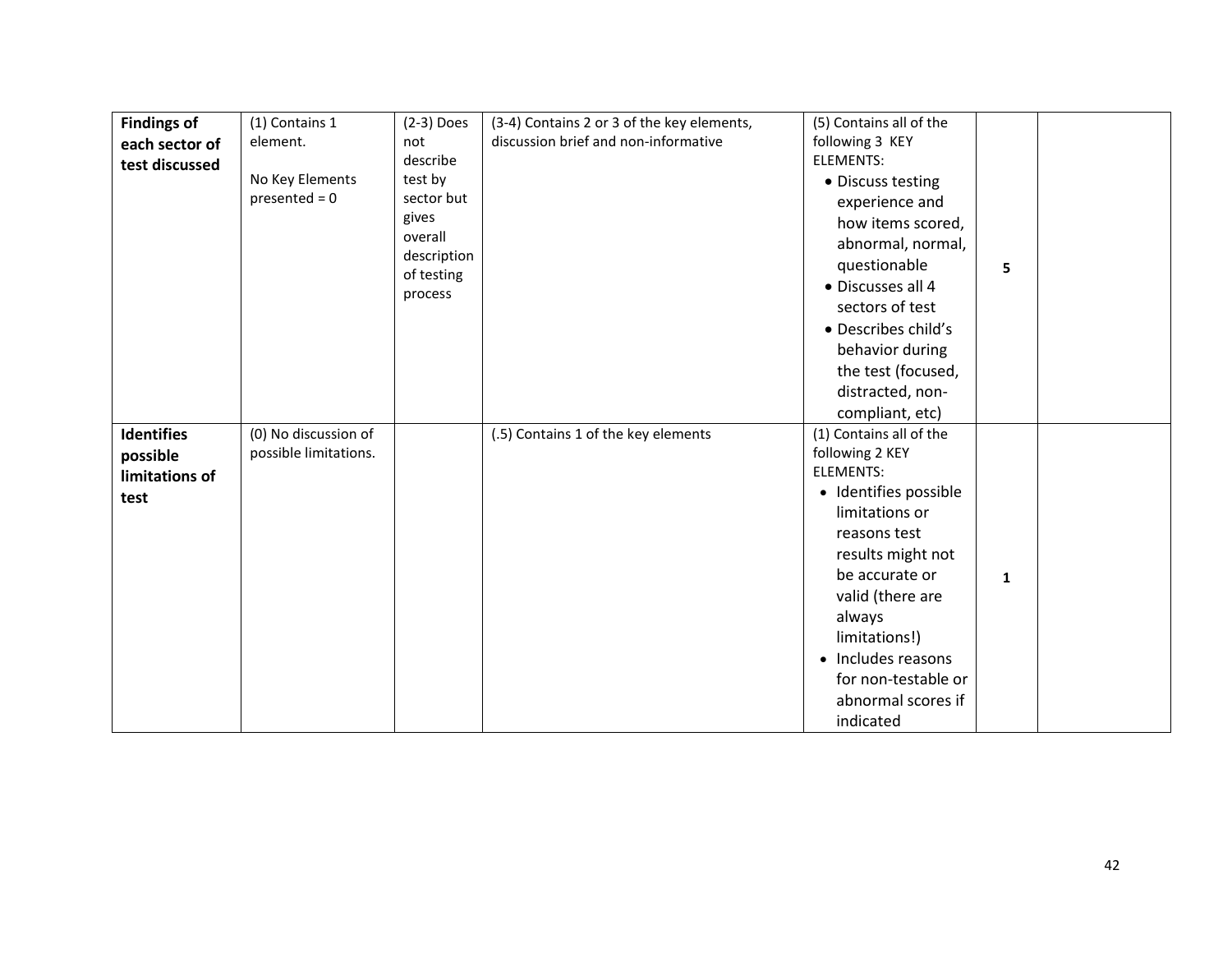| **Findings of each sector of test discussed** | (1) Contains 1 element.<br><br>No Key Elements presented = 0 | (2-3) Does not describe test by sector but gives overall description of testing process | (3-4) Contains 2 or 3 of the key elements, discussion brief and non-informative | (5) Contains all of the following 3 KEY ELEMENTS:<br>• Discuss testing experience and how items scored, abnormal, normal, questionable<br>• Discusses all 4 sectors of test<br>• Describes child's behavior during the test (focused, distracted, non-compliant, etc) | **5** | |
|---|---|---|---|---|---|---|
| **Identifies possible limitations of test** | (0) No discussion of possible limitations. | | (.5) Contains 1 of the key elements | (1) Contains all of the following 2 KEY ELEMENTS:<br>• Identifies possible limitations or reasons test results might not be accurate or valid (there are always limitations!)<br>• Includes reasons for non-testable or abnormal scores if indicated | **1** | |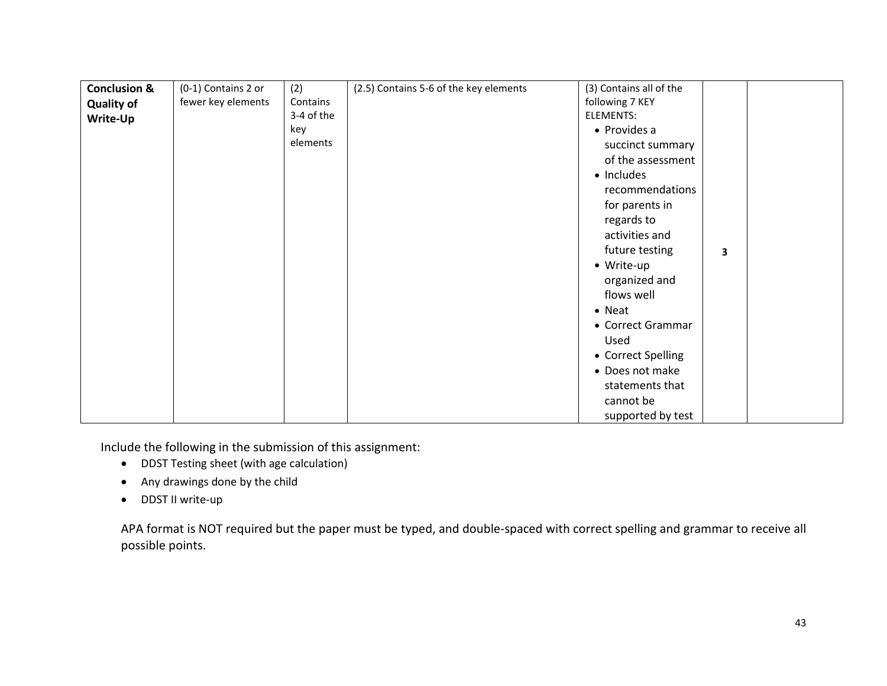| **Conclusion & Quality of Write-Up** | (0-1) Contains 2 or fewer key elements | (2) Contains 3-4 of the key elements | (2.5) Contains 5-6 of the key elements | (3) Contains all of the following 7 KEY ELEMENTS: <br>• Provides a succinct summary of the assessment <br>• Includes recommendations for parents in regards to activities and future testing <br>• Write-up organized and flows well <br>• Neat <br>• Correct Grammar Used <br>• Correct Spelling <br>• Does not make statements that cannot be supported by test | **3** | |
|---|---|---|---|---|---|---|

Include the following in the submission of this assignment:

- DDST Testing sheet (with age calculation)
- Any drawings done by the child
- DDST II write-up

APA format is NOT required but the paper must be typed, and double-spaced with correct spelling and grammar to receive all possible points.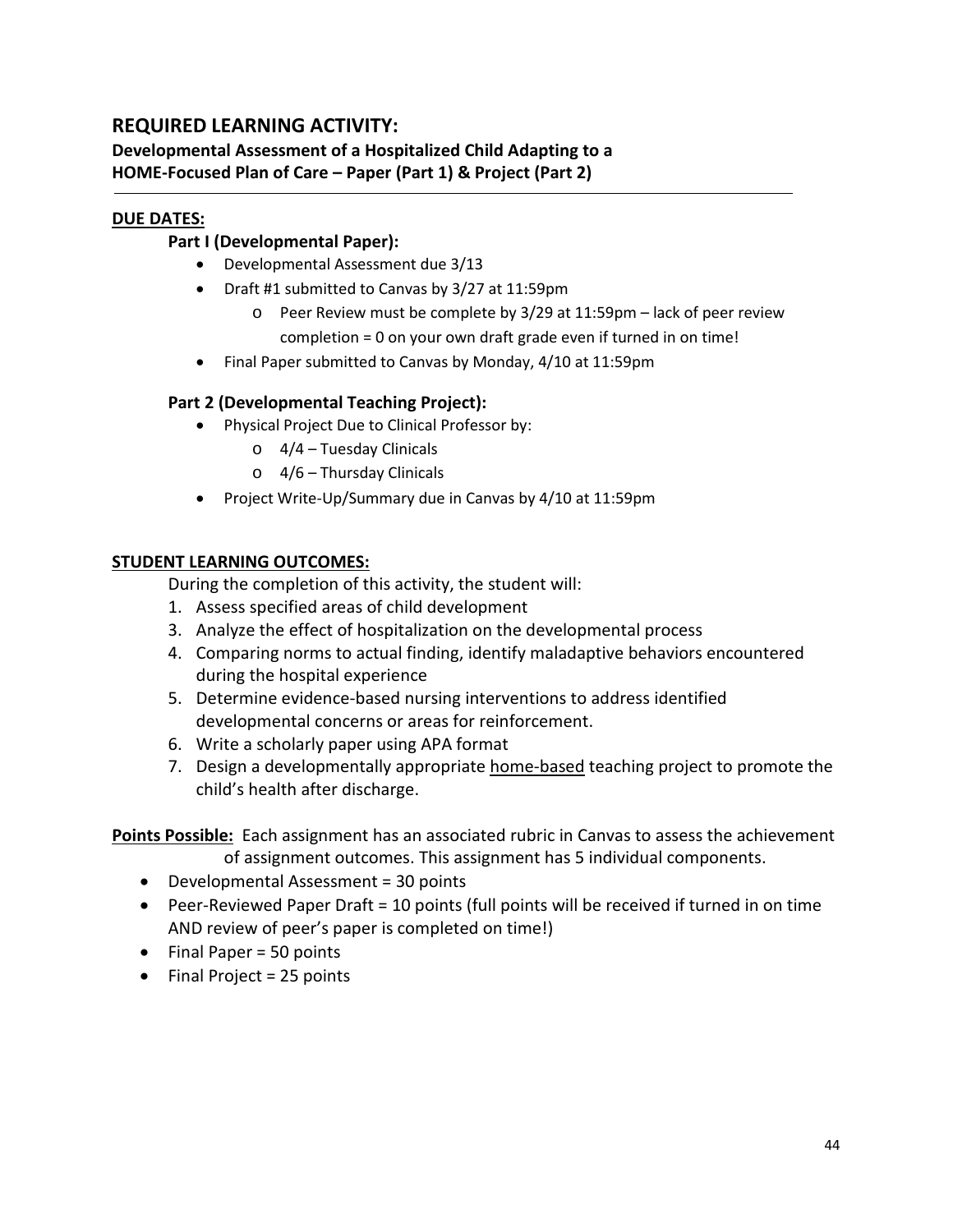## REQUIRED LEARNING ACTIVITY:

**Developmental Assessment of a Hospitalized Child Adapting to a HOME-Focused Plan of Care – Paper (Part 1) & Project (Part 2)**

---

**DUE DATES:**

**Part I (Developmental Paper):**

- Developmental Assessment due 3/13
- Draft #1 submitted to Canvas by 3/27 at 11:59pm
  - Peer Review must be complete by 3/29 at 11:59pm – lack of peer review completion = 0 on your own draft grade even if turned in on time!
- Final Paper submitted to Canvas by Monday, 4/10 at 11:59pm

**Part 2 (Developmental Teaching Project):**

- Physical Project Due to Clinical Professor by:
  - 4/4 – Tuesday Clinicals
  - 4/6 – Thursday Clinicals
- Project Write-Up/Summary due in Canvas by 4/10 at 11:59pm

**STUDENT LEARNING OUTCOMES:**

During the completion of this activity, the student will:

1. Assess specified areas of child development
3. Analyze the effect of hospitalization on the developmental process
4. Comparing norms to actual finding, identify maladaptive behaviors encountered during the hospital experience
5. Determine evidence-based nursing interventions to address identified developmental concerns or areas for reinforcement.
6. Write a scholarly paper using APA format
7. Design a developmentally appropriate <u>home-based</u> teaching project to promote the child's health after discharge.

**Points Possible:** Each assignment has an associated rubric in Canvas to assess the achievement of assignment outcomes. This assignment has 5 individual components.

- Developmental Assessment = 30 points
- Peer-Reviewed Paper Draft = 10 points (full points will be received if turned in on time AND review of peer's paper is completed on time!)
- Final Paper = 50 points
- Final Project = 25 points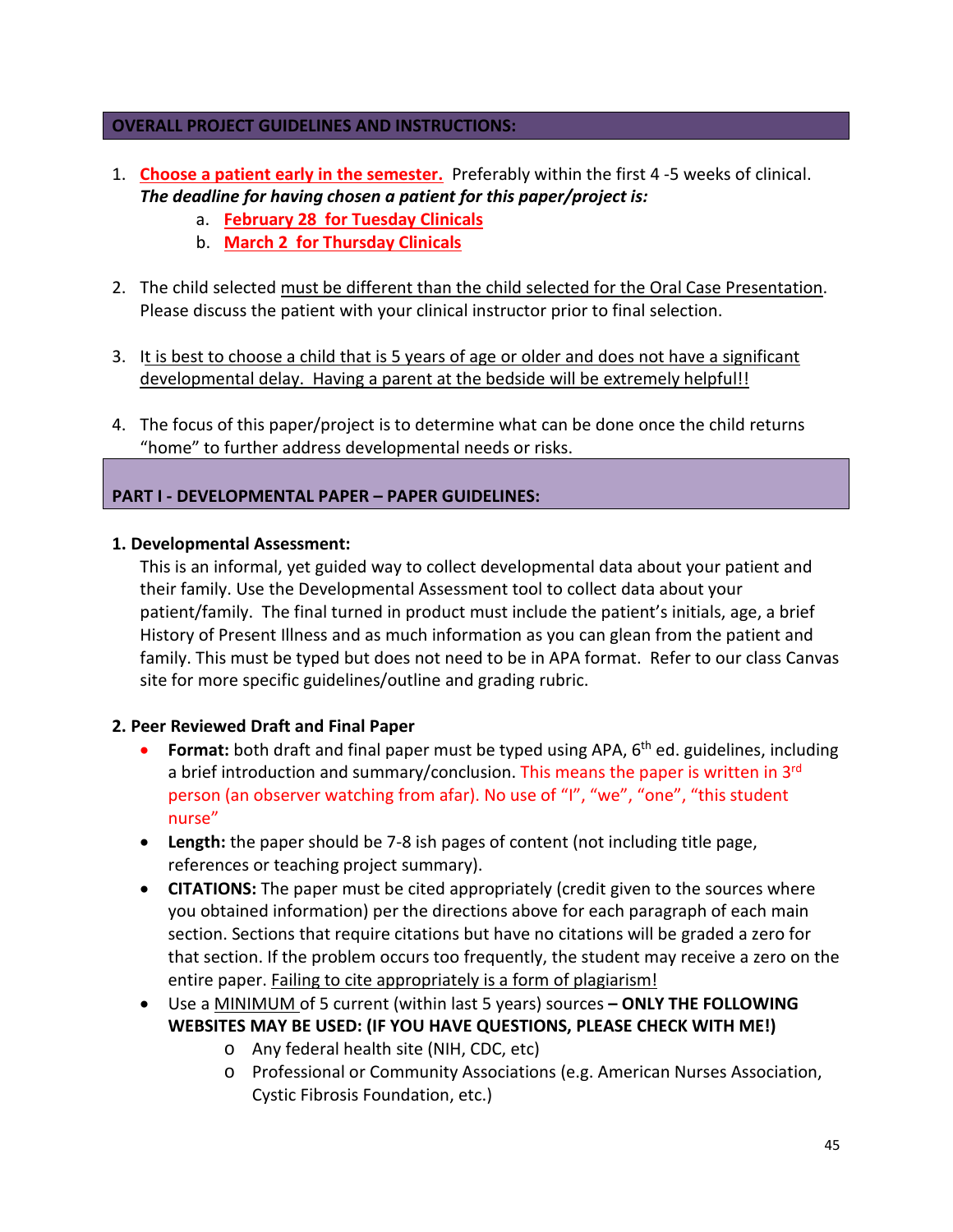## OVERALL PROJECT GUIDELINES AND INSTRUCTIONS:

1. **Choose a patient early in the semester.** Preferably within the first 4 -5 weeks of clinical. ***The deadline for having chosen a patient for this paper/project is:***
   a. **February 28 for Tuesday Clinicals**
   b. **March 2 for Thursday Clinicals**

2. The child selected must be different than the child selected for the Oral Case Presentation. Please discuss the patient with your clinical instructor prior to final selection.

3. It is best to choose a child that is 5 years of age or older and does not have a significant developmental delay. Having a parent at the bedside will be extremely helpful!!

4. The focus of this paper/project is to determine what can be done once the child returns "home" to further address developmental needs or risks.

## PART I - DEVELOPMENTAL PAPER – PAPER GUIDELINES:

**1. Developmental Assessment:**

This is an informal, yet guided way to collect developmental data about your patient and their family. Use the Developmental Assessment tool to collect data about your patient/family. The final turned in product must include the patient's initials, age, a brief History of Present Illness and as much information as you can glean from the patient and family. This must be typed but does not need to be in APA format. Refer to our class Canvas site for more specific guidelines/outline and grading rubric.

**2. Peer Reviewed Draft and Final Paper**

- **Format:** both draft and final paper must be typed using APA, 6th ed. guidelines, including a brief introduction and summary/conclusion. This means the paper is written in 3rd person (an observer watching from afar). No use of "I", "we", "one", "this student nurse"
- **Length:** the paper should be 7-8 ish pages of content (not including title page, references or teaching project summary).
- **CITATIONS:** The paper must be cited appropriately (credit given to the sources where you obtained information) per the directions above for each paragraph of each main section. Sections that require citations but have no citations will be graded a zero for that section. If the problem occurs too frequently, the student may receive a zero on the entire paper. Failing to cite appropriately is a form of plagiarism!
- Use a MINIMUM of 5 current (within last 5 years) sources **– ONLY THE FOLLOWING WEBSITES MAY BE USED: (IF YOU HAVE QUESTIONS, PLEASE CHECK WITH ME!)**
  - Any federal health site (NIH, CDC, etc)
  - Professional or Community Associations (e.g. American Nurses Association, Cystic Fibrosis Foundation, etc.)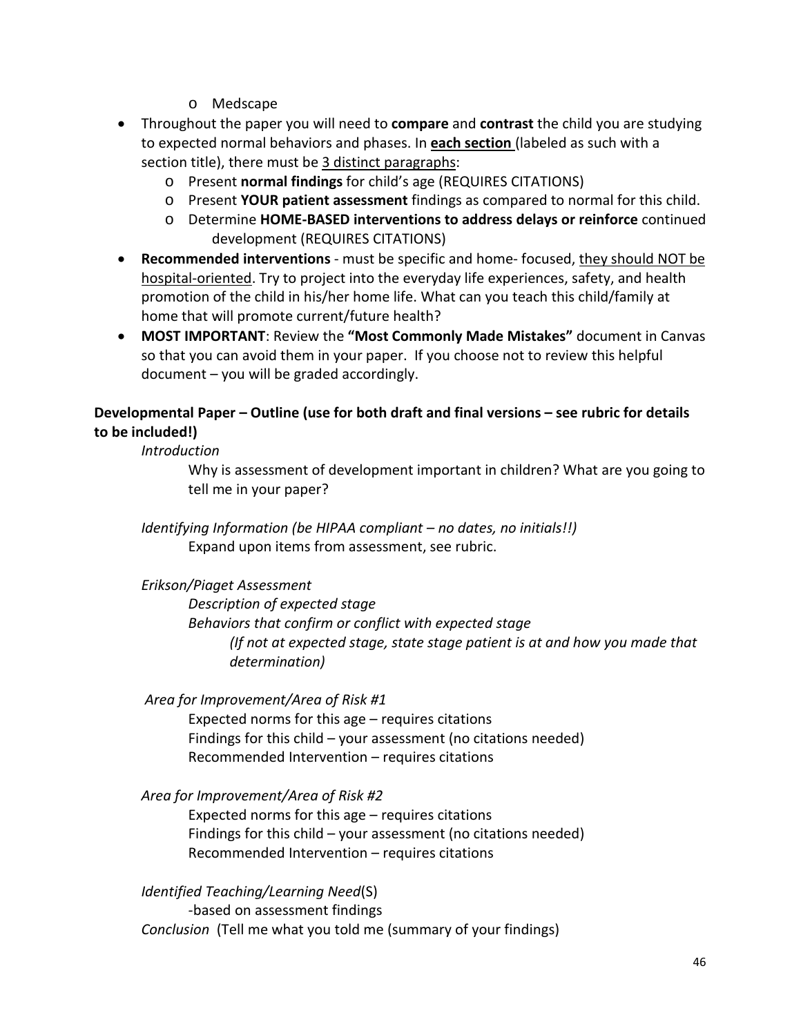- Medscape
- Throughout the paper you will need to **compare** and **contrast** the child you are studying to expected normal behaviors and phases. In **<u>each section</u>** (labeled as such with a section title), there must be <u>3 distinct paragraphs</u>:
  - Present **normal findings** for child's age (REQUIRES CITATIONS)
  - Present **YOUR patient assessment** findings as compared to normal for this child.
  - Determine **HOME-BASED interventions to address delays or reinforce** continued development (REQUIRES CITATIONS)
- **Recommended interventions** - must be specific and home- focused, <u>they should NOT be hospital-oriented</u>. Try to project into the everyday life experiences, safety, and health promotion of the child in his/her home life. What can you teach this child/family at home that will promote current/future health?
- **MOST IMPORTANT**: Review the **"Most Commonly Made Mistakes"** document in Canvas so that you can avoid them in your paper. If you choose not to review this helpful document – you will be graded accordingly.

**Developmental Paper – Outline (use for both draft and final versions – see rubric for details to be included!)**

*Introduction*

Why is assessment of development important in children? What are you going to tell me in your paper?

*Identifying Information (be HIPAA compliant – no dates, no initials!!)*

Expand upon items from assessment, see rubric.

*Erikson/Piaget Assessment*

*Description of expected stage*

*Behaviors that confirm or conflict with expected stage*

*(If not at expected stage, state stage patient is at and how you made that determination)*

*Area for Improvement/Area of Risk #1*

Expected norms for this age – requires citations

Findings for this child – your assessment (no citations needed)

Recommended Intervention – requires citations

*Area for Improvement/Area of Risk #2*

Expected norms for this age – requires citations

Findings for this child – your assessment (no citations needed)

Recommended Intervention – requires citations

*Identified Teaching/Learning Need*(S)

-based on assessment findings

*Conclusion* (Tell me what you told me (summary of your findings)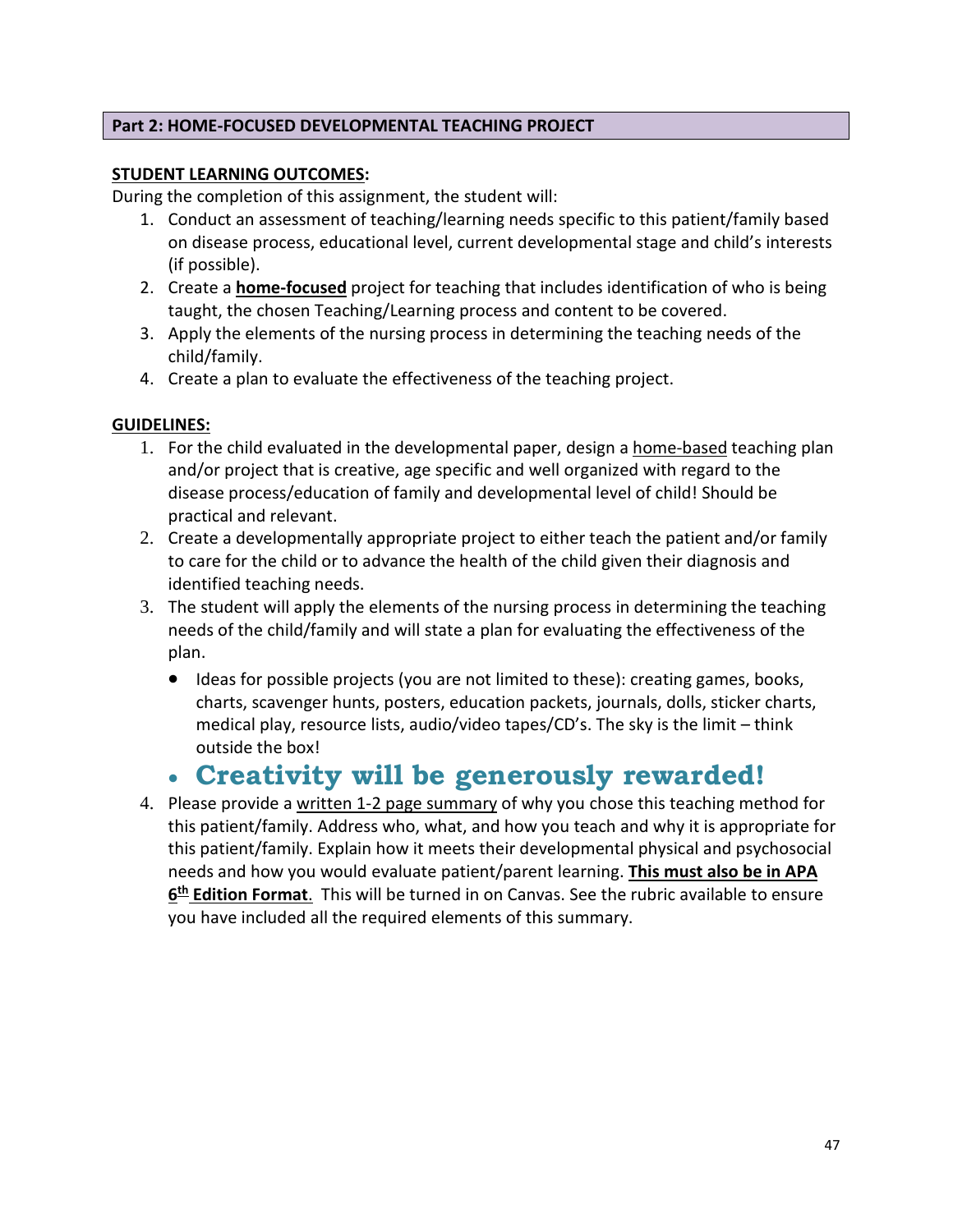## Part 2: HOME-FOCUSED DEVELOPMENTAL TEACHING PROJECT

**STUDENT LEARNING OUTCOMES:**

During the completion of this assignment, the student will:

1. Conduct an assessment of teaching/learning needs specific to this patient/family based on disease process, educational level, current developmental stage and child's interests (if possible).
2. Create a **home-focused** project for teaching that includes identification of who is being taught, the chosen Teaching/Learning process and content to be covered.
3. Apply the elements of the nursing process in determining the teaching needs of the child/family.
4. Create a plan to evaluate the effectiveness of the teaching project.

**GUIDELINES:**

1. For the child evaluated in the developmental paper, design a home-based teaching plan and/or project that is creative, age specific and well organized with regard to the disease process/education of family and developmental level of child! Should be practical and relevant.
2. Create a developmentally appropriate project to either teach the patient and/or family to care for the child or to advance the health of the child given their diagnosis and identified teaching needs.
3. The student will apply the elements of the nursing process in determining the teaching needs of the child/family and will state a plan for evaluating the effectiveness of the plan.
   - Ideas for possible projects (you are not limited to these): creating games, books, charts, scavenger hunts, posters, education packets, journals, dolls, sticker charts, medical play, resource lists, audio/video tapes/CD's. The sky is the limit – think outside the box!
   - **Creativity will be generously rewarded!**
4. Please provide a written 1-2 page summary of why you chose this teaching method for this patient/family. Address who, what, and how you teach and why it is appropriate for this patient/family. Explain how it meets their developmental physical and psychosocial needs and how you would evaluate patient/parent learning. **This must also be in APA 6th Edition Format**. This will be turned in on Canvas. See the rubric available to ensure you have included all the required elements of this summary.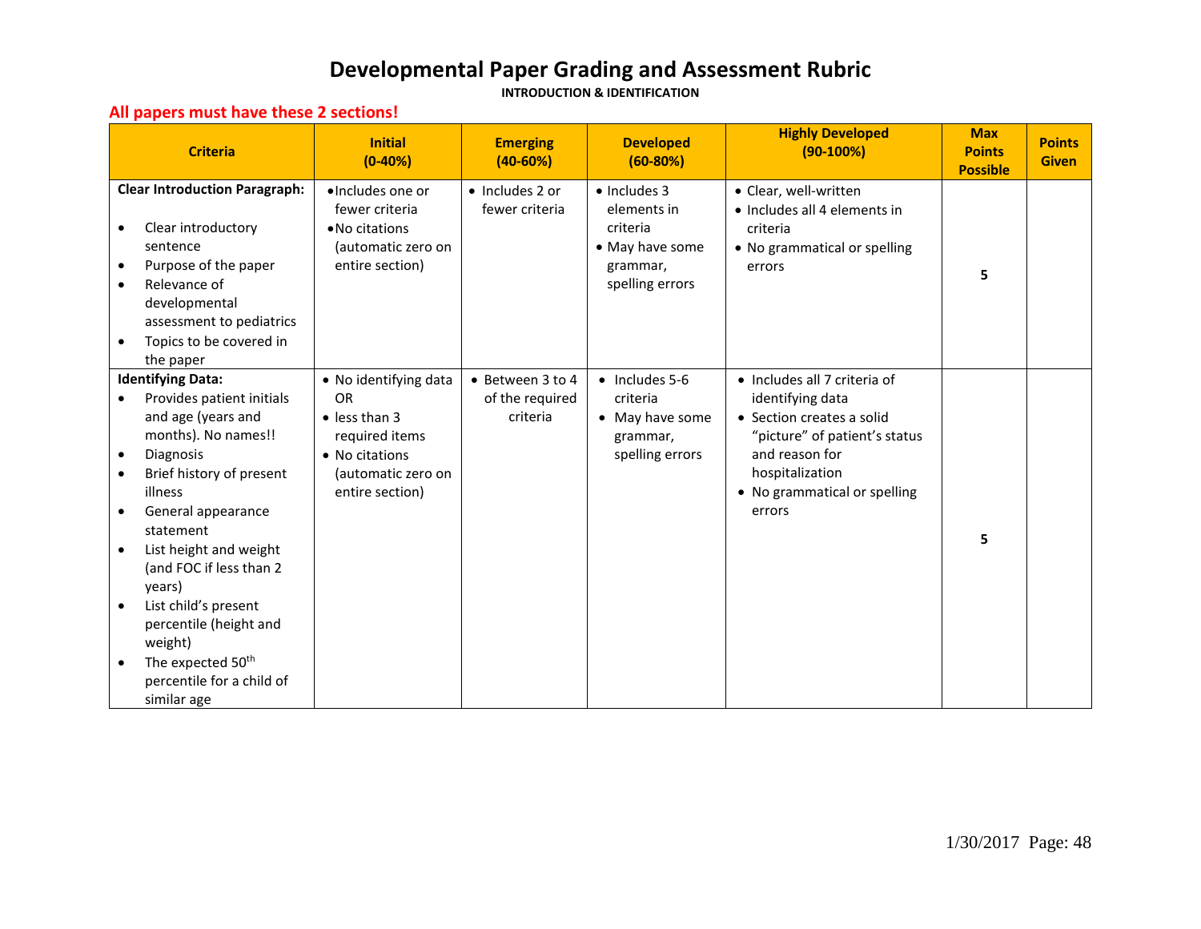# Developmental Paper Grading and Assessment Rubric

**INTRODUCTION & IDENTIFICATION**

**All papers must have these 2 sections!**

| Criteria | Initial (0-40%) | Emerging (40-60%) | Developed (60-80%) | Highly Developed (90-100%) | Max Points Possible | Points Given |
|---|---|---|---|---|---|---|
| **Clear Introduction Paragraph:**<br>• Clear introductory sentence<br>• Purpose of the paper<br>• Relevance of developmental assessment to pediatrics<br>• Topics to be covered in the paper | • Includes one or fewer criteria<br>• No citations (automatic zero on entire section) | • Includes 2 or fewer criteria | • Includes 3 elements in criteria<br>• May have some grammar, spelling errors | • Clear, well-written<br>• Includes all 4 elements in criteria<br>• No grammatical or spelling errors | **5** | |
| **Identifying Data:**<br>• Provides patient initials and age (years and months). No names!!<br>• Diagnosis<br>• Brief history of present illness<br>• General appearance statement<br>• List height and weight (and FOC if less than 2 years)<br>• List child's present percentile (height and weight)<br>• The expected $50^{th}$ percentile for a child of similar age | • No identifying data OR<br>• less than 3 required items<br>• No citations (automatic zero on entire section) | • Between 3 to 4 of the required criteria | • Includes 5-6 criteria<br>• May have some grammar, spelling errors | • Includes all 7 criteria of identifying data<br>• Section creates a solid "picture" of patient's status and reason for hospitalization<br>• No grammatical or spelling errors | **5** | |

1/30/2017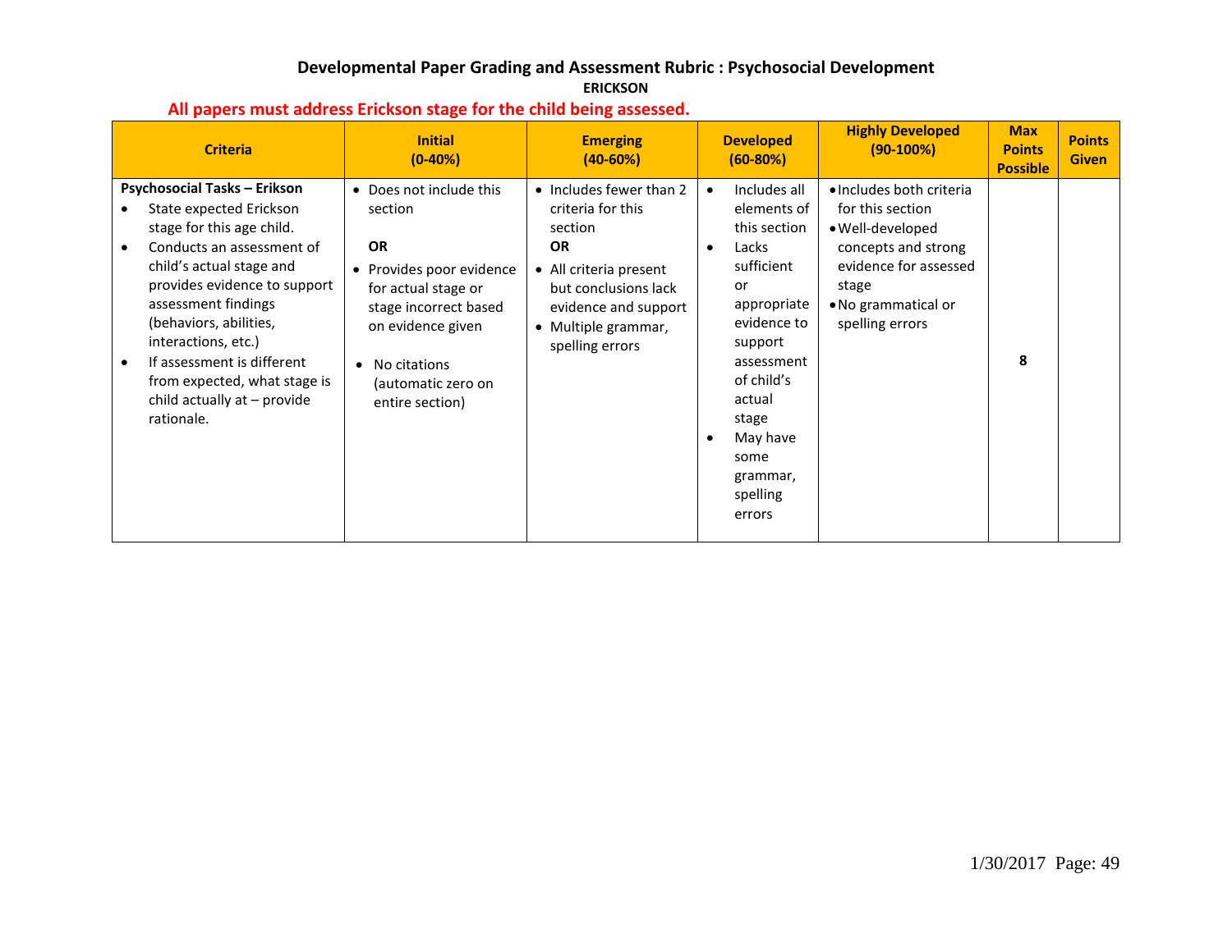# Developmental Paper Grading and Assessment Rubric : Psychosocial Development

**ERICKSON**

**All papers must address Erickson stage for the child being assessed.**

| Criteria | Initial (0-40%) | Emerging (40-60%) | Developed (60-80%) | Highly Developed (90-100%) | Max Points Possible | Points Given |
|---|---|---|---|---|---|---|
| **Psychosocial Tasks – Erikson**<br>• State expected Erickson stage for this age child.<br>• Conducts an assessment of child's actual stage and provides evidence to support assessment findings (behaviors, abilities, interactions, etc.)<br>• If assessment is different from expected, what stage is child actually at – provide rationale. | • Does not include this section<br>**OR**<br>• Provides poor evidence for actual stage or stage incorrect based on evidence given<br>• No citations (automatic zero on entire section) | • Includes fewer than 2 criteria for this section<br>**OR**<br>• All criteria present but conclusions lack evidence and support<br>• Multiple grammar, spelling errors | • Includes all elements of this section<br>• Lacks sufficient or appropriate evidence to support assessment of child's actual stage<br>• May have some grammar, spelling errors | • Includes both criteria for this section<br>• Well-developed concepts and strong evidence for assessed stage<br>• No grammatical or spelling errors | **8** | |

1/30/2017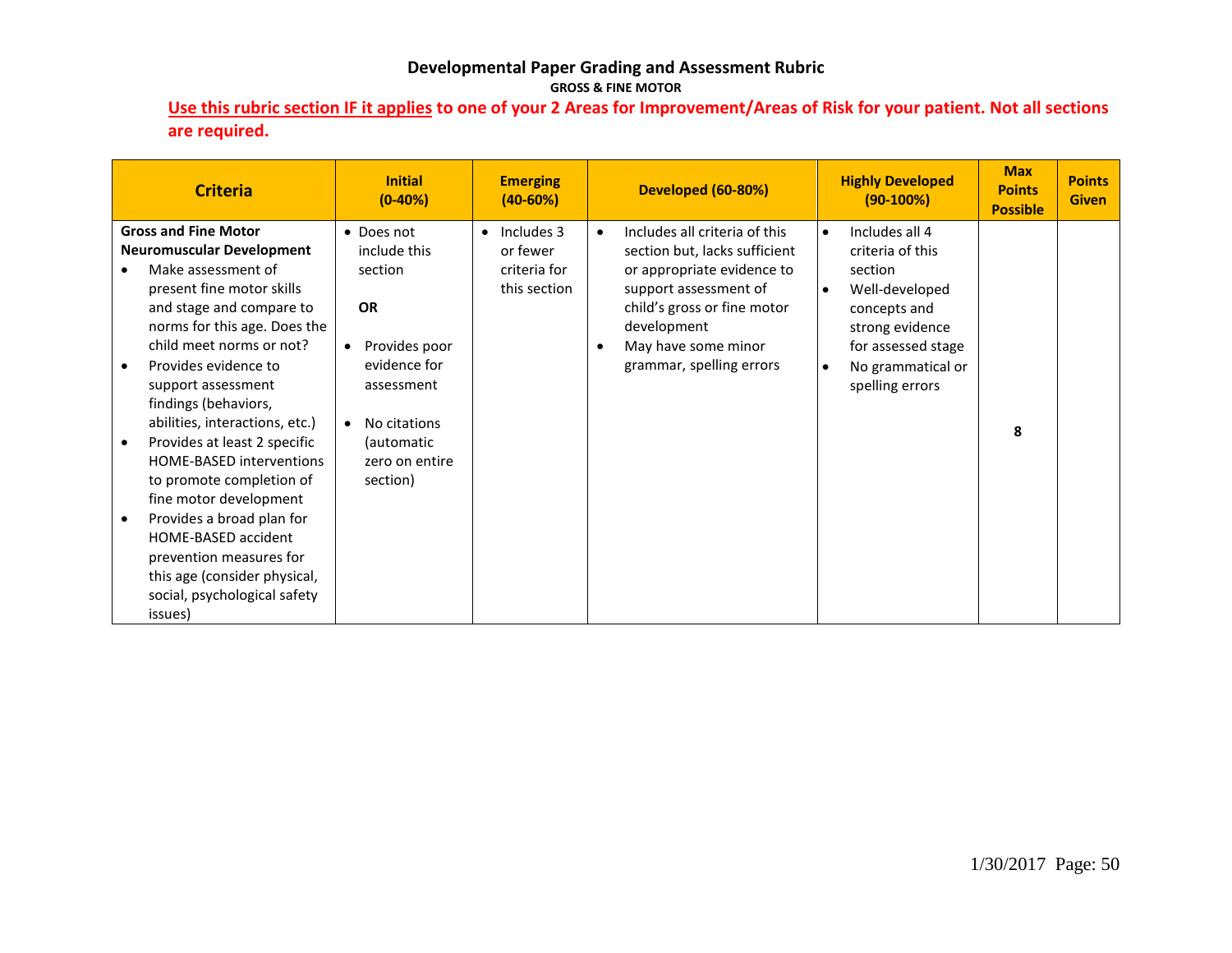# Developmental Paper Grading and Assessment Rubric

## GROSS & FINE MOTOR

**Use this rubric section IF it applies to one of your 2 Areas for Improvement/Areas of Risk for your patient. Not all sections are required.**

| Criteria | Initial (0-40%) | Emerging (40-60%) | Developed (60-80%) | Highly Developed (90-100%) | Max Points Possible | Points Given |
|---|---|---|---|---|---|---|
| **Gross and Fine Motor Neuromuscular Development**<br>• Make assessment of present fine motor skills and stage and compare to norms for this age. Does the child meet norms or not?<br>• Provides evidence to support assessment findings (behaviors, abilities, interactions, etc.)<br>• Provides at least 2 specific HOME-BASED interventions to promote completion of fine motor development<br>• Provides a broad plan for HOME-BASED accident prevention measures for this age (consider physical, social, psychological safety issues) | • Does not include this section<br><br>**OR**<br><br>• Provides poor evidence for assessment<br><br>• No citations (automatic zero on entire section) | • Includes 3 or fewer criteria for this section | • Includes all criteria of this section but, lacks sufficient or appropriate evidence to support assessment of child's gross or fine motor development<br>• May have some minor grammar, spelling errors | • Includes all 4 criteria of this section<br>• Well-developed concepts and strong evidence for assessed stage<br>• No grammatical or spelling errors | **8** | |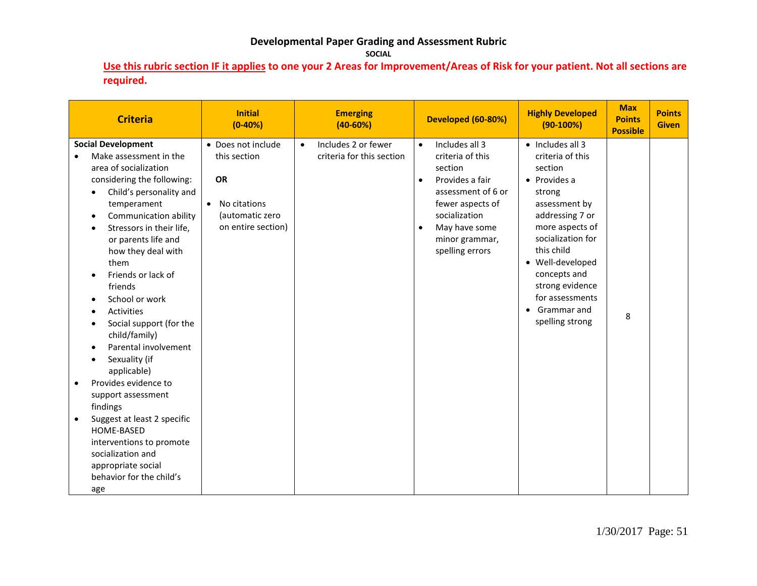# Developmental Paper Grading and Assessment Rubric

**SOCIAL**

**Use this rubric section IF it applies to one your 2 Areas for Improvement/Areas of Risk for your patient. Not all sections are required.**

| Criteria | Initial (0-40%) | Emerging (40-60%) | Developed (60-80%) | Highly Developed (90-100%) | Max Points Possible | Points Given |
|---|---|---|---|---|---|---|
| **Social Development**<br>• Make assessment in the area of socialization considering the following:<br>  • Child's personality and temperament<br>  • Communication ability<br>  • Stressors in their life, or parents life and how they deal with them<br>  • Friends or lack of friends<br>  • School or work<br>  • Activities<br>  • Social support (for the child/family)<br>  • Parental involvement<br>  • Sexuality (if applicable)<br>• Provides evidence to support assessment findings<br>• Suggest at least 2 specific HOME-BASED interventions to promote socialization and appropriate social behavior for the child's age | • Does not include this section<br><br>**OR**<br><br>• No citations (automatic zero on entire section) | • Includes 2 or fewer criteria for this section | • Includes all 3 criteria of this section<br>• Provides a fair assessment of 6 or fewer aspects of socialization<br>• May have some minor grammar, spelling errors | • Includes all 3 criteria of this section<br>• Provides a strong assessment by addressing 7 or more aspects of socialization for this child<br>• Well-developed concepts and strong evidence for assessments<br>• Grammar and spelling strong | 8 | |

1/30/2017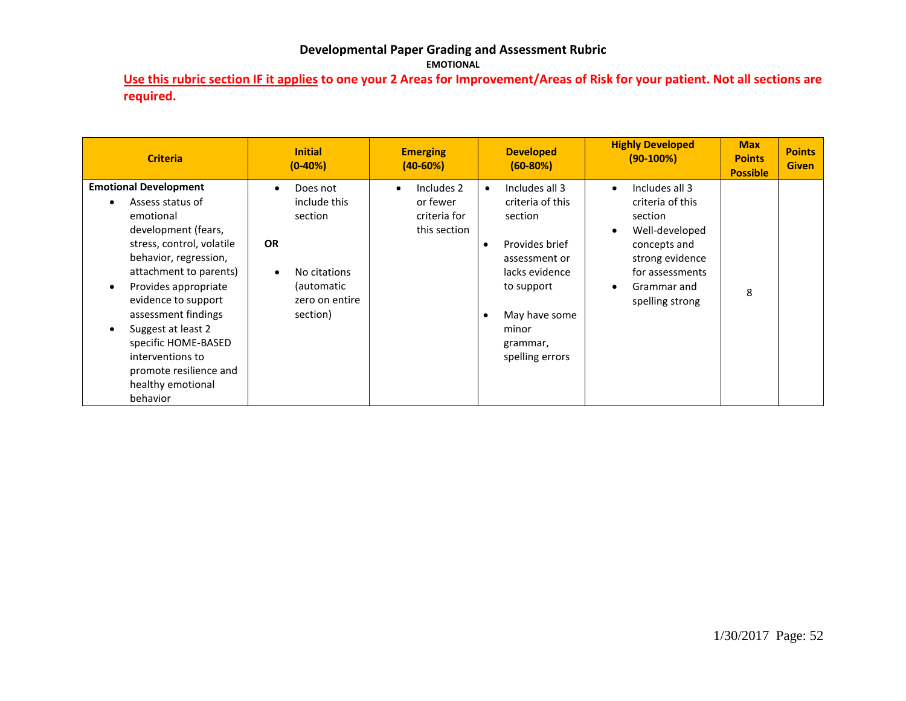# Developmental Paper Grading and Assessment Rubric

**EMOTIONAL**

**Use this rubric section IF it applies to one your 2 Areas for Improvement/Areas of Risk for your patient. Not all sections are required.**

| Criteria | Initial (0-40%) | Emerging (40-60%) | Developed (60-80%) | Highly Developed (90-100%) | Max Points Possible | Points Given |
|---|---|---|---|---|---|---|
| **Emotional Development**<br>• Assess status of emotional development (fears, stress, control, volatile behavior, regression, attachment to parents)<br>• Provides appropriate evidence to support assessment findings<br>• Suggest at least 2 specific HOME-BASED interventions to promote resilience and healthy emotional behavior | • Does not include this section<br>**OR**<br>• No citations (automatic zero on entire section) | • Includes 2 or fewer criteria for this section | • Includes all 3 criteria of this section<br>• Provides brief assessment or lacks evidence to support<br>• May have some minor grammar, spelling errors | • Includes all 3 criteria of this section<br>• Well-developed concepts and strong evidence for assessments<br>• Grammar and spelling strong | 8 | |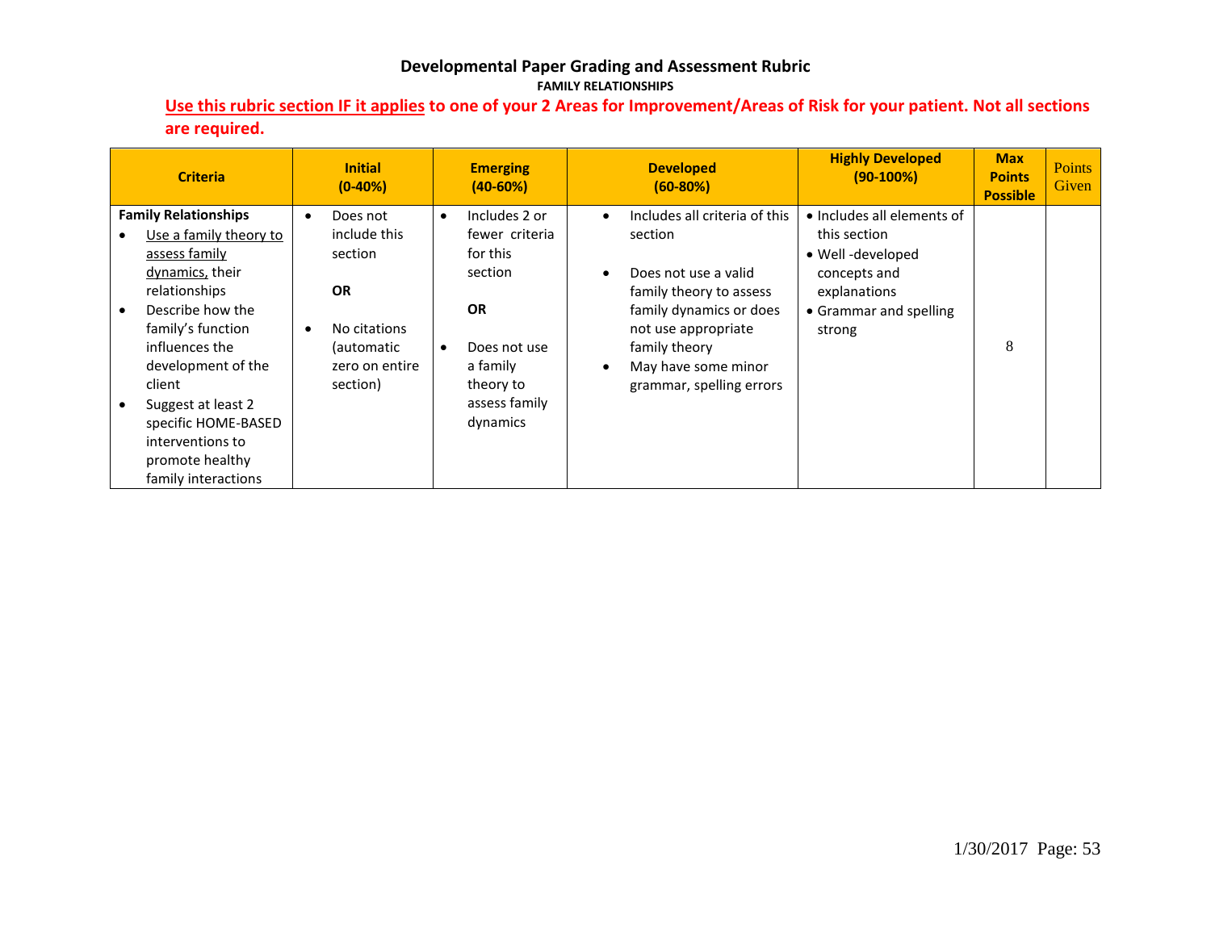# Developmental Paper Grading and Assessment Rubric

## FAMILY RELATIONSHIPS

**Use this rubric section IF it applies to one of your 2 Areas for Improvement/Areas of Risk for your patient. Not all sections are required.**

| Criteria | Initial (0-40%) | Emerging (40-60%) | Developed (60-80%) | Highly Developed (90-100%) | Max Points Possible | Points Given |
|---|---|---|---|---|---|---|
| **Family Relationships**<br>• Use a family theory to assess family dynamics, their relationships<br>• Describe how the family's function influences the development of the client<br>• Suggest at least 2 specific HOME-BASED interventions to promote healthy family interactions | • Does not include this section<br><br>**OR**<br><br>• No citations (automatic zero on entire section) | • Includes 2 or fewer criteria for this section<br><br>**OR**<br><br>• Does not use a family theory to assess family dynamics | • Includes all criteria of this section<br>• Does not use a valid family theory to assess family dynamics or does not use appropriate family theory<br>• May have some minor grammar, spelling errors | • Includes all elements of this section<br>• Well -developed concepts and explanations<br>• Grammar and spelling strong | 8 | |

1/30/2017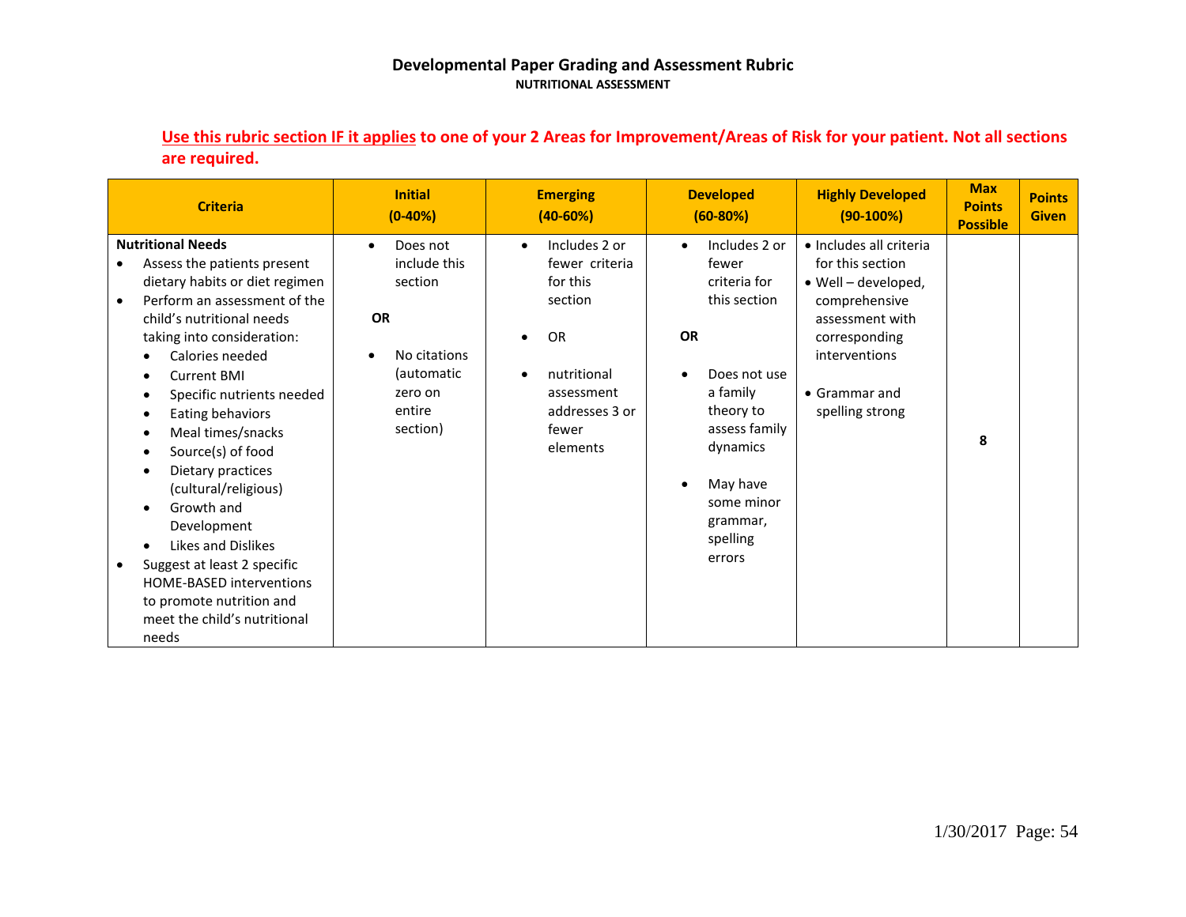# Developmental Paper Grading and Assessment Rubric

## NUTRITIONAL ASSESSMENT

**<u>Use this rubric section IF it applies</u> to one of your 2 Areas for Improvement/Areas of Risk for your patient. Not all sections are required.**

| Criteria | Initial (0-40%) | Emerging (40-60%) | Developed (60-80%) | Highly Developed (90-100%) | Max Points Possible | Points Given |
|---|---|---|---|---|---|---|
| **Nutritional Needs**<br>• Assess the patients present dietary habits or diet regimen<br>• Perform an assessment of the child's nutritional needs taking into consideration:<br>&nbsp;&nbsp;• Calories needed<br>&nbsp;&nbsp;• Current BMI<br>&nbsp;&nbsp;• Specific nutrients needed<br>&nbsp;&nbsp;• Eating behaviors<br>&nbsp;&nbsp;• Meal times/snacks<br>&nbsp;&nbsp;• Source(s) of food<br>&nbsp;&nbsp;• Dietary practices (cultural/religious)<br>&nbsp;&nbsp;• Growth and Development<br>&nbsp;&nbsp;• Likes and Dislikes<br>• Suggest at least 2 specific HOME-BASED interventions to promote nutrition and meet the child's nutritional needs | • Does not include this section<br>**OR**<br>• No citations (automatic zero on entire section) | • Includes 2 or fewer criteria for this section<br>• OR<br>• nutritional assessment addresses 3 or fewer elements | • Includes 2 or fewer criteria for this section<br>**OR**<br>• Does not use a family theory to assess family dynamics<br>• May have some minor grammar, spelling errors | • Includes all criteria for this section<br>• Well – developed, comprehensive assessment with corresponding interventions<br>• Grammar and spelling strong | **8** | |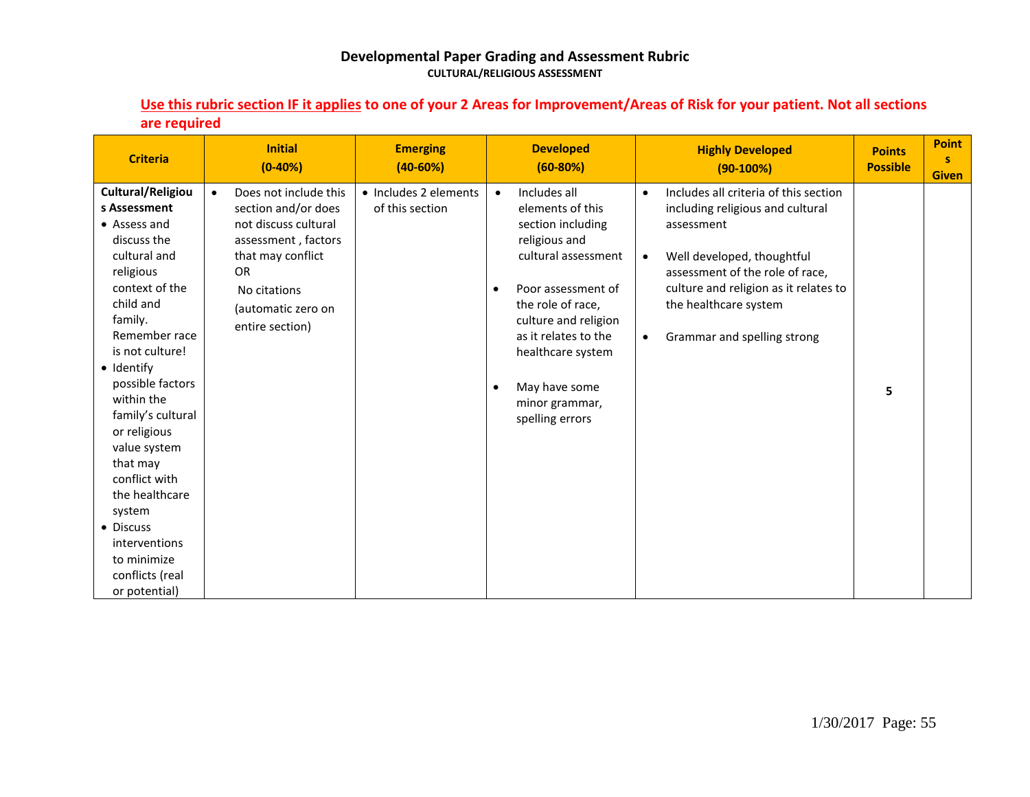## Developmental Paper Grading and Assessment Rubric

### CULTURAL/RELIGIOUS ASSESSMENT

**Use this rubric section IF it applies to one of your 2 Areas for Improvement/Areas of Risk for your patient. Not all sections are required**

| Criteria | Initial (0-40%) | Emerging (40-60%) | Developed (60-80%) | Highly Developed (90-100%) | Points Possible | Points Given |
|---|---|---|---|---|---|---|
| **Cultural/Religious Assessment**<br>• Assess and discuss the cultural and religious context of the child and family. Remember race is not culture!<br>• Identify possible factors within the family's cultural or religious value system that may conflict with the healthcare system<br>• Discuss interventions to minimize conflicts (real or potential) | • Does not include this section and/or does not discuss cultural assessment , factors that may conflict OR No citations (automatic zero on entire section) | • Includes 2 elements of this section | • Includes all elements of this section including religious and cultural assessment<br>• Poor assessment of the role of race, culture and religion as it relates to the healthcare system<br>• May have some minor grammar, spelling errors | • Includes all criteria of this section including religious and cultural assessment<br>• Well developed, thoughtful assessment of the role of race, culture and religion as it relates to the healthcare system<br>• Grammar and spelling strong | 5 | |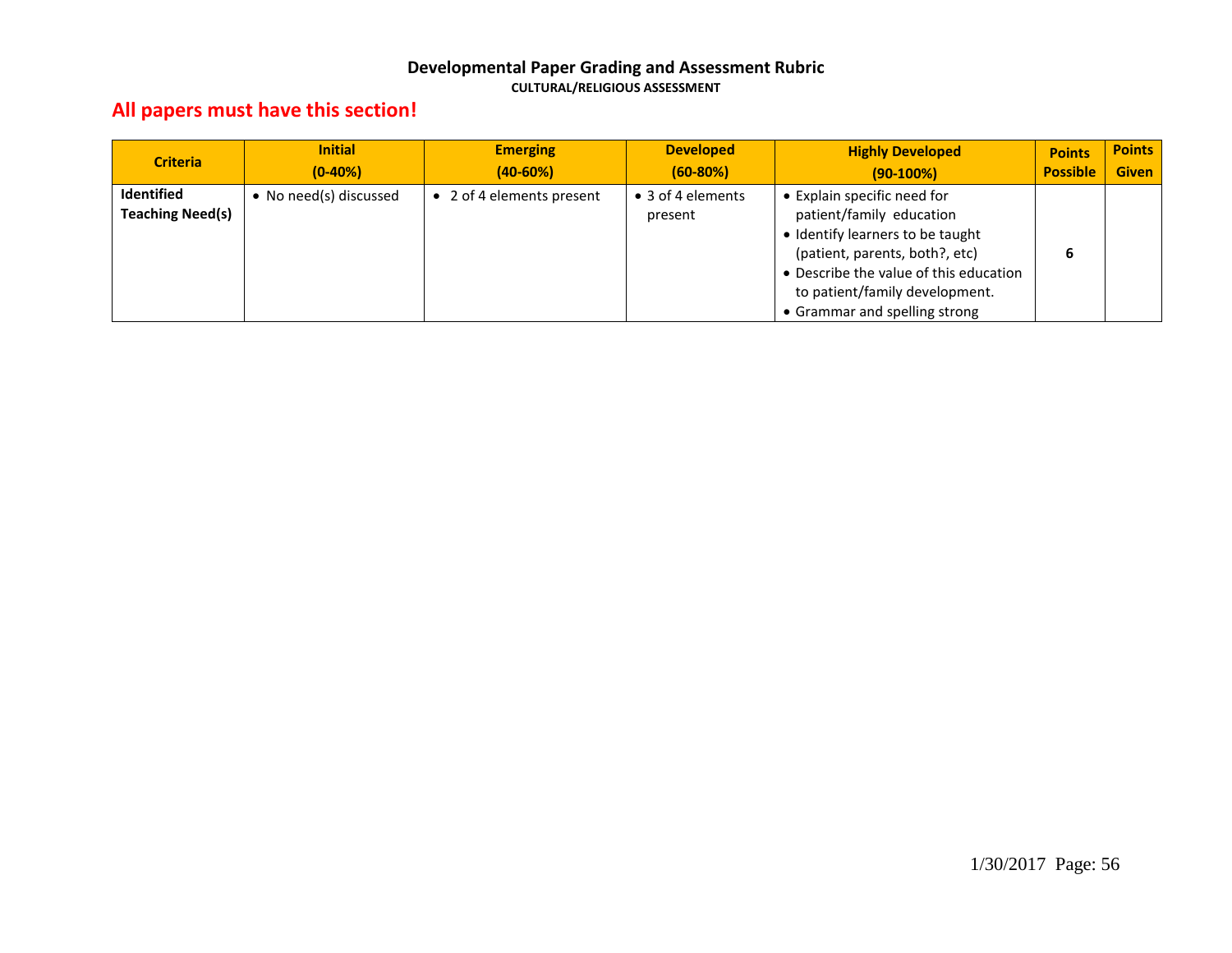**Developmental Paper Grading and Assessment Rubric**

**CULTURAL/RELIGIOUS ASSESSMENT**

**All papers must have this section!**

| Criteria | Initial (0-40%) | Emerging (40-60%) | Developed (60-80%) | Highly Developed (90-100%) | Points Possible | Points Given |
|---|---|---|---|---|---|---|
| **Identified Teaching Need(s)** | • No need(s) discussed | • 2 of 4 elements present | • 3 of 4 elements present | • Explain specific need for patient/family education<br>• Identify learners to be taught (patient, parents, both?, etc)<br>• Describe the value of this education to patient/family development.<br>• Grammar and spelling strong | **6** | |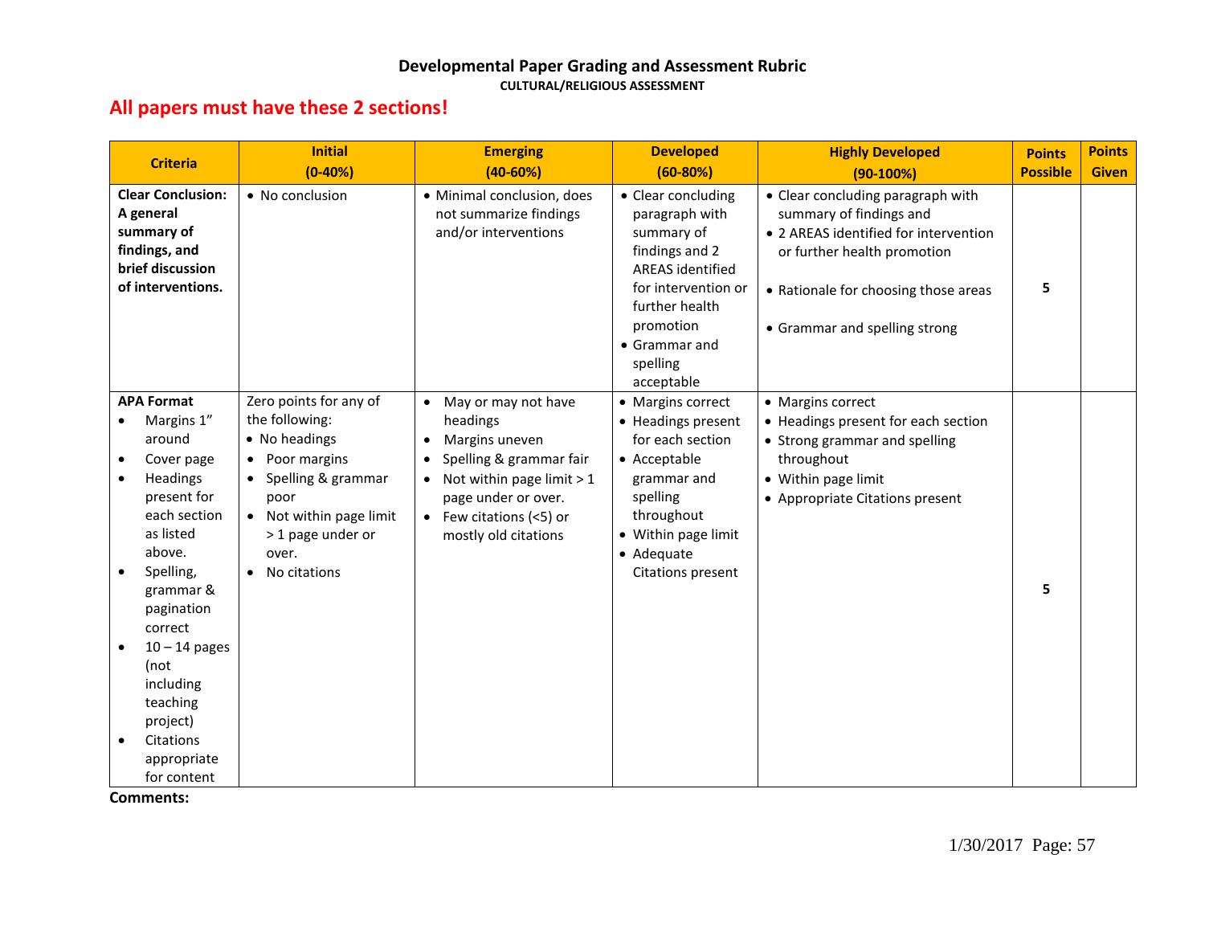# Developmental Paper Grading and Assessment Rubric

**CULTURAL/RELIGIOUS ASSESSMENT**

## All papers must have these 2 sections!

| Criteria | Initial (0-40%) | Emerging (40-60%) | Developed (60-80%) | Highly Developed (90-100%) | Points Possible | Points Given |
|---|---|---|---|---|---|---|
| **Clear Conclusion: A general summary of findings, and brief discussion of interventions.** | • No conclusion | • Minimal conclusion, does not summarize findings and/or interventions | • Clear concluding paragraph with summary of findings and 2 AREAS identified for intervention or further health promotion<br>• Grammar and spelling acceptable | • Clear concluding paragraph with summary of findings and<br>• 2 AREAS identified for intervention or further health promotion<br>• Rationale for choosing those areas<br>• Grammar and spelling strong | **5** | |
| **APA Format**<br>• Margins 1" around<br>• Cover page<br>• Headings present for each section as listed above.<br>• Spelling, grammar & pagination correct<br>• 10 – 14 pages (not including teaching project)<br>• Citations appropriate for content | Zero points for any of the following:<br>• No headings<br>• Poor margins<br>• Spelling & grammar poor<br>• Not within page limit > 1 page under or over.<br>• No citations | • May or may not have headings<br>• Margins uneven<br>• Spelling & grammar fair<br>• Not within page limit > 1 page under or over.<br>• Few citations (<5) or mostly old citations | • Margins correct<br>• Headings present for each section<br>• Acceptable grammar and spelling throughout<br>• Within page limit<br>• Adequate Citations present | • Margins correct<br>• Headings present for each section<br>• Strong grammar and spelling throughout<br>• Within page limit<br>• Appropriate Citations present | **5** | |

**Comments:**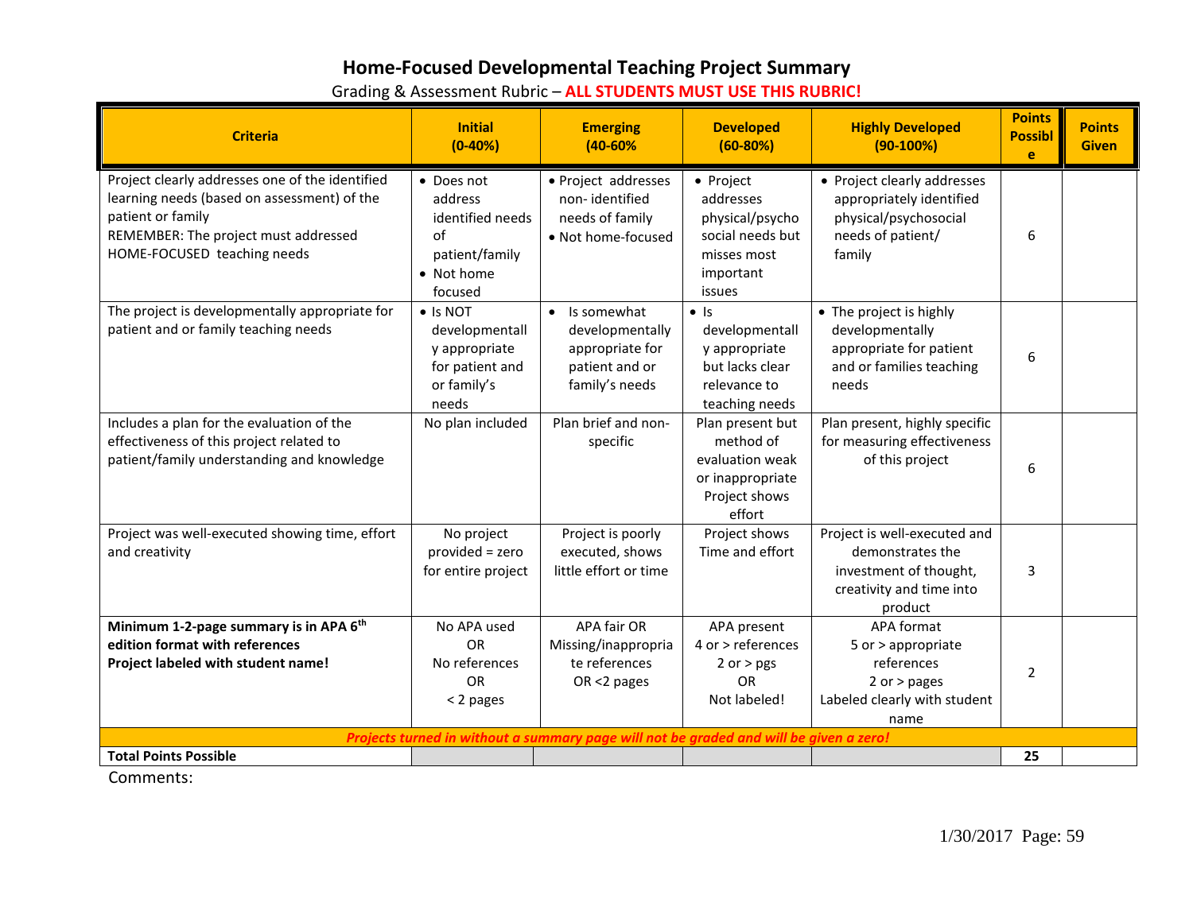# Home-Focused Developmental Teaching Project Summary

Grading & Assessment Rubric – **ALL STUDENTS MUST USE THIS RUBRIC!**

| Criteria | Initial (0-40%) | Emerging (40-60% | Developed (60-80%) | Highly Developed (90-100%) | Points Possible | Points Given |
|---|---|---|---|---|---|---|
| Project clearly addresses one of the identified learning needs (based on assessment) of the patient or family<br>REMEMBER: The project must addressed HOME-FOCUSED teaching needs | • Does not address identified needs of patient/family<br>• Not home focused | • Project addresses non- identified needs of family<br>• Not home-focused | • Project addresses physical/psychosocial needs but misses most important issues | • Project clearly addresses appropriately identified physical/psychosocial needs of patient/ family | 6 | |
| The project is developmentally appropriate for patient and or family teaching needs | • Is NOT developmentally appropriate for patient and or family's needs | • Is somewhat developmentally appropriate for patient and or family's needs | • Is developmentally appropriate but lacks clear relevance to teaching needs | • The project is highly developmentally appropriate for patient and or families teaching needs | 6 | |
| Includes a plan for the evaluation of the effectiveness of this project related to patient/family understanding and knowledge | No plan included | Plan brief and non-specific | Plan present but method of evaluation weak or inappropriate Project shows effort | Plan present, highly specific for measuring effectiveness of this project | 6 | |
| Project was well-executed showing time, effort and creativity | No project provided = zero for entire project | Project is poorly executed, shows little effort or time | Project shows Time and effort | Project is well-executed and demonstrates the investment of thought, creativity and time into product | 3 | |
| **Minimum 1-2-page summary is in APA 6th edition format with references**<br>**Project labeled with student name!** | No APA used<br>OR<br>No references<br>OR<br>< 2 pages | APA fair OR<br>Missing/inappropriate references<br>OR <2 pages | APA present<br>4 or > references<br>2 or > pgs<br>OR<br>Not labeled! | APA format<br>5 or > appropriate references<br>2 or > pages<br>Labeled clearly with student name | 2 | |
| ***Projects turned in without a summary page will not be graded and will be given a zero!*** | | | | | | |
| **Total Points Possible** | | | | | **25** | |

Comments: